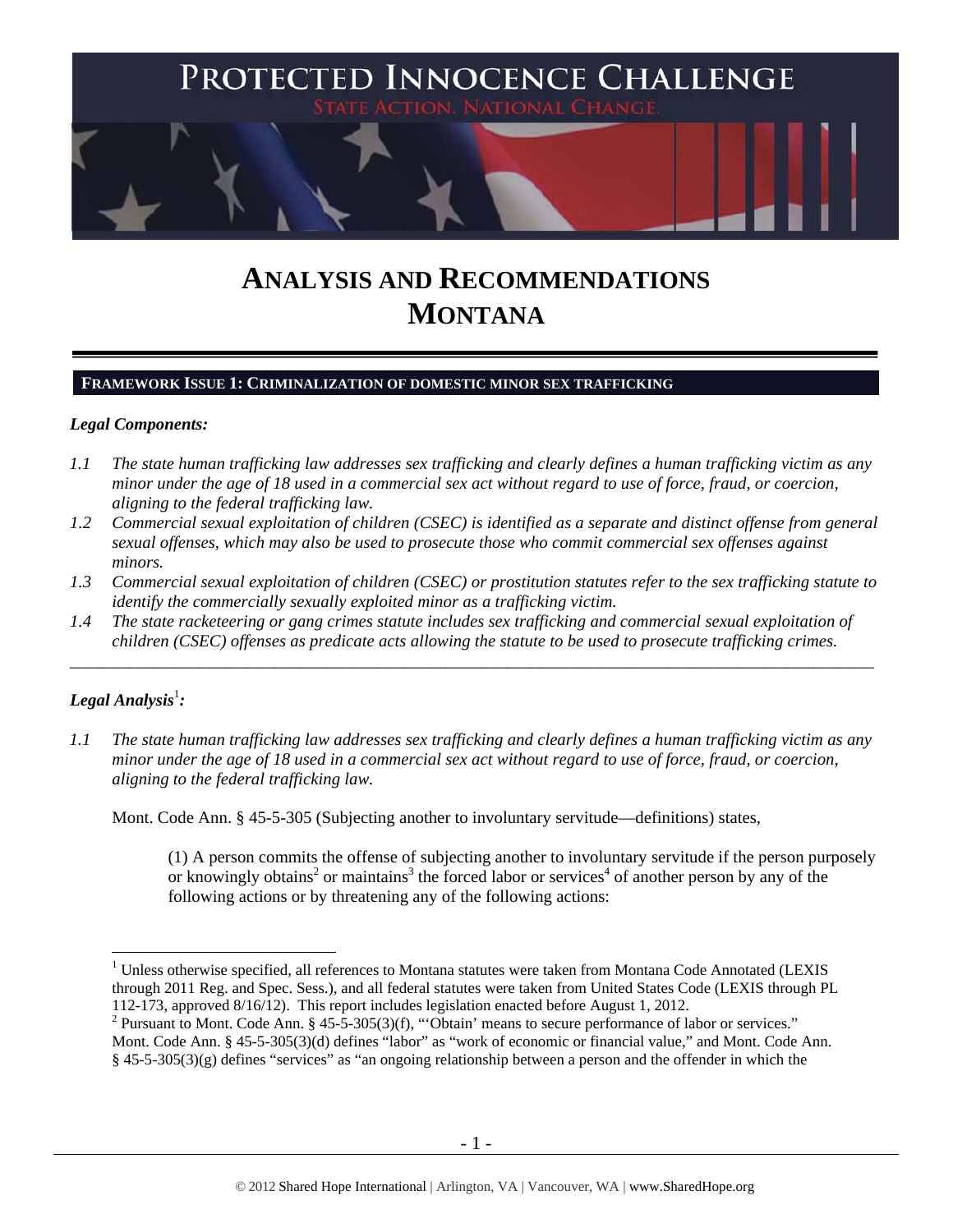# PROTECTED INNOCENCE CHALLENGE

STATE ACTION. NATIONAL CHANGE.

# ANALYSIS AND RECOMMENDATIONS
# MONTANA

## FRAMEWORK ISSUE 1: CRIMINALIZATION OF DOMESTIC MINOR SEX TRAFFICKING

### *Legal Components:*

*1.1 The state human trafficking law addresses sex trafficking and clearly defines a human trafficking victim as any minor under the age of 18 used in a commercial sex act without regard to use of force, fraud, or coercion, aligning to the federal trafficking law.*

*1.2 Commercial sexual exploitation of children (CSEC) is identified as a separate and distinct offense from general sexual offenses, which may also be used to prosecute those who commit commercial sex offenses against minors.*

*1.3 Commercial sexual exploitation of children (CSEC) or prostitution statutes refer to the sex trafficking statute to identify the commercially sexually exploited minor as a trafficking victim.*

*1.4 The state racketeering or gang crimes statute includes sex trafficking and commercial sexual exploitation of children (CSEC) offenses as predicate acts allowing the statute to be used to prosecute trafficking crimes.*

---

### *Legal Analysis*[1]*:*

*1.1 The state human trafficking law addresses sex trafficking and clearly defines a human trafficking victim as any minor under the age of 18 used in a commercial sex act without regard to use of force, fraud, or coercion, aligning to the federal trafficking law.*

Mont. Code Ann. § 45-5-305 (Subjecting another to involuntary servitude—definitions) states,

> (1) A person commits the offense of subjecting another to involuntary servitude if the person purposely or knowingly obtains[2] or maintains[3] the forced labor or services[4] of another person by any of the following actions or by threatening any of the following actions:

---

[1] Unless otherwise specified, all references to Montana statutes were taken from Montana Code Annotated (LEXIS through 2011 Reg. and Spec. Sess.), and all federal statutes were taken from United States Code (LEXIS through PL 112-173, approved 8/16/12). This report includes legislation enacted before August 1, 2012.

[2] Pursuant to Mont. Code Ann. § 45-5-305(3)(f), "'Obtain' means to secure performance of labor or services." Mont. Code Ann. § 45-5-305(3)(d) defines "labor" as "work of economic or financial value," and Mont. Code Ann. § 45-5-305(3)(g) defines "services" as "an ongoing relationship between a person and the offender in which the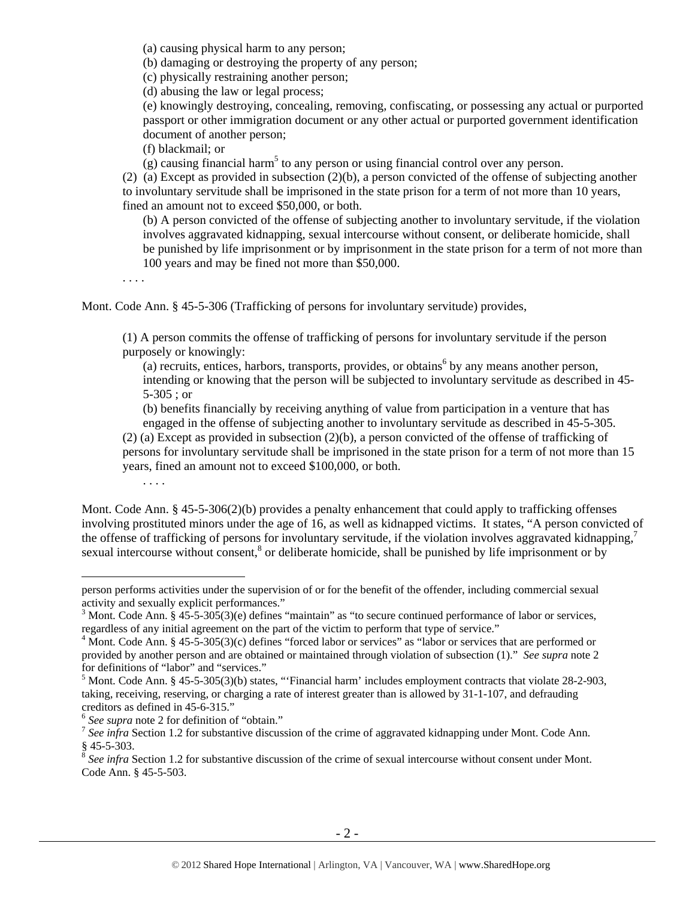(a) causing physical harm to any person;

(b) damaging or destroying the property of any person;

(c) physically restraining another person;

(d) abusing the law or legal process;

(e) knowingly destroying, concealing, removing, confiscating, or possessing any actual or purported passport or other immigration document or any other actual or purported government identification document of another person;

(f) blackmail; or

(g) causing financial harm[5] to any person or using financial control over any person.

(2) (a) Except as provided in subsection (2)(b), a person convicted of the offense of subjecting another to involuntary servitude shall be imprisoned in the state prison for a term of not more than 10 years, fined an amount not to exceed $50,000, or both.

(b) A person convicted of the offense of subjecting another to involuntary servitude, if the violation involves aggravated kidnapping, sexual intercourse without consent, or deliberate homicide, shall be punished by life imprisonment or by imprisonment in the state prison for a term of not more than 100 years and may be fined not more than $50,000.

. . . .

Mont. Code Ann. § 45-5-306 (Trafficking of persons for involuntary servitude) provides,

> (1) A person commits the offense of trafficking of persons for involuntary servitude if the person purposely or knowingly:
>
> (a) recruits, entices, harbors, transports, provides, or obtains[6] by any means another person, intending or knowing that the person will be subjected to involuntary servitude as described in 45-5-305 ; or
>
> (b) benefits financially by receiving anything of value from participation in a venture that has engaged in the offense of subjecting another to involuntary servitude as described in 45-5-305.
>
> (2) (a) Except as provided in subsection (2)(b), a person convicted of the offense of trafficking of persons for involuntary servitude shall be imprisoned in the state prison for a term of not more than 15 years, fined an amount not to exceed $100,000, or both.
>
> . . . .

Mont. Code Ann. § 45-5-306(2)(b) provides a penalty enhancement that could apply to trafficking offenses involving prostituted minors under the age of 16, as well as kidnapped victims. It states, "A person convicted of the offense of trafficking of persons for involuntary servitude, if the violation involves aggravated kidnapping,[7] sexual intercourse without consent,[8] or deliberate homicide, shall be punished by life imprisonment or by

---

person performs activities under the supervision of or for the benefit of the offender, including commercial sexual activity and sexually explicit performances."

[3] Mont. Code Ann. § 45-5-305(3)(e) defines "maintain" as "to secure continued performance of labor or services, regardless of any initial agreement on the part of the victim to perform that type of service."

[4] Mont. Code Ann. § 45-5-305(3)(c) defines "forced labor or services" as "labor or services that are performed or provided by another person and are obtained or maintained through violation of subsection (1)." *See supra* note 2 for definitions of "labor" and "services."

[5] Mont. Code Ann. § 45-5-305(3)(b) states, "'Financial harm' includes employment contracts that violate 28-2-903, taking, receiving, reserving, or charging a rate of interest greater than is allowed by 31-1-107, and defrauding creditors as defined in 45-6-315."

[6] *See supra* note 2 for definition of "obtain."

[7] *See infra* Section 1.2 for substantive discussion of the crime of aggravated kidnapping under Mont. Code Ann. § 45-5-303.

[8] *See infra* Section 1.2 for substantive discussion of the crime of sexual intercourse without consent under Mont. Code Ann. § 45-5-503.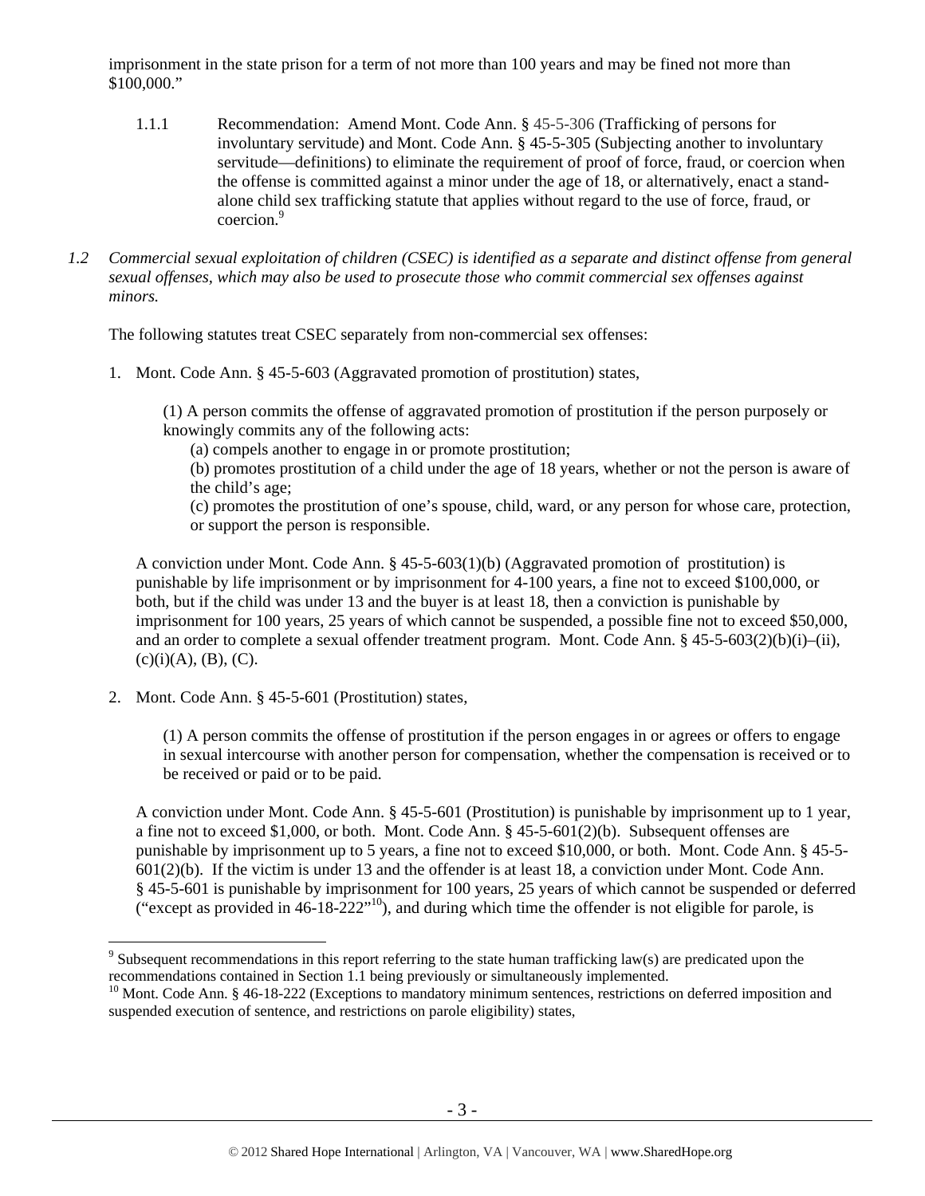imprisonment in the state prison for a term of not more than 100 years and may be fined not more than $100,000."

1.1.1 Recommendation: Amend Mont. Code Ann. § 45-5-306 (Trafficking of persons for involuntary servitude) and Mont. Code Ann. § 45-5-305 (Subjecting another to involuntary servitude—definitions) to eliminate the requirement of proof of force, fraud, or coercion when the offense is committed against a minor under the age of 18, or alternatively, enact a stand-alone child sex trafficking statute that applies without regard to the use of force, fraud, or coercion.[9]

*1.2 Commercial sexual exploitation of children (CSEC) is identified as a separate and distinct offense from general sexual offenses, which may also be used to prosecute those who commit commercial sex offenses against minors.*

The following statutes treat CSEC separately from non-commercial sex offenses:

1. Mont. Code Ann. § 45-5-603 (Aggravated promotion of prostitution) states,

   (1) A person commits the offense of aggravated promotion of prostitution if the person purposely or knowingly commits any of the following acts:
   (a) compels another to engage in or promote prostitution;
   (b) promotes prostitution of a child under the age of 18 years, whether or not the person is aware of the child's age;
   (c) promotes the prostitution of one's spouse, child, ward, or any person for whose care, protection, or support the person is responsible.

   A conviction under Mont. Code Ann. § 45-5-603(1)(b) (Aggravated promotion of prostitution) is punishable by life imprisonment or by imprisonment for 4-100 years, a fine not to exceed $100,000, or both, but if the child was under 13 and the buyer is at least 18, then a conviction is punishable by imprisonment for 100 years, 25 years of which cannot be suspended, a possible fine not to exceed $50,000, and an order to complete a sexual offender treatment program. Mont. Code Ann. § 45-5-603(2)(b)(i)–(ii), (c)(i)(A), (B), (C).

2. Mont. Code Ann. § 45-5-601 (Prostitution) states,

   (1) A person commits the offense of prostitution if the person engages in or agrees or offers to engage in sexual intercourse with another person for compensation, whether the compensation is received or to be received or paid or to be paid.

   A conviction under Mont. Code Ann. § 45-5-601 (Prostitution) is punishable by imprisonment up to 1 year, a fine not to exceed $1,000, or both. Mont. Code Ann. § 45-5-601(2)(b). Subsequent offenses are punishable by imprisonment up to 5 years, a fine not to exceed $10,000, or both. Mont. Code Ann. § 45-5-601(2)(b). If the victim is under 13 and the offender is at least 18, a conviction under Mont. Code Ann. § 45-5-601 is punishable by imprisonment for 100 years, 25 years of which cannot be suspended or deferred ("except as provided in 46-18-222"[10]), and during which time the offender is not eligible for parole, is

---

[9] Subsequent recommendations in this report referring to the state human trafficking law(s) are predicated upon the recommendations contained in Section 1.1 being previously or simultaneously implemented.

[10] Mont. Code Ann. § 46-18-222 (Exceptions to mandatory minimum sentences, restrictions on deferred imposition and suspended execution of sentence, and restrictions on parole eligibility) states,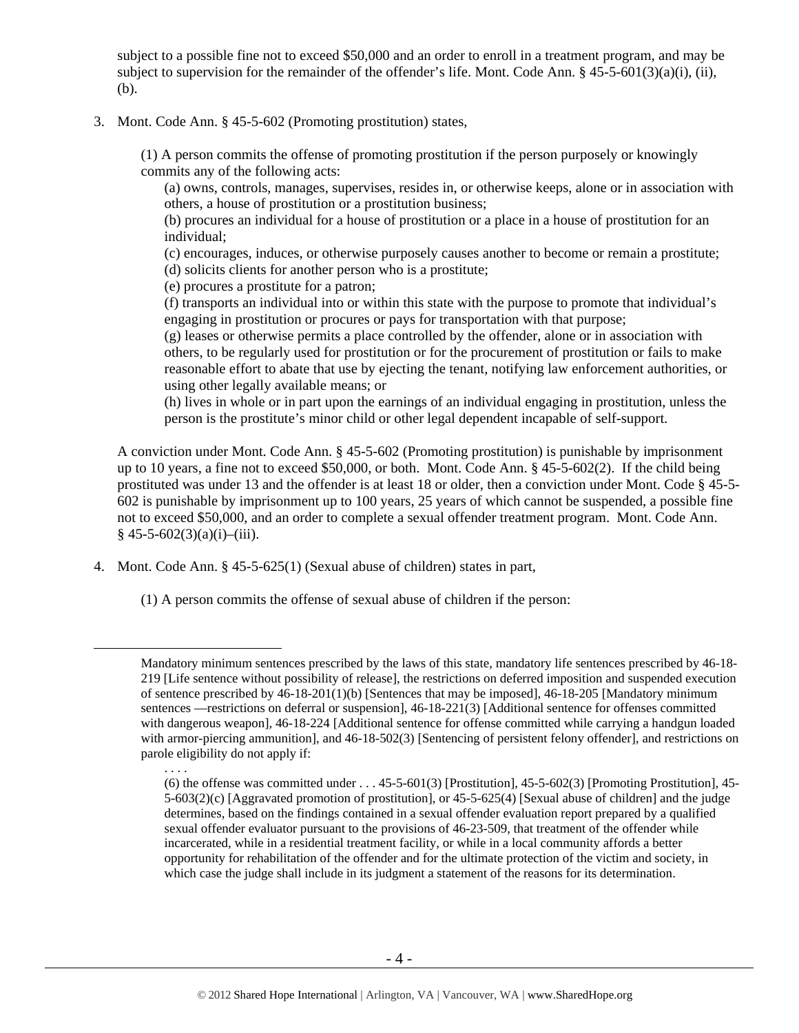subject to a possible fine not to exceed $50,000 and an order to enroll in a treatment program, and may be subject to supervision for the remainder of the offender's life. Mont. Code Ann. § 45-5-601(3)(a)(i), (ii), (b).

3. Mont. Code Ann. § 45-5-602 (Promoting prostitution) states,

   (1) A person commits the offense of promoting prostitution if the person purposely or knowingly commits any of the following acts:
   
   (a) owns, controls, manages, supervises, resides in, or otherwise keeps, alone or in association with others, a house of prostitution or a prostitution business;
   
   (b) procures an individual for a house of prostitution or a place in a house of prostitution for an individual;
   
   (c) encourages, induces, or otherwise purposely causes another to become or remain a prostitute;
   
   (d) solicits clients for another person who is a prostitute;
   
   (e) procures a prostitute for a patron;
   
   (f) transports an individual into or within this state with the purpose to promote that individual's engaging in prostitution or procures or pays for transportation with that purpose;
   
   (g) leases or otherwise permits a place controlled by the offender, alone or in association with others, to be regularly used for prostitution or for the procurement of prostitution or fails to make reasonable effort to abate that use by ejecting the tenant, notifying law enforcement authorities, or using other legally available means; or
   
   (h) lives in whole or in part upon the earnings of an individual engaging in prostitution, unless the person is the prostitute's minor child or other legal dependent incapable of self-support.

   A conviction under Mont. Code Ann. § 45-5-602 (Promoting prostitution) is punishable by imprisonment up to 10 years, a fine not to exceed $50,000, or both. Mont. Code Ann. § 45-5-602(2). If the child being prostituted was under 13 and the offender is at least 18 or older, then a conviction under Mont. Code § 45-5-602 is punishable by imprisonment up to 100 years, 25 years of which cannot be suspended, a possible fine not to exceed $50,000, and an order to complete a sexual offender treatment program. Mont. Code Ann. § 45-5-602(3)(a)(i)–(iii).

4. Mont. Code Ann. § 45-5-625(1) (Sexual abuse of children) states in part,

   (1) A person commits the offense of sexual abuse of children if the person:

---

Mandatory minimum sentences prescribed by the laws of this state, mandatory life sentences prescribed by 46-18-219 [Life sentence without possibility of release], the restrictions on deferred imposition and suspended execution of sentence prescribed by 46-18-201(1)(b) [Sentences that may be imposed], 46-18-205 [Mandatory minimum sentences —restrictions on deferral or suspension], 46-18-221(3) [Additional sentence for offenses committed with dangerous weapon], 46-18-224 [Additional sentence for offense committed while carrying a handgun loaded with armor-piercing ammunition], and 46-18-502(3) [Sentencing of persistent felony offender], and restrictions on parole eligibility do not apply if:

. . . .

(6) the offense was committed under . . . 45-5-601(3) [Prostitution], 45-5-602(3) [Promoting Prostitution], 45-5-603(2)(c) [Aggravated promotion of prostitution], or 45-5-625(4) [Sexual abuse of children] and the judge determines, based on the findings contained in a sexual offender evaluation report prepared by a qualified sexual offender evaluator pursuant to the provisions of 46-23-509, that treatment of the offender while incarcerated, while in a residential treatment facility, or while in a local community affords a better opportunity for rehabilitation of the offender and for the ultimate protection of the victim and society, in which case the judge shall include in its judgment a statement of the reasons for its determination.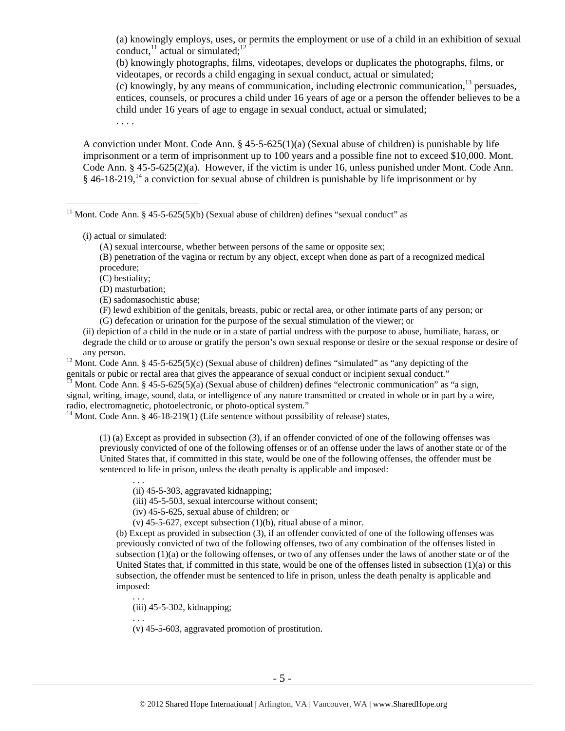(a) knowingly employs, uses, or permits the employment or use of a child in an exhibition of sexual conduct,[11] actual or simulated;[12]

(b) knowingly photographs, films, videotapes, develops or duplicates the photographs, films, or videotapes, or records a child engaging in sexual conduct, actual or simulated;

(c) knowingly, by any means of communication, including electronic communication,[13] persuades, entices, counsels, or procures a child under 16 years of age or a person the offender believes to be a child under 16 years of age to engage in sexual conduct, actual or simulated;

. . . .

A conviction under Mont. Code Ann. § 45-5-625(1)(a) (Sexual abuse of children) is punishable by life imprisonment or a term of imprisonment up to 100 years and a possible fine not to exceed $10,000. Mont. Code Ann. § 45-5-625(2)(a). However, if the victim is under 16, unless punished under Mont. Code Ann. § 46-18-219,[14] a conviction for sexual abuse of children is punishable by life imprisonment or by

---

[11] Mont. Code Ann. § 45-5-625(5)(b) (Sexual abuse of children) defines "sexual conduct" as

> (i) actual or simulated:
>
> (A) sexual intercourse, whether between persons of the same or opposite sex;
>
> (B) penetration of the vagina or rectum by any object, except when done as part of a recognized medical procedure;
>
> (C) bestiality;
>
> (D) masturbation;
>
> (E) sadomasochistic abuse;
>
> (F) lewd exhibition of the genitals, breasts, pubic or rectal area, or other intimate parts of any person; or
>
> (G) defecation or urination for the purpose of the sexual stimulation of the viewer; or
>
> (ii) depiction of a child in the nude or in a state of partial undress with the purpose to abuse, humiliate, harass, or degrade the child or to arouse or gratify the person's own sexual response or desire or the sexual response or desire of any person.

[12] Mont. Code Ann. § 45-5-625(5)(c) (Sexual abuse of children) defines "simulated" as "any depicting of the genitals or pubic or rectal area that gives the appearance of sexual conduct or incipient sexual conduct."

[13] Mont. Code Ann. § 45-5-625(5)(a) (Sexual abuse of children) defines "electronic communication" as "a sign, signal, writing, image, sound, data, or intelligence of any nature transmitted or created in whole or in part by a wire, radio, electromagnetic, photoelectronic, or photo-optical system."

[14] Mont. Code Ann. § 46-18-219(1) (Life sentence without possibility of release) states,

> (1) (a) Except as provided in subsection (3), if an offender convicted of one of the following offenses was previously convicted of one of the following offenses or of an offense under the laws of another state or of the United States that, if committed in this state, would be one of the following offenses, the offender must be sentenced to life in prison, unless the death penalty is applicable and imposed:
>
> . . .
>
> (ii) 45-5-303, aggravated kidnapping;
>
> (iii) 45-5-503, sexual intercourse without consent;
>
> (iv) 45-5-625, sexual abuse of children; or
>
> (v) 45-5-627, except subsection (1)(b), ritual abuse of a minor.
>
> (b) Except as provided in subsection (3), if an offender convicted of one of the following offenses was previously convicted of two of the following offenses, two of any combination of the offenses listed in subsection (1)(a) or the following offenses, or two of any offenses under the laws of another state or of the United States that, if committed in this state, would be one of the offenses listed in subsection (1)(a) or this subsection, the offender must be sentenced to life in prison, unless the death penalty is applicable and imposed:
>
> . . .
>
> (iii) 45-5-302, kidnapping;
>
> . . .
>
> (v) 45-5-603, aggravated promotion of prostitution.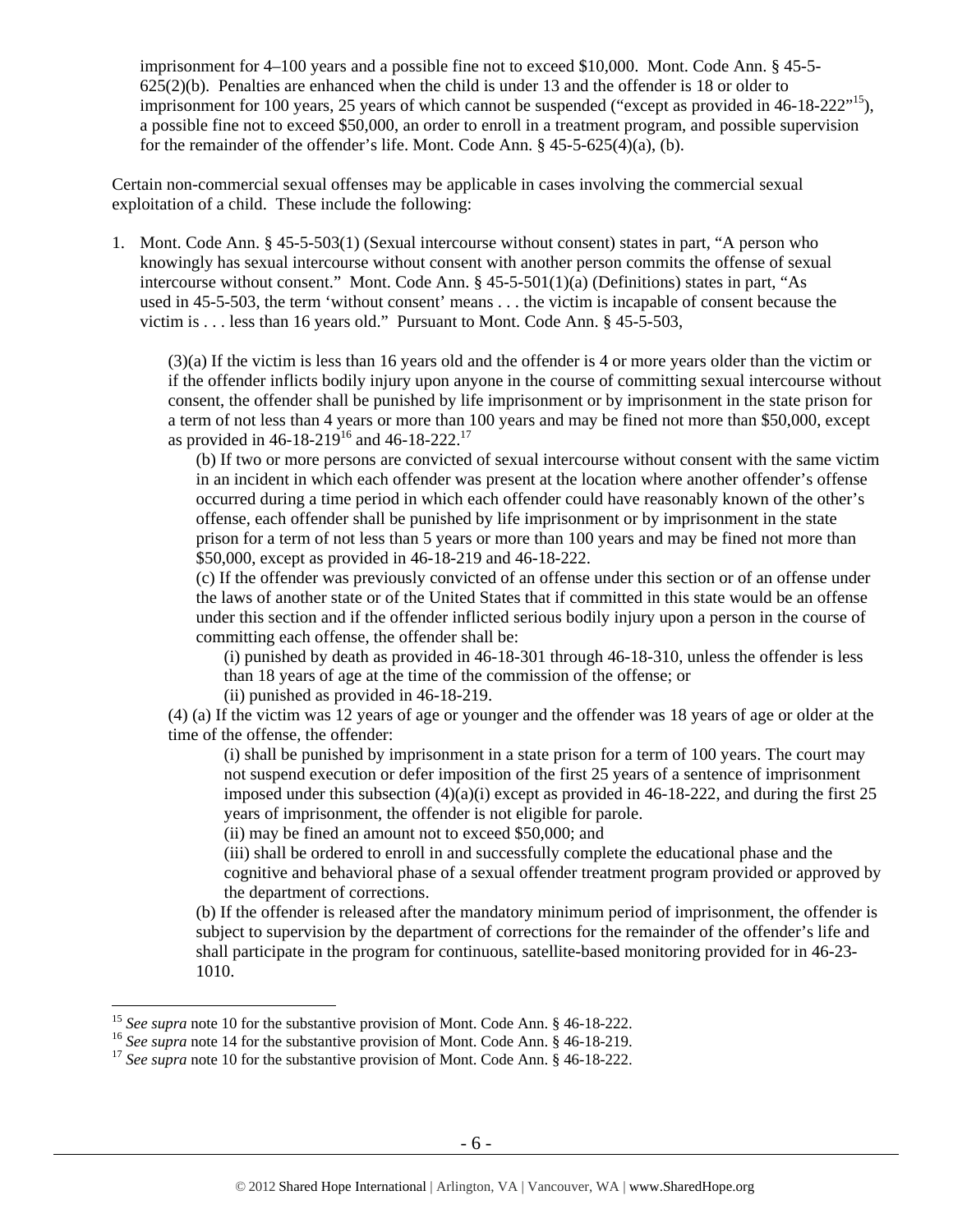imprisonment for 4–100 years and a possible fine not to exceed $10,000. Mont. Code Ann. § 45-5-625(2)(b). Penalties are enhanced when the child is under 13 and the offender is 18 or older to imprisonment for 100 years, 25 years of which cannot be suspended ("except as provided in 46-18-222"[15]), a possible fine not to exceed $50,000, an order to enroll in a treatment program, and possible supervision for the remainder of the offender's life. Mont. Code Ann. § 45-5-625(4)(a), (b).

Certain non-commercial sexual offenses may be applicable in cases involving the commercial sexual exploitation of a child. These include the following:

1. Mont. Code Ann. § 45-5-503(1) (Sexual intercourse without consent) states in part, "A person who knowingly has sexual intercourse without consent with another person commits the offense of sexual intercourse without consent." Mont. Code Ann. § 45-5-501(1)(a) (Definitions) states in part, "As used in 45-5-503, the term 'without consent' means . . . the victim is incapable of consent because the victim is . . . less than 16 years old." Pursuant to Mont. Code Ann. § 45-5-503,

   (3)(a) If the victim is less than 16 years old and the offender is 4 or more years older than the victim or if the offender inflicts bodily injury upon anyone in the course of committing sexual intercourse without consent, the offender shall be punished by life imprisonment or by imprisonment in the state prison for a term of not less than 4 years or more than 100 years and may be fined not more than $50,000, except as provided in 46-18-219[16] and 46-18-222.[17]

   (b) If two or more persons are convicted of sexual intercourse without consent with the same victim in an incident in which each offender was present at the location where another offender's offense occurred during a time period in which each offender could have reasonably known of the other's offense, each offender shall be punished by life imprisonment or by imprisonment in the state prison for a term of not less than 5 years or more than 100 years and may be fined not more than $50,000, except as provided in 46-18-219 and 46-18-222.

   (c) If the offender was previously convicted of an offense under this section or of an offense under the laws of another state or of the United States that if committed in this state would be an offense under this section and if the offender inflicted serious bodily injury upon a person in the course of committing each offense, the offender shall be:

   (i) punished by death as provided in 46-18-301 through 46-18-310, unless the offender is less than 18 years of age at the time of the commission of the offense; or

   (ii) punished as provided in 46-18-219.

   (4) (a) If the victim was 12 years of age or younger and the offender was 18 years of age or older at the time of the offense, the offender:

   (i) shall be punished by imprisonment in a state prison for a term of 100 years. The court may not suspend execution or defer imposition of the first 25 years of a sentence of imprisonment imposed under this subsection (4)(a)(i) except as provided in 46-18-222, and during the first 25 years of imprisonment, the offender is not eligible for parole.

   (ii) may be fined an amount not to exceed $50,000; and

   (iii) shall be ordered to enroll in and successfully complete the educational phase and the cognitive and behavioral phase of a sexual offender treatment program provided or approved by the department of corrections.

   (b) If the offender is released after the mandatory minimum period of imprisonment, the offender is subject to supervision by the department of corrections for the remainder of the offender's life and shall participate in the program for continuous, satellite-based monitoring provided for in 46-23-1010.

---

[15] *See supra* note 10 for the substantive provision of Mont. Code Ann. § 46-18-222.

[16] *See supra* note 14 for the substantive provision of Mont. Code Ann. § 46-18-219.

[17] *See supra* note 10 for the substantive provision of Mont. Code Ann. § 46-18-222.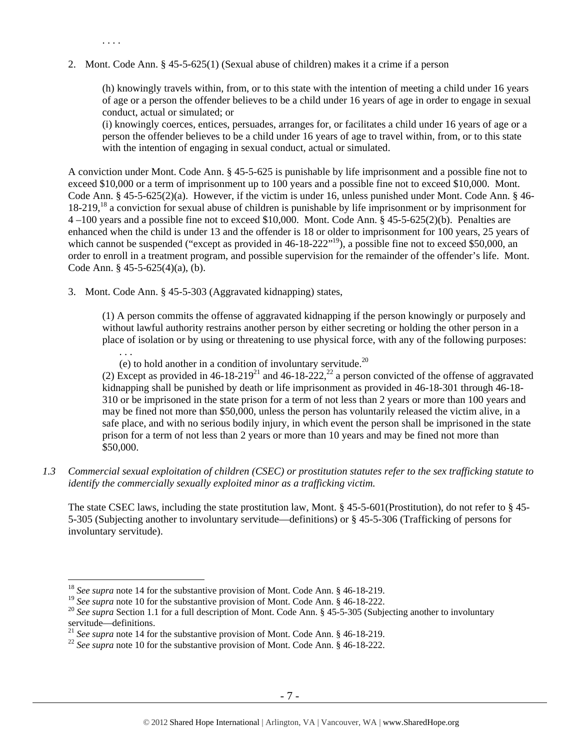. . . .

2. Mont. Code Ann. § 45-5-625(1) (Sexual abuse of children) makes it a crime if a person

   > (h) knowingly travels within, from, or to this state with the intention of meeting a child under 16 years of age or a person the offender believes to be a child under 16 years of age in order to engage in sexual conduct, actual or simulated; or
   >
   > (i) knowingly coerces, entices, persuades, arranges for, or facilitates a child under 16 years of age or a person the offender believes to be a child under 16 years of age to travel within, from, or to this state with the intention of engaging in sexual conduct, actual or simulated.

A conviction under Mont. Code Ann. § 45-5-625 is punishable by life imprisonment and a possible fine not to exceed $10,000 or a term of imprisonment up to 100 years and a possible fine not to exceed $10,000. Mont. Code Ann. § 45-5-625(2)(a). However, if the victim is under 16, unless punished under Mont. Code Ann. § 46-18-219,[18] a conviction for sexual abuse of children is punishable by life imprisonment or by imprisonment for 4 –100 years and a possible fine not to exceed $10,000. Mont. Code Ann. § 45-5-625(2)(b). Penalties are enhanced when the child is under 13 and the offender is 18 or older to imprisonment for 100 years, 25 years of which cannot be suspended ("except as provided in 46-18-222"[19]), a possible fine not to exceed $50,000, an order to enroll in a treatment program, and possible supervision for the remainder of the offender's life. Mont. Code Ann. § 45-5-625(4)(a), (b).

3. Mont. Code Ann. § 45-5-303 (Aggravated kidnapping) states,

   > (1) A person commits the offense of aggravated kidnapping if the person knowingly or purposely and without lawful authority restrains another person by either secreting or holding the other person in a place of isolation or by using or threatening to use physical force, with any of the following purposes:
   >
   > . . .
   >
   > (e) to hold another in a condition of involuntary servitude.[20]
   >
   > (2) Except as provided in 46-18-219[21] and 46-18-222,[22] a person convicted of the offense of aggravated kidnapping shall be punished by death or life imprisonment as provided in 46-18-301 through 46-18-310 or be imprisoned in the state prison for a term of not less than 2 years or more than 100 years and may be fined not more than $50,000, unless the person has voluntarily released the victim alive, in a safe place, and with no serious bodily injury, in which event the person shall be imprisoned in the state prison for a term of not less than 2 years or more than 10 years and may be fined not more than $50,000.

*1.3 Commercial sexual exploitation of children (CSEC) or prostitution statutes refer to the sex trafficking statute to identify the commercially sexually exploited minor as a trafficking victim.*

The state CSEC laws, including the state prostitution law, Mont. § 45-5-601(Prostitution), do not refer to § 45-5-305 (Subjecting another to involuntary servitude—definitions) or § 45-5-306 (Trafficking of persons for involuntary servitude).

---

[18] *See supra* note 14 for the substantive provision of Mont. Code Ann. § 46-18-219.

[19] *See supra* note 10 for the substantive provision of Mont. Code Ann. § 46-18-222.

[20] *See supra* Section 1.1 for a full description of Mont. Code Ann. § 45-5-305 (Subjecting another to involuntary servitude—definitions.

[21] *See supra* note 14 for the substantive provision of Mont. Code Ann. § 46-18-219.

[22] *See supra* note 10 for the substantive provision of Mont. Code Ann. § 46-18-222.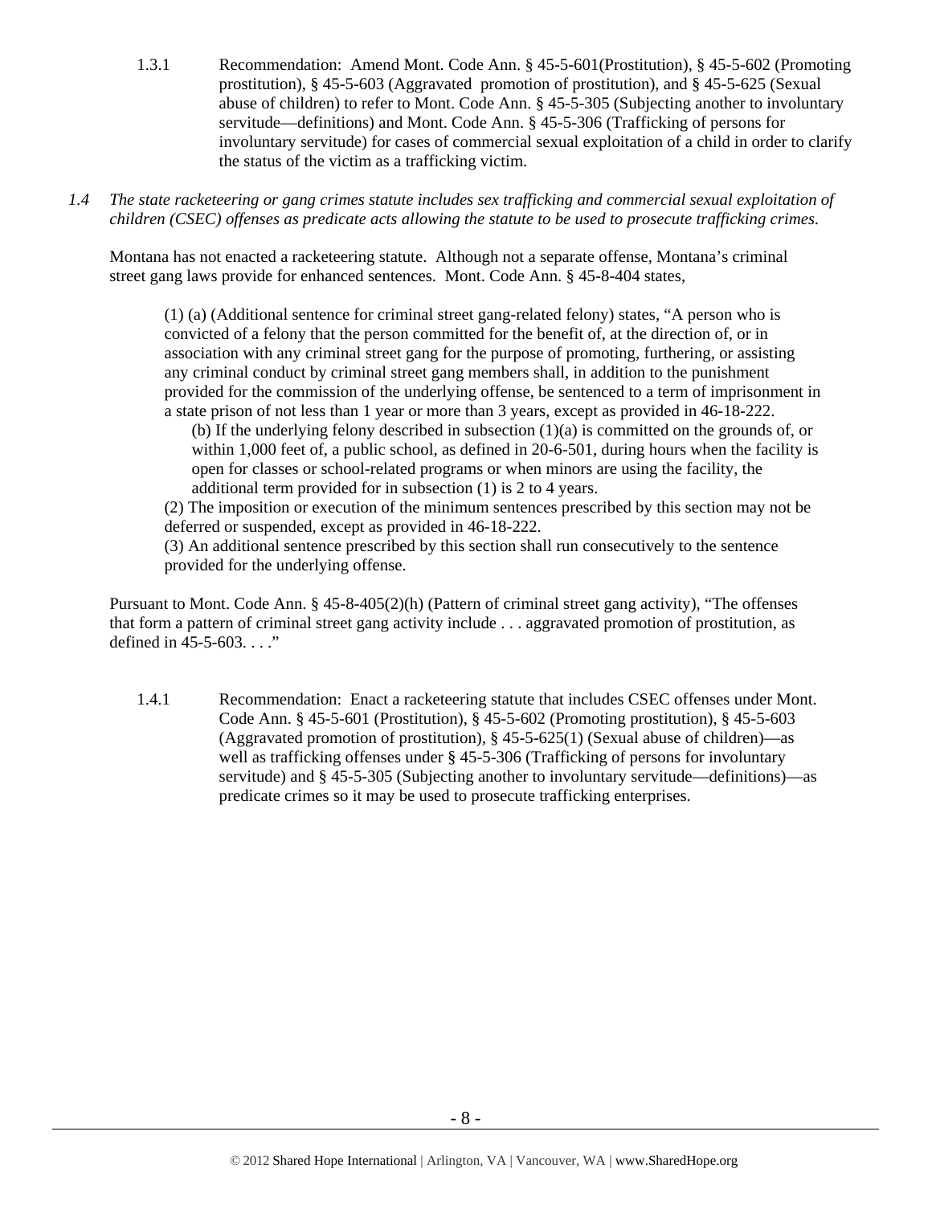1.3.1 Recommendation: Amend Mont. Code Ann. § 45-5-601(Prostitution), § 45-5-602 (Promoting prostitution), § 45-5-603 (Aggravated promotion of prostitution), and § 45-5-625 (Sexual abuse of children) to refer to Mont. Code Ann. § 45-5-305 (Subjecting another to involuntary servitude—definitions) and Mont. Code Ann. § 45-5-306 (Trafficking of persons for involuntary servitude) for cases of commercial sexual exploitation of a child in order to clarify the status of the victim as a trafficking victim.

*1.4 The state racketeering or gang crimes statute includes sex trafficking and commercial sexual exploitation of children (CSEC) offenses as predicate acts allowing the statute to be used to prosecute trafficking crimes.*

Montana has not enacted a racketeering statute. Although not a separate offense, Montana's criminal street gang laws provide for enhanced sentences. Mont. Code Ann. § 45-8-404 states,

> (1) (a) (Additional sentence for criminal street gang-related felony) states, "A person who is convicted of a felony that the person committed for the benefit of, at the direction of, or in association with any criminal street gang for the purpose of promoting, furthering, or assisting any criminal conduct by criminal street gang members shall, in addition to the punishment provided for the commission of the underlying offense, be sentenced to a term of imprisonment in a state prison of not less than 1 year or more than 3 years, except as provided in 46-18-222.
>
> (b) If the underlying felony described in subsection (1)(a) is committed on the grounds of, or within 1,000 feet of, a public school, as defined in 20-6-501, during hours when the facility is open for classes or school-related programs or when minors are using the facility, the additional term provided for in subsection (1) is 2 to 4 years.
>
> (2) The imposition or execution of the minimum sentences prescribed by this section may not be deferred or suspended, except as provided in 46-18-222.
>
> (3) An additional sentence prescribed by this section shall run consecutively to the sentence provided for the underlying offense.

Pursuant to Mont. Code Ann. § 45-8-405(2)(h) (Pattern of criminal street gang activity), "The offenses that form a pattern of criminal street gang activity include . . . aggravated promotion of prostitution, as defined in 45-5-603. . . ."

1.4.1 Recommendation: Enact a racketeering statute that includes CSEC offenses under Mont. Code Ann. § 45-5-601 (Prostitution), § 45-5-602 (Promoting prostitution), § 45-5-603 (Aggravated promotion of prostitution), § 45-5-625(1) (Sexual abuse of children)—as well as trafficking offenses under § 45-5-306 (Trafficking of persons for involuntary servitude) and § 45-5-305 (Subjecting another to involuntary servitude—definitions)—as predicate crimes so it may be used to prosecute trafficking enterprises.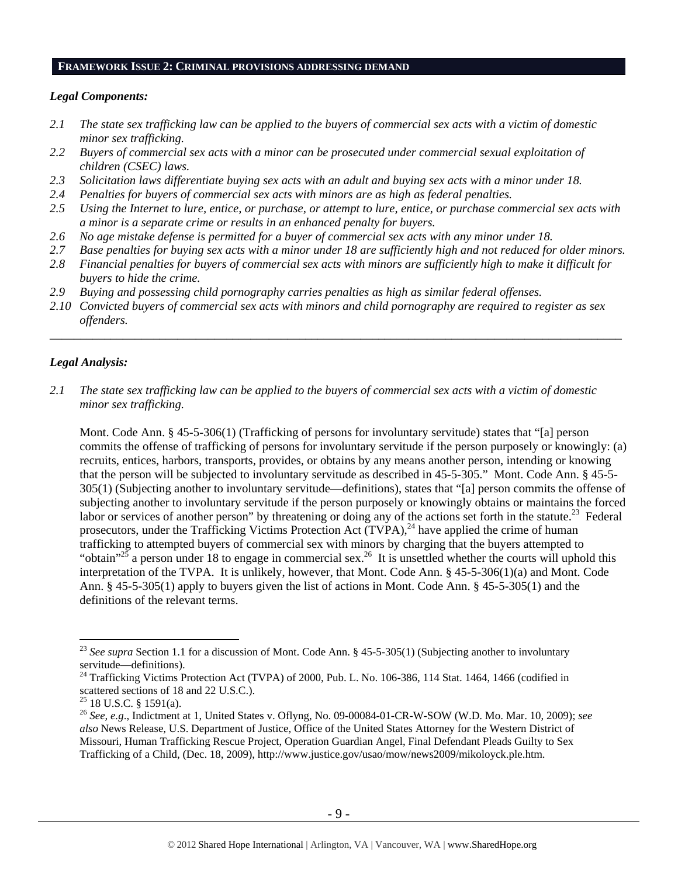## FRAMEWORK ISSUE 2: CRIMINAL PROVISIONS ADDRESSING DEMAND

### *Legal Components:*

*2.1 The state sex trafficking law can be applied to the buyers of commercial sex acts with a victim of domestic minor sex trafficking.*

*2.2 Buyers of commercial sex acts with a minor can be prosecuted under commercial sexual exploitation of children (CSEC) laws.*

*2.3 Solicitation laws differentiate buying sex acts with an adult and buying sex acts with a minor under 18.*

*2.4 Penalties for buyers of commercial sex acts with minors are as high as federal penalties.*

*2.5 Using the Internet to lure, entice, or purchase, or attempt to lure, entice, or purchase commercial sex acts with a minor is a separate crime or results in an enhanced penalty for buyers.*

*2.6 No age mistake defense is permitted for a buyer of commercial sex acts with any minor under 18.*

*2.7 Base penalties for buying sex acts with a minor under 18 are sufficiently high and not reduced for older minors.*

*2.8 Financial penalties for buyers of commercial sex acts with minors are sufficiently high to make it difficult for buyers to hide the crime.*

*2.9 Buying and possessing child pornography carries penalties as high as similar federal offenses.*

*2.10 Convicted buyers of commercial sex acts with minors and child pornography are required to register as sex offenders.*

---

### *Legal Analysis:*

*2.1 The state sex trafficking law can be applied to the buyers of commercial sex acts with a victim of domestic minor sex trafficking.*

Mont. Code Ann. § 45-5-306(1) (Trafficking of persons for involuntary servitude) states that "[a] person commits the offense of trafficking of persons for involuntary servitude if the person purposely or knowingly: (a) recruits, entices, harbors, transports, provides, or obtains by any means another person, intending or knowing that the person will be subjected to involuntary servitude as described in 45-5-305." Mont. Code Ann. § 45-5-305(1) (Subjecting another to involuntary servitude—definitions), states that "[a] person commits the offense of subjecting another to involuntary servitude if the person purposely or knowingly obtains or maintains the forced labor or services of another person" by threatening or doing any of the actions set forth in the statute.[23] Federal prosecutors, under the Trafficking Victims Protection Act (TVPA),[24] have applied the crime of human trafficking to attempted buyers of commercial sex with minors by charging that the buyers attempted to "obtain"[25] a person under 18 to engage in commercial sex.[26] It is unsettled whether the courts will uphold this interpretation of the TVPA. It is unlikely, however, that Mont. Code Ann. § 45-5-306(1)(a) and Mont. Code Ann. § 45-5-305(1) apply to buyers given the list of actions in Mont. Code Ann. § 45-5-305(1) and the definitions of the relevant terms.

---

[23] *See supra* Section 1.1 for a discussion of Mont. Code Ann. § 45-5-305(1) (Subjecting another to involuntary servitude—definitions).

[24] Trafficking Victims Protection Act (TVPA) of 2000, Pub. L. No. 106-386, 114 Stat. 1464, 1466 (codified in scattered sections of 18 and 22 U.S.C.).

[25] 18 U.S.C. § 1591(a).

[26] *See, e.g.*, Indictment at 1, United States v. Oflyng, No. 09-00084-01-CR-W-SOW (W.D. Mo. Mar. 10, 2009); *see also* News Release, U.S. Department of Justice, Office of the United States Attorney for the Western District of Missouri, Human Trafficking Rescue Project, Operation Guardian Angel, Final Defendant Pleads Guilty to Sex Trafficking of a Child, (Dec. 18, 2009), http://www.justice.gov/usao/mow/news2009/mikoloyck.ple.htm.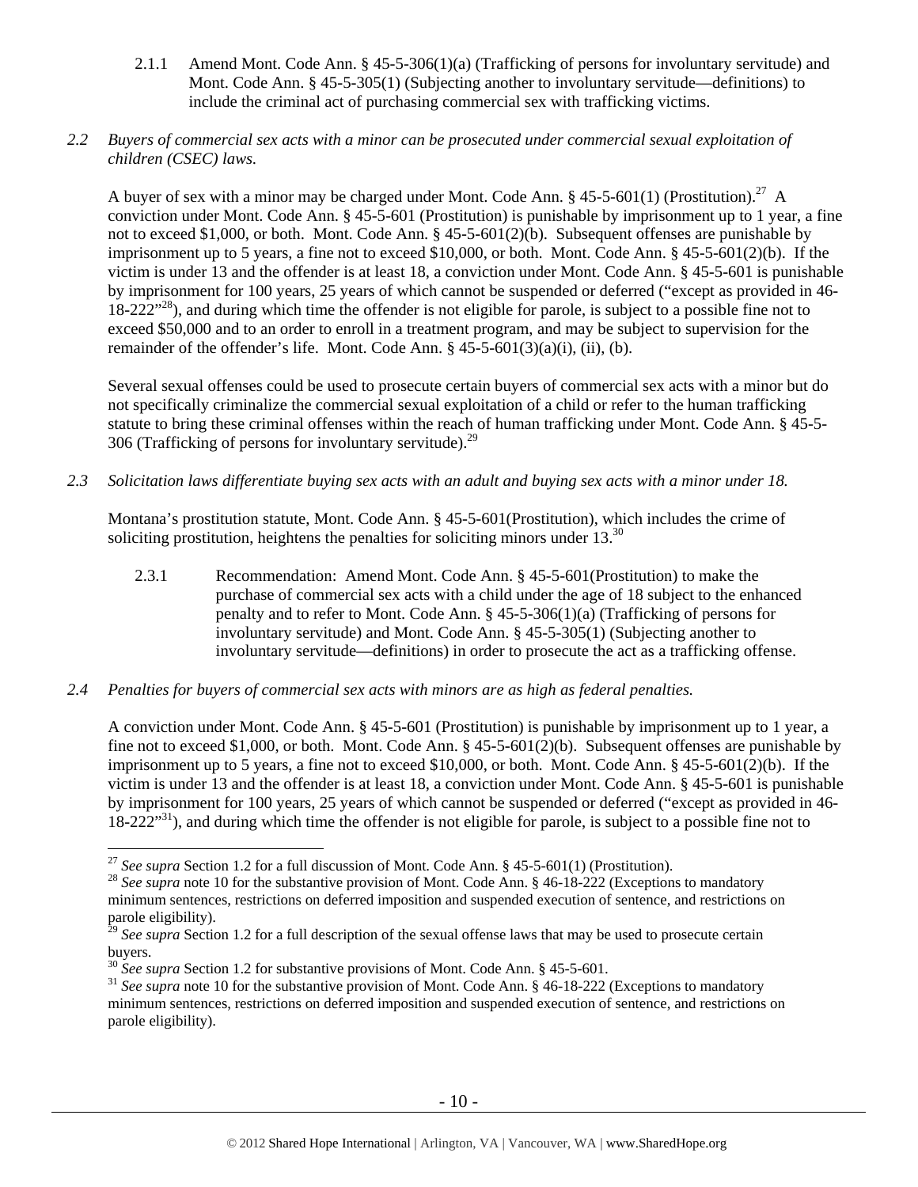2.1.1 Amend Mont. Code Ann. § 45-5-306(1)(a) (Trafficking of persons for involuntary servitude) and Mont. Code Ann. § 45-5-305(1) (Subjecting another to involuntary servitude—definitions) to include the criminal act of purchasing commercial sex with trafficking victims.

*2.2 Buyers of commercial sex acts with a minor can be prosecuted under commercial sexual exploitation of children (CSEC) laws.*

A buyer of sex with a minor may be charged under Mont. Code Ann. § 45-5-601(1) (Prostitution).[27] A conviction under Mont. Code Ann. § 45-5-601 (Prostitution) is punishable by imprisonment up to 1 year, a fine not to exceed $1,000, or both. Mont. Code Ann. § 45-5-601(2)(b). Subsequent offenses are punishable by imprisonment up to 5 years, a fine not to exceed $10,000, or both. Mont. Code Ann. § 45-5-601(2)(b). If the victim is under 13 and the offender is at least 18, a conviction under Mont. Code Ann. § 45-5-601 is punishable by imprisonment for 100 years, 25 years of which cannot be suspended or deferred ("except as provided in 46-18-222"[28]), and during which time the offender is not eligible for parole, is subject to a possible fine not to exceed $50,000 and to an order to enroll in a treatment program, and may be subject to supervision for the remainder of the offender's life. Mont. Code Ann. § 45-5-601(3)(a)(i), (ii), (b).

Several sexual offenses could be used to prosecute certain buyers of commercial sex acts with a minor but do not specifically criminalize the commercial sexual exploitation of a child or refer to the human trafficking statute to bring these criminal offenses within the reach of human trafficking under Mont. Code Ann. § 45-5-306 (Trafficking of persons for involuntary servitude).[29]

*2.3 Solicitation laws differentiate buying sex acts with an adult and buying sex acts with a minor under 18.*

Montana's prostitution statute, Mont. Code Ann. § 45-5-601(Prostitution), which includes the crime of soliciting prostitution, heightens the penalties for soliciting minors under 13.[30]

2.3.1 Recommendation: Amend Mont. Code Ann. § 45-5-601(Prostitution) to make the purchase of commercial sex acts with a child under the age of 18 subject to the enhanced penalty and to refer to Mont. Code Ann. § 45-5-306(1)(a) (Trafficking of persons for involuntary servitude) and Mont. Code Ann. § 45-5-305(1) (Subjecting another to involuntary servitude—definitions) in order to prosecute the act as a trafficking offense.

*2.4 Penalties for buyers of commercial sex acts with minors are as high as federal penalties.*

A conviction under Mont. Code Ann. § 45-5-601 (Prostitution) is punishable by imprisonment up to 1 year, a fine not to exceed $1,000, or both. Mont. Code Ann. § 45-5-601(2)(b). Subsequent offenses are punishable by imprisonment up to 5 years, a fine not to exceed $10,000, or both. Mont. Code Ann. § 45-5-601(2)(b). If the victim is under 13 and the offender is at least 18, a conviction under Mont. Code Ann. § 45-5-601 is punishable by imprisonment for 100 years, 25 years of which cannot be suspended or deferred ("except as provided in 46-18-222"[31]), and during which time the offender is not eligible for parole, is subject to a possible fine not to

---

[27] *See supra* Section 1.2 for a full discussion of Mont. Code Ann. § 45-5-601(1) (Prostitution).

[28] *See supra* note 10 for the substantive provision of Mont. Code Ann. § 46-18-222 (Exceptions to mandatory minimum sentences, restrictions on deferred imposition and suspended execution of sentence, and restrictions on parole eligibility).

[29] *See supra* Section 1.2 for a full description of the sexual offense laws that may be used to prosecute certain buyers.

[30] *See supra* Section 1.2 for substantive provisions of Mont. Code Ann. § 45-5-601.

[31] *See supra* note 10 for the substantive provision of Mont. Code Ann. § 46-18-222 (Exceptions to mandatory minimum sentences, restrictions on deferred imposition and suspended execution of sentence, and restrictions on parole eligibility).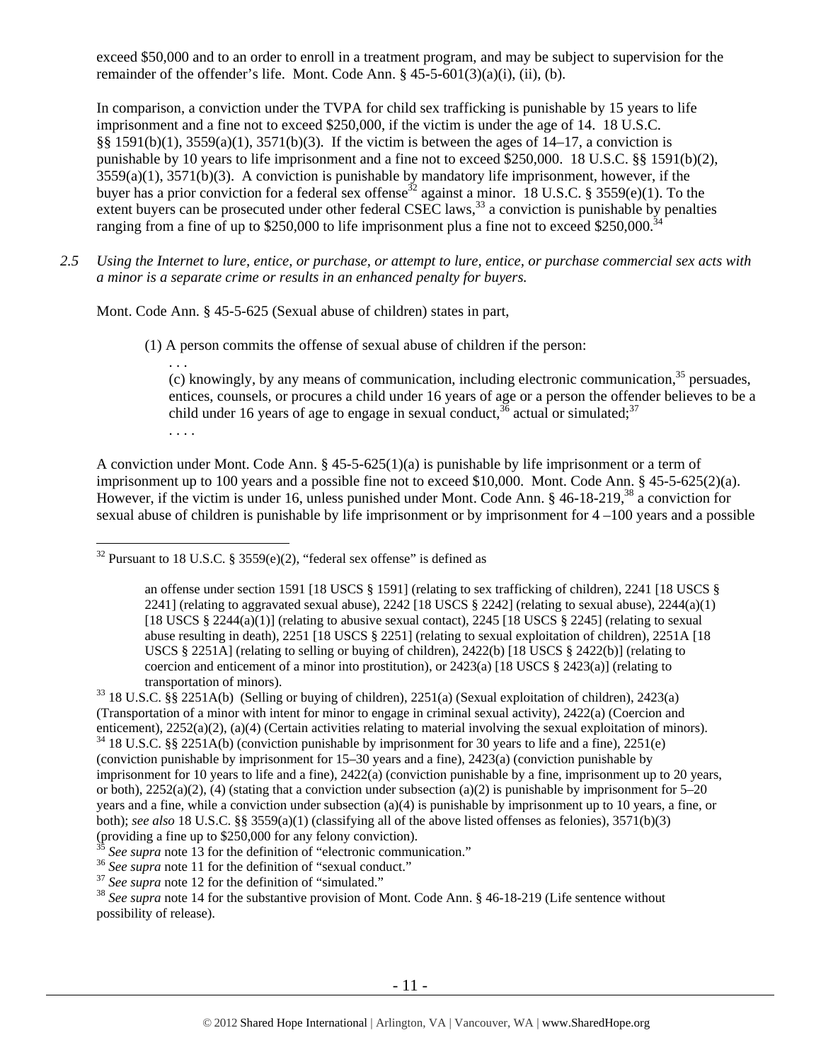exceed $50,000 and to an order to enroll in a treatment program, and may be subject to supervision for the remainder of the offender's life. Mont. Code Ann. § 45-5-601(3)(a)(i), (ii), (b).

In comparison, a conviction under the TVPA for child sex trafficking is punishable by 15 years to life imprisonment and a fine not to exceed $250,000, if the victim is under the age of 14. 18 U.S.C. §§ 1591(b)(1), 3559(a)(1), 3571(b)(3). If the victim is between the ages of 14–17, a conviction is punishable by 10 years to life imprisonment and a fine not to exceed $250,000. 18 U.S.C. §§ 1591(b)(2), 3559(a)(1), 3571(b)(3). A conviction is punishable by mandatory life imprisonment, however, if the buyer has a prior conviction for a federal sex offense[32] against a minor. 18 U.S.C. § 3559(e)(1). To the extent buyers can be prosecuted under other federal CSEC laws,[33] a conviction is punishable by penalties ranging from a fine of up to $250,000 to life imprisonment plus a fine not to exceed $250,000.[34]

*2.5 Using the Internet to lure, entice, or purchase, or attempt to lure, entice, or purchase commercial sex acts with a minor is a separate crime or results in an enhanced penalty for buyers.*

Mont. Code Ann. § 45-5-625 (Sexual abuse of children) states in part,

> (1) A person commits the offense of sexual abuse of children if the person:
>
> . . .
>
> (c) knowingly, by any means of communication, including electronic communication,[35] persuades, entices, counsels, or procures a child under 16 years of age or a person the offender believes to be a child under 16 years of age to engage in sexual conduct,[36] actual or simulated;[37]
>
> . . . .

A conviction under Mont. Code Ann. § 45-5-625(1)(a) is punishable by life imprisonment or a term of imprisonment up to 100 years and a possible fine not to exceed $10,000. Mont. Code Ann. § 45-5-625(2)(a). However, if the victim is under 16, unless punished under Mont. Code Ann. § 46-18-219,[38] a conviction for sexual abuse of children is punishable by life imprisonment or by imprisonment for 4 –100 years and a possible

---

[32] Pursuant to 18 U.S.C. § 3559(e)(2), "federal sex offense" is defined as

> an offense under section 1591 [18 USCS § 1591] (relating to sex trafficking of children), 2241 [18 USCS § 2241] (relating to aggravated sexual abuse), 2242 [18 USCS § 2242] (relating to sexual abuse), 2244(a)(1) [18 USCS § 2244(a)(1)] (relating to abusive sexual contact), 2245 [18 USCS § 2245] (relating to sexual abuse resulting in death), 2251 [18 USCS § 2251] (relating to sexual exploitation of children), 2251A [18 USCS § 2251A] (relating to selling or buying of children), 2422(b) [18 USCS § 2422(b)] (relating to coercion and enticement of a minor into prostitution), or 2423(a) [18 USCS § 2423(a)] (relating to transportation of minors).

[33] 18 U.S.C. §§ 2251A(b) (Selling or buying of children), 2251(a) (Sexual exploitation of children), 2423(a) (Transportation of a minor with intent for minor to engage in criminal sexual activity), 2422(a) (Coercion and enticement), 2252(a)(2), (a)(4) (Certain activities relating to material involving the sexual exploitation of minors).

[34] 18 U.S.C. §§ 2251A(b) (conviction punishable by imprisonment for 30 years to life and a fine), 2251(e) (conviction punishable by imprisonment for 15–30 years and a fine), 2423(a) (conviction punishable by imprisonment for 10 years to life and a fine), 2422(a) (conviction punishable by a fine, imprisonment up to 20 years, or both), 2252(a)(2), (4) (stating that a conviction under subsection (a)(2) is punishable by imprisonment for 5–20 years and a fine, while a conviction under subsection (a)(4) is punishable by imprisonment up to 10 years, a fine, or both); *see also* 18 U.S.C. §§ 3559(a)(1) (classifying all of the above listed offenses as felonies), 3571(b)(3) (providing a fine up to $250,000 for any felony conviction).

[35] *See supra* note 13 for the definition of "electronic communication."

[36] *See supra* note 11 for the definition of "sexual conduct."

[37] *See supra* note 12 for the definition of "simulated."

[38] *See supra* note 14 for the substantive provision of Mont. Code Ann. § 46-18-219 (Life sentence without possibility of release).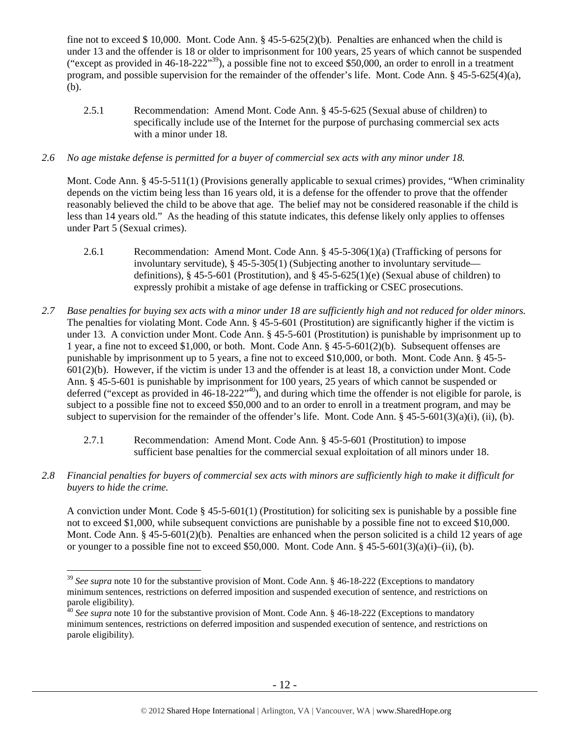fine not to exceed $ 10,000. Mont. Code Ann. § 45-5-625(2)(b). Penalties are enhanced when the child is under 13 and the offender is 18 or older to imprisonment for 100 years, 25 years of which cannot be suspended ("except as provided in 46-18-222"[39]), a possible fine not to exceed $50,000, an order to enroll in a treatment program, and possible supervision for the remainder of the offender's life. Mont. Code Ann. § 45-5-625(4)(a), (b).

2.5.1 Recommendation: Amend Mont. Code Ann. § 45-5-625 (Sexual abuse of children) to specifically include use of the Internet for the purpose of purchasing commercial sex acts with a minor under 18.

*2.6 No age mistake defense is permitted for a buyer of commercial sex acts with any minor under 18.*

Mont. Code Ann. § 45-5-511(1) (Provisions generally applicable to sexual crimes) provides, "When criminality depends on the victim being less than 16 years old, it is a defense for the offender to prove that the offender reasonably believed the child to be above that age. The belief may not be considered reasonable if the child is less than 14 years old." As the heading of this statute indicates, this defense likely only applies to offenses under Part 5 (Sexual crimes).

2.6.1 Recommendation: Amend Mont. Code Ann. § 45-5-306(1)(a) (Trafficking of persons for involuntary servitude), § 45-5-305(1) (Subjecting another to involuntary servitude—definitions), § 45-5-601 (Prostitution), and § 45-5-625(1)(e) (Sexual abuse of children) to expressly prohibit a mistake of age defense in trafficking or CSEC prosecutions.

*2.7 Base penalties for buying sex acts with a minor under 18 are sufficiently high and not reduced for older minors.*

The penalties for violating Mont. Code Ann. § 45-5-601 (Prostitution) are significantly higher if the victim is under 13. A conviction under Mont. Code Ann. § 45-5-601 (Prostitution) is punishable by imprisonment up to 1 year, a fine not to exceed $1,000, or both. Mont. Code Ann. § 45-5-601(2)(b). Subsequent offenses are punishable by imprisonment up to 5 years, a fine not to exceed $10,000, or both. Mont. Code Ann. § 45-5-601(2)(b). However, if the victim is under 13 and the offender is at least 18, a conviction under Mont. Code Ann. § 45-5-601 is punishable by imprisonment for 100 years, 25 years of which cannot be suspended or deferred ("except as provided in 46-18-222"[40]), and during which time the offender is not eligible for parole, is subject to a possible fine not to exceed $50,000 and to an order to enroll in a treatment program, and may be subject to supervision for the remainder of the offender's life. Mont. Code Ann. § 45-5-601(3)(a)(i), (ii), (b).

2.7.1 Recommendation: Amend Mont. Code Ann. § 45-5-601 (Prostitution) to impose sufficient base penalties for the commercial sexual exploitation of all minors under 18.

*2.8 Financial penalties for buyers of commercial sex acts with minors are sufficiently high to make it difficult for buyers to hide the crime.*

A conviction under Mont. Code § 45-5-601(1) (Prostitution) for soliciting sex is punishable by a possible fine not to exceed $1,000, while subsequent convictions are punishable by a possible fine not to exceed $10,000. Mont. Code Ann. § 45-5-601(2)(b). Penalties are enhanced when the person solicited is a child 12 years of age or younger to a possible fine not to exceed $50,000. Mont. Code Ann. § 45-5-601(3)(a)(i)–(ii), (b).

---

[39] *See supra* note 10 for the substantive provision of Mont. Code Ann. § 46-18-222 (Exceptions to mandatory minimum sentences, restrictions on deferred imposition and suspended execution of sentence, and restrictions on parole eligibility).

[40] *See supra* note 10 for the substantive provision of Mont. Code Ann. § 46-18-222 (Exceptions to mandatory minimum sentences, restrictions on deferred imposition and suspended execution of sentence, and restrictions on parole eligibility).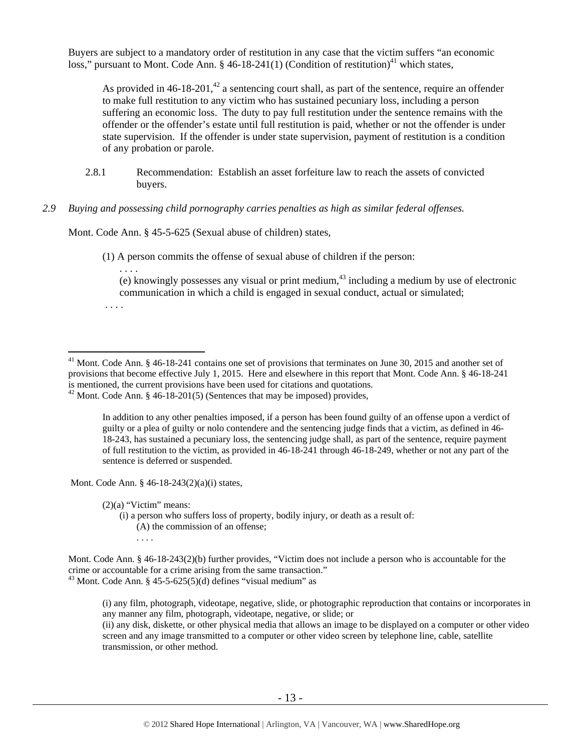Buyers are subject to a mandatory order of restitution in any case that the victim suffers "an economic loss," pursuant to Mont. Code Ann. § 46-18-241(1) (Condition of restitution)[41] which states,

> As provided in 46-18-201,[42] a sentencing court shall, as part of the sentence, require an offender to make full restitution to any victim who has sustained pecuniary loss, including a person suffering an economic loss. The duty to pay full restitution under the sentence remains with the offender or the offender's estate until full restitution is paid, whether or not the offender is under state supervision. If the offender is under state supervision, payment of restitution is a condition of any probation or parole.

2.8.1 Recommendation: Establish an asset forfeiture law to reach the assets of convicted buyers.

*2.9 Buying and possessing child pornography carries penalties as high as similar federal offenses.*

Mont. Code Ann. § 45-5-625 (Sexual abuse of children) states,

> (1) A person commits the offense of sexual abuse of children if the person:
> . . . .
> (e) knowingly possesses any visual or print medium,[43] including a medium by use of electronic communication in which a child is engaged in sexual conduct, actual or simulated;
> . . . .

---

[41] Mont. Code Ann. § 46-18-241 contains one set of provisions that terminates on June 30, 2015 and another set of provisions that become effective July 1, 2015. Here and elsewhere in this report that Mont. Code Ann. § 46-18-241 is mentioned, the current provisions have been used for citations and quotations.

[42] Mont. Code Ann. § 46-18-201(5) (Sentences that may be imposed) provides,

> In addition to any other penalties imposed, if a person has been found guilty of an offense upon a verdict of guilty or a plea of guilty or nolo contendere and the sentencing judge finds that a victim, as defined in 46-18-243, has sustained a pecuniary loss, the sentencing judge shall, as part of the sentence, require payment of full restitution to the victim, as provided in 46-18-241 through 46-18-249, whether or not any part of the sentence is deferred or suspended.

Mont. Code Ann. § 46-18-243(2)(a)(i) states,

> (2)(a) "Victim" means:
> (i) a person who suffers loss of property, bodily injury, or death as a result of:
> (A) the commission of an offense;
> . . . .

Mont. Code Ann. § 46-18-243(2)(b) further provides, "Victim does not include a person who is accountable for the crime or accountable for a crime arising from the same transaction."

[43] Mont. Code Ann. § 45-5-625(5)(d) defines "visual medium" as

> (i) any film, photograph, videotape, negative, slide, or photographic reproduction that contains or incorporates in any manner any film, photograph, videotape, negative, or slide; or
> (ii) any disk, diskette, or other physical media that allows an image to be displayed on a computer or other video screen and any image transmitted to a computer or other video screen by telephone line, cable, satellite transmission, or other method.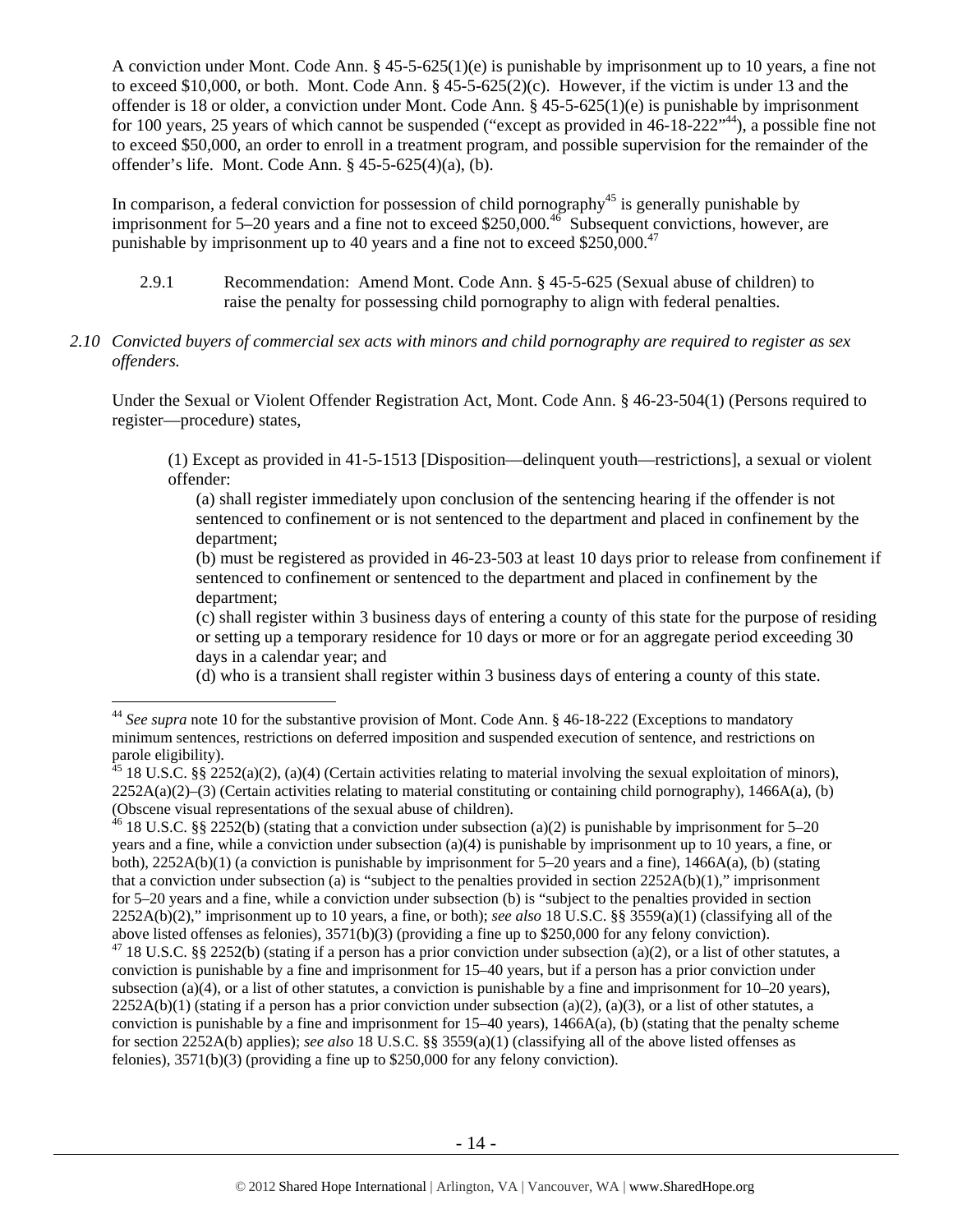A conviction under Mont. Code Ann. § 45-5-625(1)(e) is punishable by imprisonment up to 10 years, a fine not to exceed $10,000, or both. Mont. Code Ann. § 45-5-625(2)(c). However, if the victim is under 13 and the offender is 18 or older, a conviction under Mont. Code Ann. § 45-5-625(1)(e) is punishable by imprisonment for 100 years, 25 years of which cannot be suspended ("except as provided in 46-18-222"[44]), a possible fine not to exceed $50,000, an order to enroll in a treatment program, and possible supervision for the remainder of the offender's life. Mont. Code Ann. § 45-5-625(4)(a), (b).

In comparison, a federal conviction for possession of child pornography[45] is generally punishable by imprisonment for 5–20 years and a fine not to exceed $250,000.[46] Subsequent convictions, however, are punishable by imprisonment up to 40 years and a fine not to exceed $250,000.[47]

2.9.1 Recommendation: Amend Mont. Code Ann. § 45-5-625 (Sexual abuse of children) to raise the penalty for possessing child pornography to align with federal penalties.

*2.10 Convicted buyers of commercial sex acts with minors and child pornography are required to register as sex offenders.*

Under the Sexual or Violent Offender Registration Act, Mont. Code Ann. § 46-23-504(1) (Persons required to register—procedure) states,

> (1) Except as provided in 41-5-1513 [Disposition—delinquent youth—restrictions], a sexual or violent offender:
>
> (a) shall register immediately upon conclusion of the sentencing hearing if the offender is not sentenced to confinement or is not sentenced to the department and placed in confinement by the department;
>
> (b) must be registered as provided in 46-23-503 at least 10 days prior to release from confinement if sentenced to confinement or sentenced to the department and placed in confinement by the department;
>
> (c) shall register within 3 business days of entering a county of this state for the purpose of residing or setting up a temporary residence for 10 days or more or for an aggregate period exceeding 30 days in a calendar year; and
>
> (d) who is a transient shall register within 3 business days of entering a county of this state.

---

[44] *See supra* note 10 for the substantive provision of Mont. Code Ann. § 46-18-222 (Exceptions to mandatory minimum sentences, restrictions on deferred imposition and suspended execution of sentence, and restrictions on parole eligibility).

[45] 18 U.S.C. §§ 2252(a)(2), (a)(4) (Certain activities relating to material involving the sexual exploitation of minors), 2252A(a)(2)–(3) (Certain activities relating to material constituting or containing child pornography), 1466A(a), (b) (Obscene visual representations of the sexual abuse of children).

[46] 18 U.S.C. §§ 2252(b) (stating that a conviction under subsection (a)(2) is punishable by imprisonment for 5–20 years and a fine, while a conviction under subsection (a)(4) is punishable by imprisonment up to 10 years, a fine, or both), 2252A(b)(1) (a conviction is punishable by imprisonment for 5–20 years and a fine), 1466A(a), (b) (stating that a conviction under subsection (a) is "subject to the penalties provided in section 2252A(b)(1)," imprisonment for 5–20 years and a fine, while a conviction under subsection (b) is "subject to the penalties provided in section 2252A(b)(2)," imprisonment up to 10 years, a fine, or both); *see also* 18 U.S.C. §§ 3559(a)(1) (classifying all of the above listed offenses as felonies), 3571(b)(3) (providing a fine up to $250,000 for any felony conviction).

[47] 18 U.S.C. §§ 2252(b) (stating if a person has a prior conviction under subsection (a)(2), or a list of other statutes, a conviction is punishable by a fine and imprisonment for 15–40 years, but if a person has a prior conviction under subsection (a)(4), or a list of other statutes, a conviction is punishable by a fine and imprisonment for 10–20 years), 2252A(b)(1) (stating if a person has a prior conviction under subsection (a)(2), (a)(3), or a list of other statutes, a conviction is punishable by a fine and imprisonment for 15–40 years), 1466A(a), (b) (stating that the penalty scheme for section 2252A(b) applies); *see also* 18 U.S.C. §§ 3559(a)(1) (classifying all of the above listed offenses as felonies), 3571(b)(3) (providing a fine up to $250,000 for any felony conviction).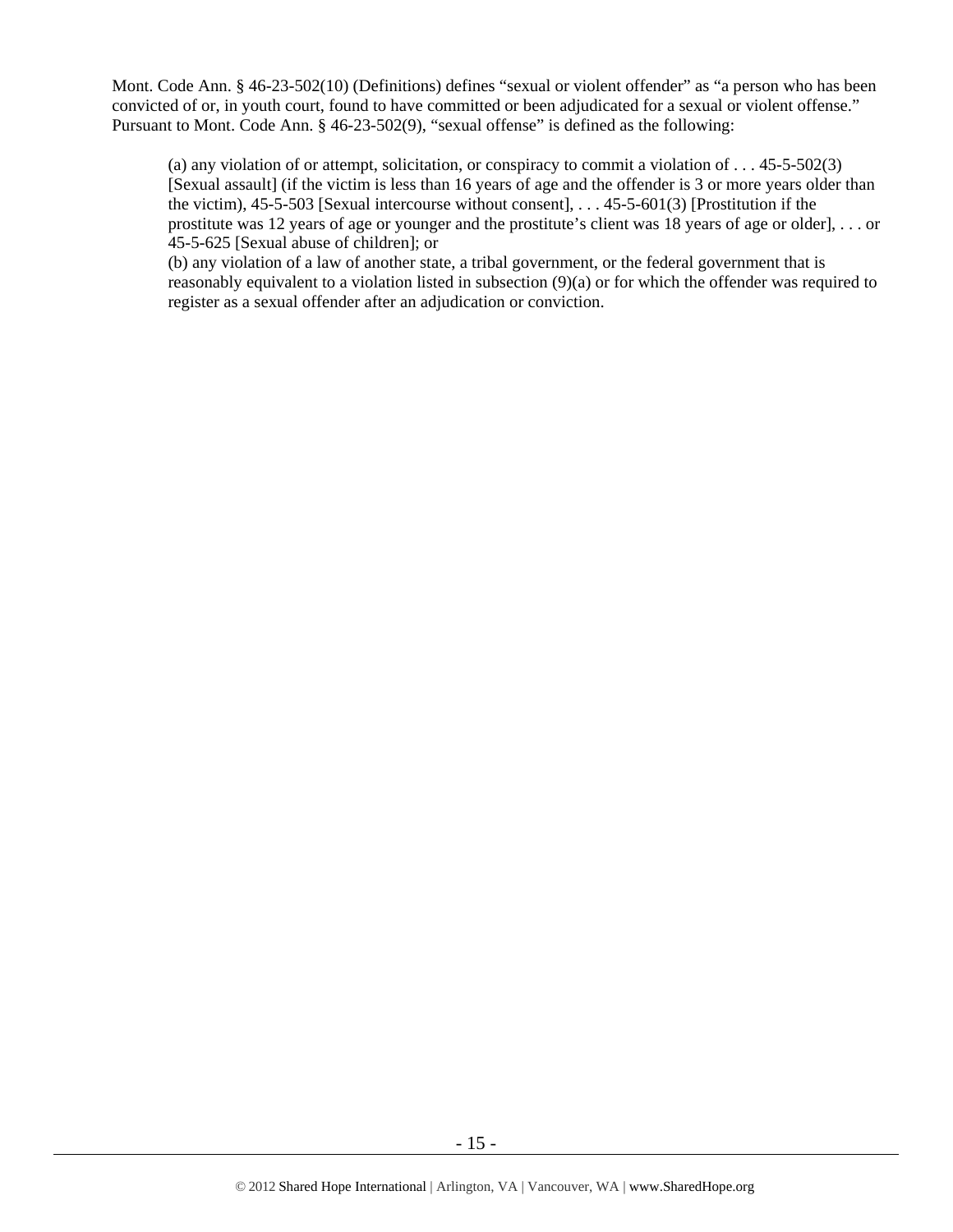Mont. Code Ann. § 46-23-502(10) (Definitions) defines "sexual or violent offender" as "a person who has been convicted of or, in youth court, found to have committed or been adjudicated for a sexual or violent offense." Pursuant to Mont. Code Ann. § 46-23-502(9), "sexual offense" is defined as the following:

> (a) any violation of or attempt, solicitation, or conspiracy to commit a violation of . . . 45-5-502(3) [Sexual assault] (if the victim is less than 16 years of age and the offender is 3 or more years older than the victim), 45-5-503 [Sexual intercourse without consent], . . . 45-5-601(3) [Prostitution if the prostitute was 12 years of age or younger and the prostitute's client was 18 years of age or older], . . . or 45-5-625 [Sexual abuse of children]; or
>
> (b) any violation of a law of another state, a tribal government, or the federal government that is reasonably equivalent to a violation listed in subsection (9)(a) or for which the offender was required to register as a sexual offender after an adjudication or conviction.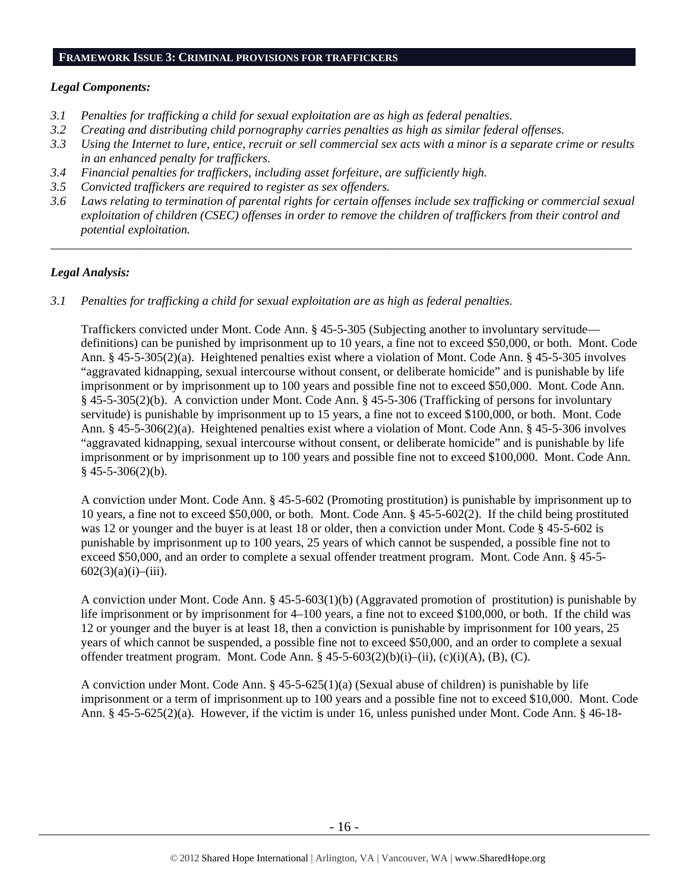## FRAMEWORK ISSUE 3: CRIMINAL PROVISIONS FOR TRAFFICKERS

### *Legal Components:*

*3.1 Penalties for trafficking a child for sexual exploitation are as high as federal penalties.*

*3.2 Creating and distributing child pornography carries penalties as high as similar federal offenses.*

*3.3 Using the Internet to lure, entice, recruit or sell commercial sex acts with a minor is a separate crime or results in an enhanced penalty for traffickers.*

*3.4 Financial penalties for traffickers, including asset forfeiture, are sufficiently high.*

*3.5 Convicted traffickers are required to register as sex offenders.*

*3.6 Laws relating to termination of parental rights for certain offenses include sex trafficking or commercial sexual exploitation of children (CSEC) offenses in order to remove the children of traffickers from their control and potential exploitation.*

---

### *Legal Analysis:*

*3.1 Penalties for trafficking a child for sexual exploitation are as high as federal penalties.*

Traffickers convicted under Mont. Code Ann. § 45-5-305 (Subjecting another to involuntary servitude—definitions) can be punished by imprisonment up to 10 years, a fine not to exceed $50,000, or both. Mont. Code Ann. § 45-5-305(2)(a). Heightened penalties exist where a violation of Mont. Code Ann. § 45-5-305 involves "aggravated kidnapping, sexual intercourse without consent, or deliberate homicide" and is punishable by life imprisonment or by imprisonment up to 100 years and possible fine not to exceed $50,000. Mont. Code Ann. § 45-5-305(2)(b). A conviction under Mont. Code Ann. § 45-5-306 (Trafficking of persons for involuntary servitude) is punishable by imprisonment up to 15 years, a fine not to exceed $100,000, or both. Mont. Code Ann. § 45-5-306(2)(a). Heightened penalties exist where a violation of Mont. Code Ann. § 45-5-306 involves "aggravated kidnapping, sexual intercourse without consent, or deliberate homicide" and is punishable by life imprisonment or by imprisonment up to 100 years and possible fine not to exceed $100,000. Mont. Code Ann. § 45-5-306(2)(b).

A conviction under Mont. Code Ann. § 45-5-602 (Promoting prostitution) is punishable by imprisonment up to 10 years, a fine not to exceed $50,000, or both. Mont. Code Ann. § 45-5-602(2). If the child being prostituted was 12 or younger and the buyer is at least 18 or older, then a conviction under Mont. Code § 45-5-602 is punishable by imprisonment up to 100 years, 25 years of which cannot be suspended, a possible fine not to exceed $50,000, and an order to complete a sexual offender treatment program. Mont. Code Ann. § 45-5-602(3)(a)(i)–(iii).

A conviction under Mont. Code Ann. § 45-5-603(1)(b) (Aggravated promotion of prostitution) is punishable by life imprisonment or by imprisonment for 4–100 years, a fine not to exceed $100,000, or both. If the child was 12 or younger and the buyer is at least 18, then a conviction is punishable by imprisonment for 100 years, 25 years of which cannot be suspended, a possible fine not to exceed $50,000, and an order to complete a sexual offender treatment program. Mont. Code Ann. § 45-5-603(2)(b)(i)–(ii), (c)(i)(A), (B), (C).

A conviction under Mont. Code Ann. § 45-5-625(1)(a) (Sexual abuse of children) is punishable by life imprisonment or a term of imprisonment up to 100 years and a possible fine not to exceed $10,000. Mont. Code Ann. § 45-5-625(2)(a). However, if the victim is under 16, unless punished under Mont. Code Ann. § 46-18-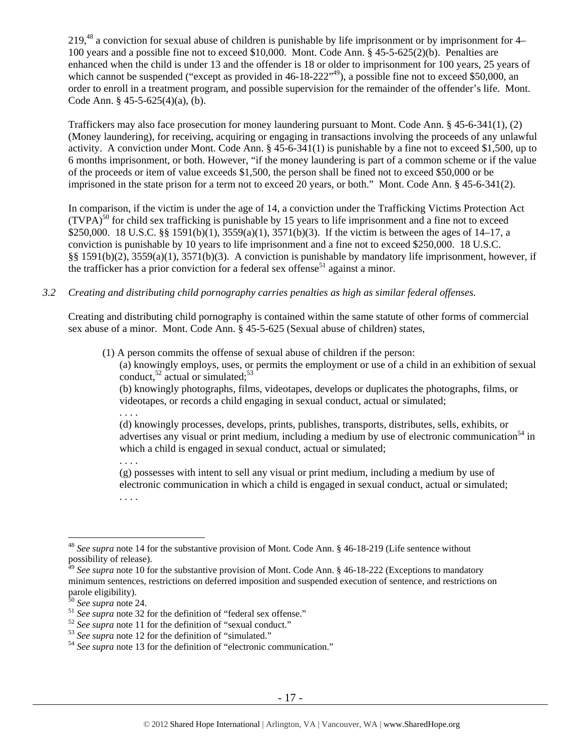219,[48] a conviction for sexual abuse of children is punishable by life imprisonment or by imprisonment for 4–100 years and a possible fine not to exceed $10,000. Mont. Code Ann. § 45-5-625(2)(b). Penalties are enhanced when the child is under 13 and the offender is 18 or older to imprisonment for 100 years, 25 years of which cannot be suspended ("except as provided in 46-18-222"[49]), a possible fine not to exceed $50,000, an order to enroll in a treatment program, and possible supervision for the remainder of the offender's life. Mont. Code Ann. § 45-5-625(4)(a), (b).

Traffickers may also face prosecution for money laundering pursuant to Mont. Code Ann. § 45-6-341(1), (2) (Money laundering), for receiving, acquiring or engaging in transactions involving the proceeds of any unlawful activity. A conviction under Mont. Code Ann. § 45-6-341(1) is punishable by a fine not to exceed $1,500, up to 6 months imprisonment, or both. However, "if the money laundering is part of a common scheme or if the value of the proceeds or item of value exceeds $1,500, the person shall be fined not to exceed $50,000 or be imprisoned in the state prison for a term not to exceed 20 years, or both." Mont. Code Ann. § 45-6-341(2).

In comparison, if the victim is under the age of 14, a conviction under the Trafficking Victims Protection Act (TVPA)[50] for child sex trafficking is punishable by 15 years to life imprisonment and a fine not to exceed $250,000. 18 U.S.C. §§ 1591(b)(1), 3559(a)(1), 3571(b)(3). If the victim is between the ages of 14–17, a conviction is punishable by 10 years to life imprisonment and a fine not to exceed $250,000. 18 U.S.C. §§ 1591(b)(2), 3559(a)(1), 3571(b)(3). A conviction is punishable by mandatory life imprisonment, however, if the trafficker has a prior conviction for a federal sex offense[51] against a minor.

*3.2 Creating and distributing child pornography carries penalties as high as similar federal offenses.*

Creating and distributing child pornography is contained within the same statute of other forms of commercial sex abuse of a minor. Mont. Code Ann. § 45-5-625 (Sexual abuse of children) states,

> (1) A person commits the offense of sexual abuse of children if the person:
>
> (a) knowingly employs, uses, or permits the employment or use of a child in an exhibition of sexual conduct,[52] actual or simulated;[53]
>
> (b) knowingly photographs, films, videotapes, develops or duplicates the photographs, films, or videotapes, or records a child engaging in sexual conduct, actual or simulated;
>
> . . . .
>
> (d) knowingly processes, develops, prints, publishes, transports, distributes, sells, exhibits, or advertises any visual or print medium, including a medium by use of electronic communication[54] in which a child is engaged in sexual conduct, actual or simulated;
>
> . . . .
>
> (g) possesses with intent to sell any visual or print medium, including a medium by use of electronic communication in which a child is engaged in sexual conduct, actual or simulated;
>
> . . . .

---

[48] *See supra* note 14 for the substantive provision of Mont. Code Ann. § 46-18-219 (Life sentence without possibility of release).

[49] *See supra* note 10 for the substantive provision of Mont. Code Ann. § 46-18-222 (Exceptions to mandatory minimum sentences, restrictions on deferred imposition and suspended execution of sentence, and restrictions on parole eligibility).

[50] *See supra* note 24.

[51] *See supra* note 32 for the definition of "federal sex offense."

[52] *See supra* note 11 for the definition of "sexual conduct."

[53] *See supra* note 12 for the definition of "simulated."

[54] *See supra* note 13 for the definition of "electronic communication."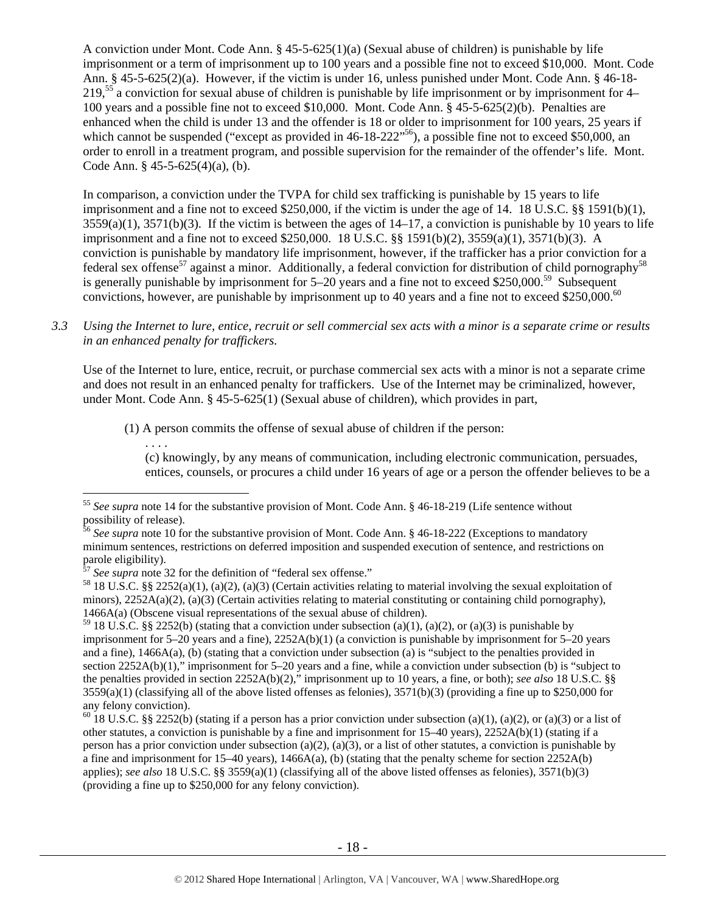A conviction under Mont. Code Ann. § 45-5-625(1)(a) (Sexual abuse of children) is punishable by life imprisonment or a term of imprisonment up to 100 years and a possible fine not to exceed $10,000. Mont. Code Ann. § 45-5-625(2)(a). However, if the victim is under 16, unless punished under Mont. Code Ann. § 46-18-219,[55] a conviction for sexual abuse of children is punishable by life imprisonment or by imprisonment for 4–100 years and a possible fine not to exceed $10,000. Mont. Code Ann. § 45-5-625(2)(b). Penalties are enhanced when the child is under 13 and the offender is 18 or older to imprisonment for 100 years, 25 years if which cannot be suspended ("except as provided in 46-18-222"[56]), a possible fine not to exceed $50,000, an order to enroll in a treatment program, and possible supervision for the remainder of the offender's life. Mont. Code Ann. § 45-5-625(4)(a), (b).

In comparison, a conviction under the TVPA for child sex trafficking is punishable by 15 years to life imprisonment and a fine not to exceed $250,000, if the victim is under the age of 14. 18 U.S.C. §§ 1591(b)(1), 3559(a)(1), 3571(b)(3). If the victim is between the ages of 14–17, a conviction is punishable by 10 years to life imprisonment and a fine not to exceed $250,000. 18 U.S.C. §§ 1591(b)(2), 3559(a)(1), 3571(b)(3). A conviction is punishable by mandatory life imprisonment, however, if the trafficker has a prior conviction for a federal sex offense[57] against a minor. Additionally, a federal conviction for distribution of child pornography[58] is generally punishable by imprisonment for 5–20 years and a fine not to exceed $250,000.[59] Subsequent convictions, however, are punishable by imprisonment up to 40 years and a fine not to exceed $250,000.[60]

*3.3 Using the Internet to lure, entice, recruit or sell commercial sex acts with a minor is a separate crime or results in an enhanced penalty for traffickers.*

Use of the Internet to lure, entice, recruit, or purchase commercial sex acts with a minor is not a separate crime and does not result in an enhanced penalty for traffickers. Use of the Internet may be criminalized, however, under Mont. Code Ann. § 45-5-625(1) (Sexual abuse of children), which provides in part,

> (1) A person commits the offense of sexual abuse of children if the person:
>
> . . . .
>
> (c) knowingly, by any means of communication, including electronic communication, persuades, entices, counsels, or procures a child under 16 years of age or a person the offender believes to be a

---

[55] *See supra* note 14 for the substantive provision of Mont. Code Ann. § 46-18-219 (Life sentence without possibility of release).

[56] *See supra* note 10 for the substantive provision of Mont. Code Ann. § 46-18-222 (Exceptions to mandatory minimum sentences, restrictions on deferred imposition and suspended execution of sentence, and restrictions on parole eligibility).

[57] *See supra* note 32 for the definition of "federal sex offense."

[58] 18 U.S.C. §§ 2252(a)(1), (a)(2), (a)(3) (Certain activities relating to material involving the sexual exploitation of minors), 2252A(a)(2), (a)(3) (Certain activities relating to material constituting or containing child pornography), 1466A(a) (Obscene visual representations of the sexual abuse of children).

[59] 18 U.S.C. §§ 2252(b) (stating that a conviction under subsection (a)(1), (a)(2), or (a)(3) is punishable by imprisonment for 5–20 years and a fine), 2252A(b)(1) (a conviction is punishable by imprisonment for 5–20 years and a fine), 1466A(a), (b) (stating that a conviction under subsection (a) is "subject to the penalties provided in section 2252A(b)(1)," imprisonment for 5–20 years and a fine, while a conviction under subsection (b) is "subject to the penalties provided in section 2252A(b)(2)," imprisonment up to 10 years, a fine, or both); *see also* 18 U.S.C. §§ 3559(a)(1) (classifying all of the above listed offenses as felonies), 3571(b)(3) (providing a fine up to $250,000 for any felony conviction).

[60] 18 U.S.C. §§ 2252(b) (stating if a person has a prior conviction under subsection (a)(1), (a)(2), or (a)(3) or a list of other statutes, a conviction is punishable by a fine and imprisonment for 15–40 years), 2252A(b)(1) (stating if a person has a prior conviction under subsection (a)(2), (a)(3), or a list of other statutes, a conviction is punishable by a fine and imprisonment for 15–40 years), 1466A(a), (b) (stating that the penalty scheme for section 2252A(b) applies); *see also* 18 U.S.C. §§ 3559(a)(1) (classifying all of the above listed offenses as felonies), 3571(b)(3) (providing a fine up to $250,000 for any felony conviction).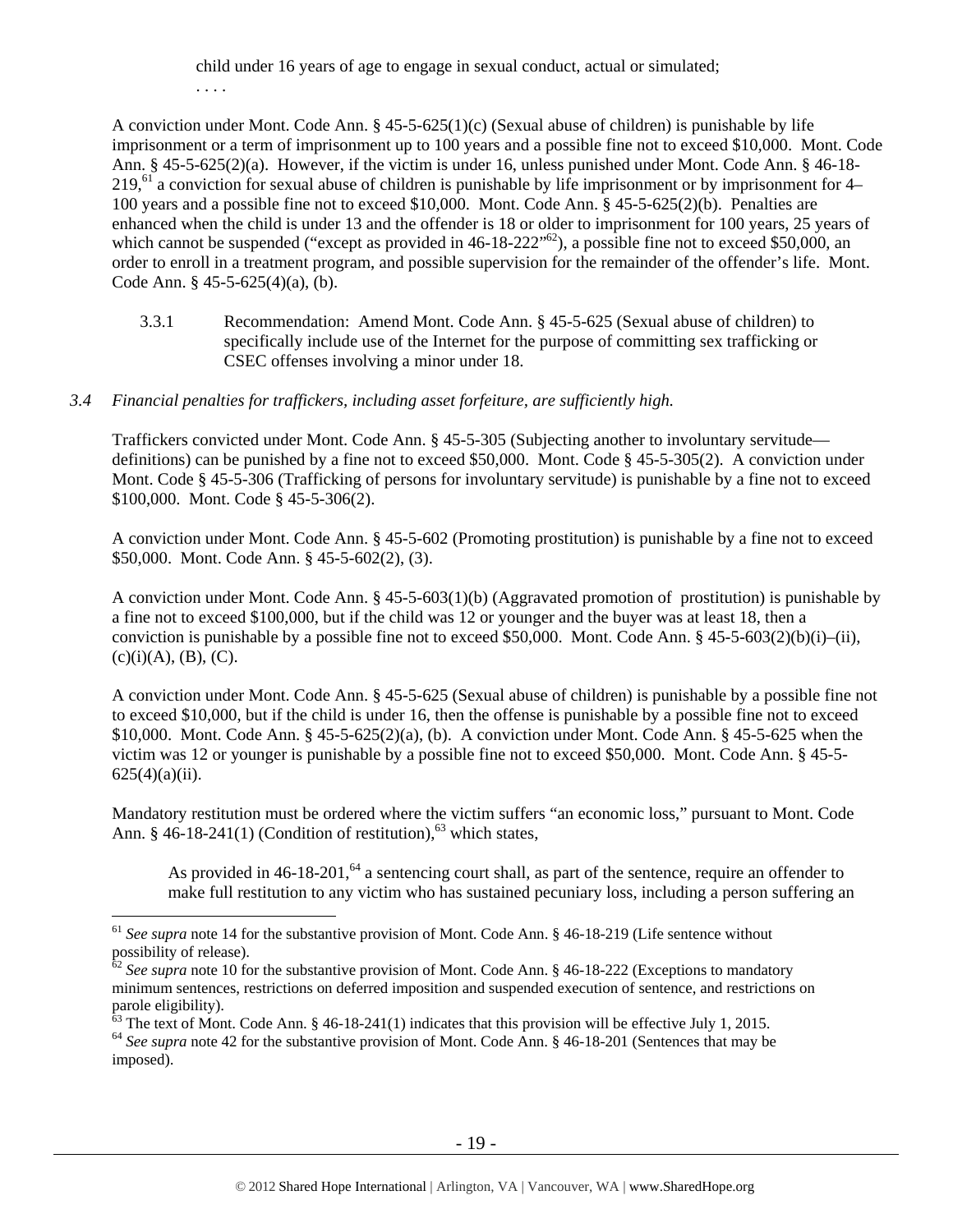child under 16 years of age to engage in sexual conduct, actual or simulated;

. . . .

A conviction under Mont. Code Ann. § 45-5-625(1)(c) (Sexual abuse of children) is punishable by life imprisonment or a term of imprisonment up to 100 years and a possible fine not to exceed $10,000. Mont. Code Ann. § 45-5-625(2)(a). However, if the victim is under 16, unless punished under Mont. Code Ann. § 46-18-219,[61] a conviction for sexual abuse of children is punishable by life imprisonment or by imprisonment for 4–100 years and a possible fine not to exceed $10,000. Mont. Code Ann. § 45-5-625(2)(b). Penalties are enhanced when the child is under 13 and the offender is 18 or older to imprisonment for 100 years, 25 years of which cannot be suspended ("except as provided in 46-18-222"[62]), a possible fine not to exceed $50,000, an order to enroll in a treatment program, and possible supervision for the remainder of the offender's life. Mont. Code Ann. § 45-5-625(4)(a), (b).

3.3.1 Recommendation: Amend Mont. Code Ann. § 45-5-625 (Sexual abuse of children) to specifically include use of the Internet for the purpose of committing sex trafficking or CSEC offenses involving a minor under 18.

*3.4 Financial penalties for traffickers, including asset forfeiture, are sufficiently high.*

Traffickers convicted under Mont. Code Ann. § 45-5-305 (Subjecting another to involuntary servitude—definitions) can be punished by a fine not to exceed $50,000. Mont. Code § 45-5-305(2). A conviction under Mont. Code § 45-5-306 (Trafficking of persons for involuntary servitude) is punishable by a fine not to exceed $100,000. Mont. Code § 45-5-306(2).

A conviction under Mont. Code Ann. § 45-5-602 (Promoting prostitution) is punishable by a fine not to exceed $50,000. Mont. Code Ann. § 45-5-602(2), (3).

A conviction under Mont. Code Ann. § 45-5-603(1)(b) (Aggravated promotion of prostitution) is punishable by a fine not to exceed $100,000, but if the child was 12 or younger and the buyer was at least 18, then a conviction is punishable by a possible fine not to exceed $50,000. Mont. Code Ann. § 45-5-603(2)(b)(i)–(ii), (c)(i)(A), (B), (C).

A conviction under Mont. Code Ann. § 45-5-625 (Sexual abuse of children) is punishable by a possible fine not to exceed $10,000, but if the child is under 16, then the offense is punishable by a possible fine not to exceed $10,000. Mont. Code Ann. § 45-5-625(2)(a), (b). A conviction under Mont. Code Ann. § 45-5-625 when the victim was 12 or younger is punishable by a possible fine not to exceed $50,000. Mont. Code Ann. § 45-5-625(4)(a)(ii).

Mandatory restitution must be ordered where the victim suffers "an economic loss," pursuant to Mont. Code Ann. § 46-18-241(1) (Condition of restitution),[63] which states,

> As provided in 46-18-201,[64] a sentencing court shall, as part of the sentence, require an offender to make full restitution to any victim who has sustained pecuniary loss, including a person suffering an

---

[61] *See supra* note 14 for the substantive provision of Mont. Code Ann. § 46-18-219 (Life sentence without possibility of release).

[62] *See supra* note 10 for the substantive provision of Mont. Code Ann. § 46-18-222 (Exceptions to mandatory minimum sentences, restrictions on deferred imposition and suspended execution of sentence, and restrictions on parole eligibility).

[63] The text of Mont. Code Ann. § 46-18-241(1) indicates that this provision will be effective July 1, 2015.

[64] *See supra* note 42 for the substantive provision of Mont. Code Ann. § 46-18-201 (Sentences that may be imposed).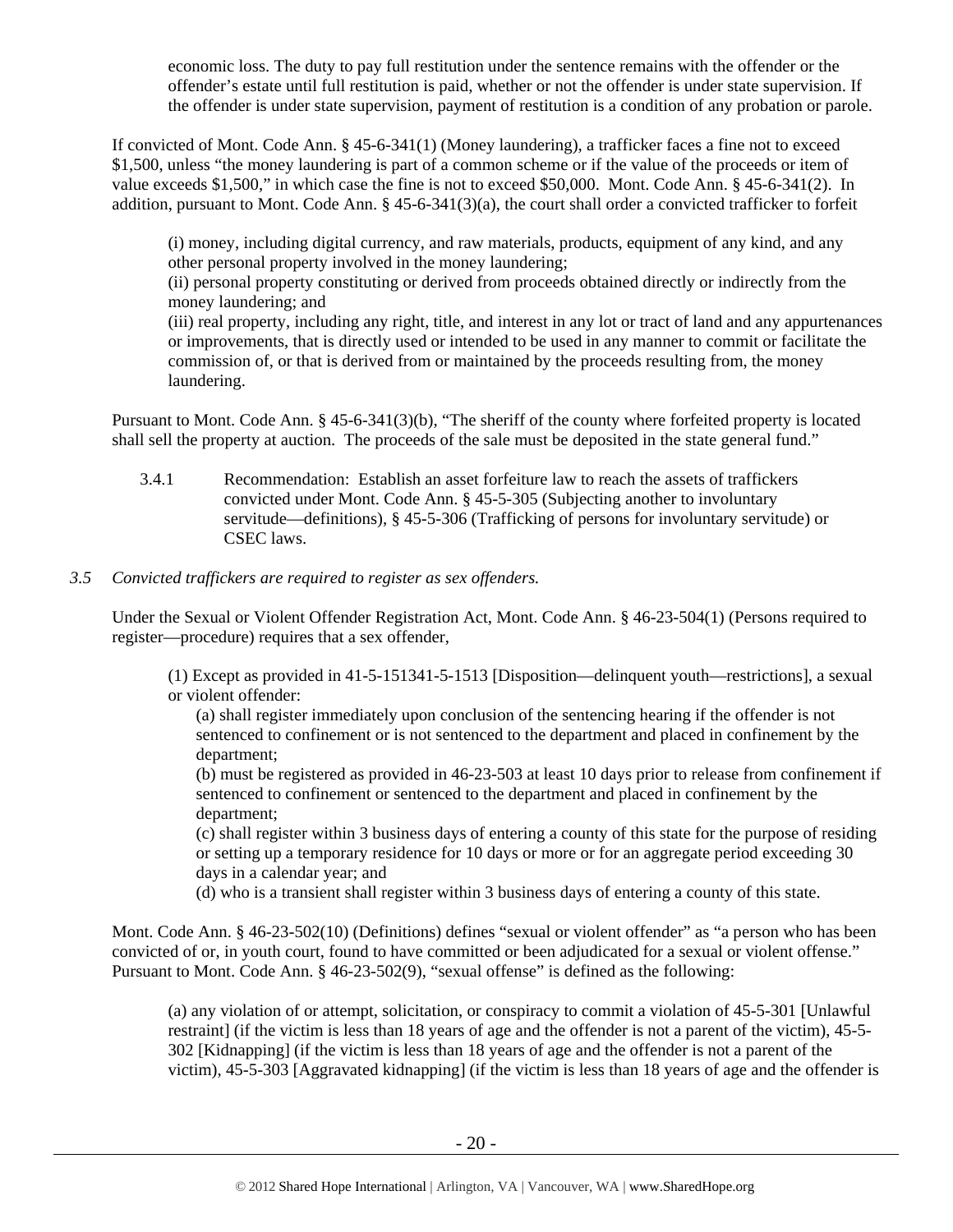economic loss. The duty to pay full restitution under the sentence remains with the offender or the offender's estate until full restitution is paid, whether or not the offender is under state supervision. If the offender is under state supervision, payment of restitution is a condition of any probation or parole.

If convicted of Mont. Code Ann. § 45-6-341(1) (Money laundering), a trafficker faces a fine not to exceed $1,500, unless "the money laundering is part of a common scheme or if the value of the proceeds or item of value exceeds $1,500," in which case the fine is not to exceed $50,000. Mont. Code Ann. § 45-6-341(2). In addition, pursuant to Mont. Code Ann. § 45-6-341(3)(a), the court shall order a convicted trafficker to forfeit

> (i) money, including digital currency, and raw materials, products, equipment of any kind, and any other personal property involved in the money laundering;
> (ii) personal property constituting or derived from proceeds obtained directly or indirectly from the money laundering; and
> (iii) real property, including any right, title, and interest in any lot or tract of land and any appurtenances or improvements, that is directly used or intended to be used in any manner to commit or facilitate the commission of, or that is derived from or maintained by the proceeds resulting from, the money laundering.

Pursuant to Mont. Code Ann. § 45-6-341(3)(b), "The sheriff of the county where forfeited property is located shall sell the property at auction. The proceeds of the sale must be deposited in the state general fund."

3.4.1 Recommendation: Establish an asset forfeiture law to reach the assets of traffickers convicted under Mont. Code Ann. § 45-5-305 (Subjecting another to involuntary servitude—definitions), § 45-5-306 (Trafficking of persons for involuntary servitude) or CSEC laws.

*3.5 Convicted traffickers are required to register as sex offenders.*

Under the Sexual or Violent Offender Registration Act, Mont. Code Ann. § 46-23-504(1) (Persons required to register—procedure) requires that a sex offender,

> (1) Except as provided in 41-5-151341-5-1513 [Disposition—delinquent youth—restrictions], a sexual or violent offender:
> (a) shall register immediately upon conclusion of the sentencing hearing if the offender is not sentenced to confinement or is not sentenced to the department and placed in confinement by the department;
> (b) must be registered as provided in 46-23-503 at least 10 days prior to release from confinement if sentenced to confinement or sentenced to the department and placed in confinement by the department;
> (c) shall register within 3 business days of entering a county of this state for the purpose of residing or setting up a temporary residence for 10 days or more or for an aggregate period exceeding 30 days in a calendar year; and
> (d) who is a transient shall register within 3 business days of entering a county of this state.

Mont. Code Ann. § 46-23-502(10) (Definitions) defines "sexual or violent offender" as "a person who has been convicted of or, in youth court, found to have committed or been adjudicated for a sexual or violent offense." Pursuant to Mont. Code Ann. § 46-23-502(9), "sexual offense" is defined as the following:

> (a) any violation of or attempt, solicitation, or conspiracy to commit a violation of 45-5-301 [Unlawful restraint] (if the victim is less than 18 years of age and the offender is not a parent of the victim), 45-5-302 [Kidnapping] (if the victim is less than 18 years of age and the offender is not a parent of the victim), 45-5-303 [Aggravated kidnapping] (if the victim is less than 18 years of age and the offender is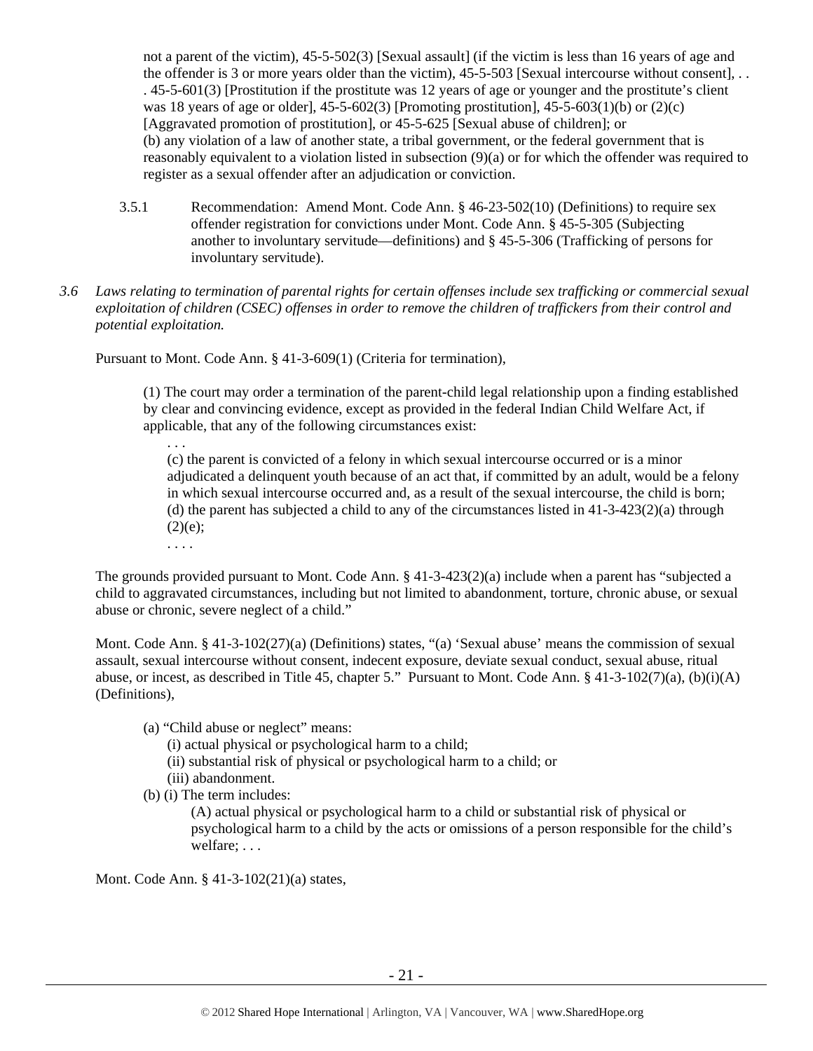not a parent of the victim), 45-5-502(3) [Sexual assault] (if the victim is less than 16 years of age and the offender is 3 or more years older than the victim), 45-5-503 [Sexual intercourse without consent], . . . 45-5-601(3) [Prostitution if the prostitute was 12 years of age or younger and the prostitute's client was 18 years of age or older], 45-5-602(3) [Promoting prostitution], 45-5-603(1)(b) or (2)(c) [Aggravated promotion of prostitution], or 45-5-625 [Sexual abuse of children]; or
(b) any violation of a law of another state, a tribal government, or the federal government that is reasonably equivalent to a violation listed in subsection (9)(a) or for which the offender was required to register as a sexual offender after an adjudication or conviction.

3.5.1 Recommendation: Amend Mont. Code Ann. § 46-23-502(10) (Definitions) to require sex offender registration for convictions under Mont. Code Ann. § 45-5-305 (Subjecting another to involuntary servitude—definitions) and § 45-5-306 (Trafficking of persons for involuntary servitude).

*3.6 Laws relating to termination of parental rights for certain offenses include sex trafficking or commercial sexual exploitation of children (CSEC) offenses in order to remove the children of traffickers from their control and potential exploitation.*

Pursuant to Mont. Code Ann. § 41-3-609(1) (Criteria for termination),

> (1) The court may order a termination of the parent-child legal relationship upon a finding established by clear and convincing evidence, except as provided in the federal Indian Child Welfare Act, if applicable, that any of the following circumstances exist:
> . . .
> (c) the parent is convicted of a felony in which sexual intercourse occurred or is a minor adjudicated a delinquent youth because of an act that, if committed by an adult, would be a felony in which sexual intercourse occurred and, as a result of the sexual intercourse, the child is born;
> (d) the parent has subjected a child to any of the circumstances listed in 41-3-423(2)(a) through (2)(e);
> . . . .

The grounds provided pursuant to Mont. Code Ann. § 41-3-423(2)(a) include when a parent has "subjected a child to aggravated circumstances, including but not limited to abandonment, torture, chronic abuse, or sexual abuse or chronic, severe neglect of a child."

Mont. Code Ann. § 41-3-102(27)(a) (Definitions) states, "(a) 'Sexual abuse' means the commission of sexual assault, sexual intercourse without consent, indecent exposure, deviate sexual conduct, sexual abuse, ritual abuse, or incest, as described in Title 45, chapter 5." Pursuant to Mont. Code Ann. § 41-3-102(7)(a), (b)(i)(A) (Definitions),

> (a) "Child abuse or neglect" means:
> (i) actual physical or psychological harm to a child;
> (ii) substantial risk of physical or psychological harm to a child; or
> (iii) abandonment.
> (b) (i) The term includes:
> (A) actual physical or psychological harm to a child or substantial risk of physical or psychological harm to a child by the acts or omissions of a person responsible for the child's welfare; . . .

Mont. Code Ann. § 41-3-102(21)(a) states,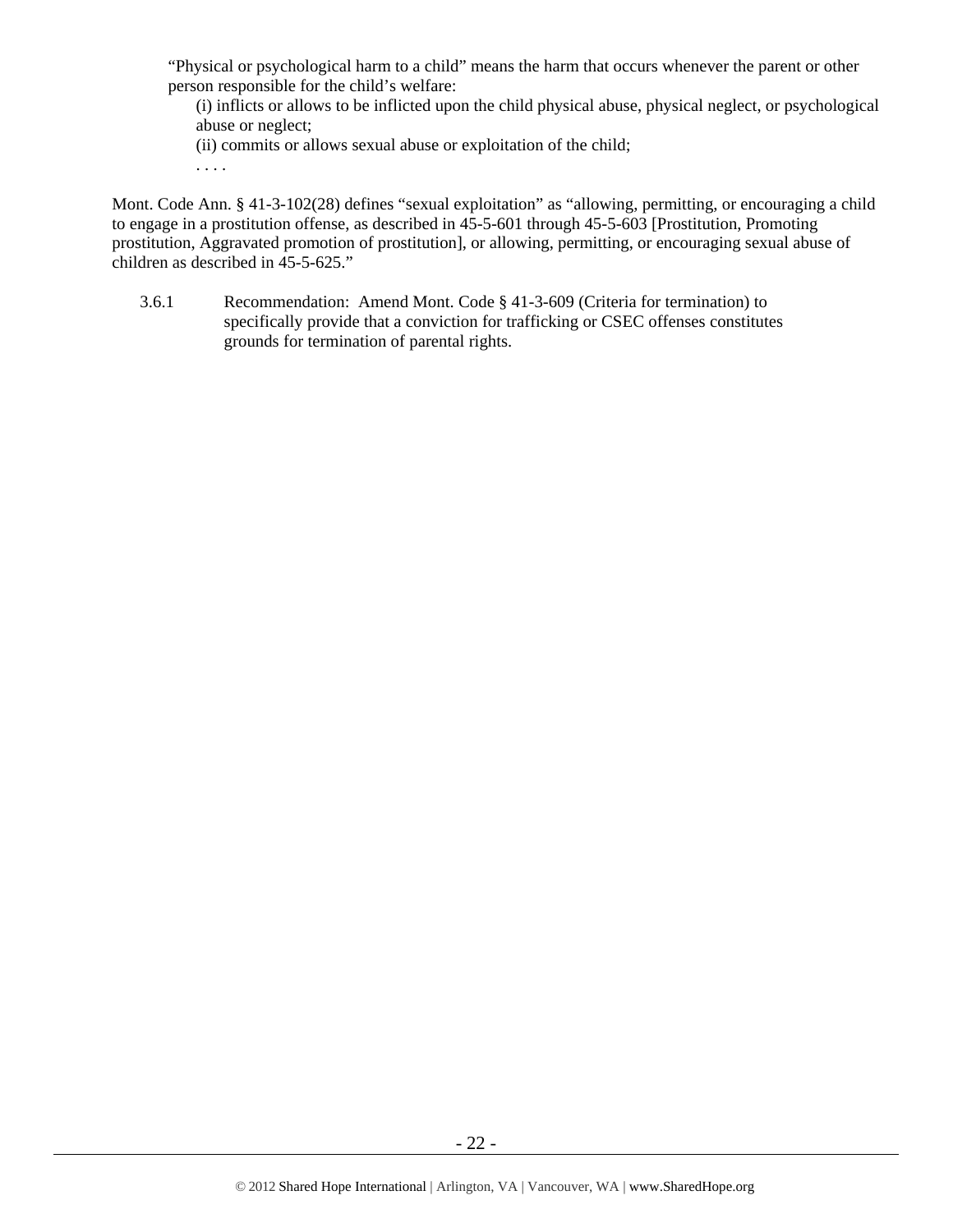> "Physical or psychological harm to a child" means the harm that occurs whenever the parent or other person responsible for the child's welfare:
>
> (i) inflicts or allows to be inflicted upon the child physical abuse, physical neglect, or psychological abuse or neglect;
>
> (ii) commits or allows sexual abuse or exploitation of the child;
>
> . . . .

Mont. Code Ann. § 41-3-102(28) defines "sexual exploitation" as "allowing, permitting, or encouraging a child to engage in a prostitution offense, as described in 45-5-601 through 45-5-603 [Prostitution, Promoting prostitution, Aggravated promotion of prostitution], or allowing, permitting, or encouraging sexual abuse of children as described in 45-5-625."

3.6.1 Recommendation: Amend Mont. Code § 41-3-609 (Criteria for termination) to specifically provide that a conviction for trafficking or CSEC offenses constitutes grounds for termination of parental rights.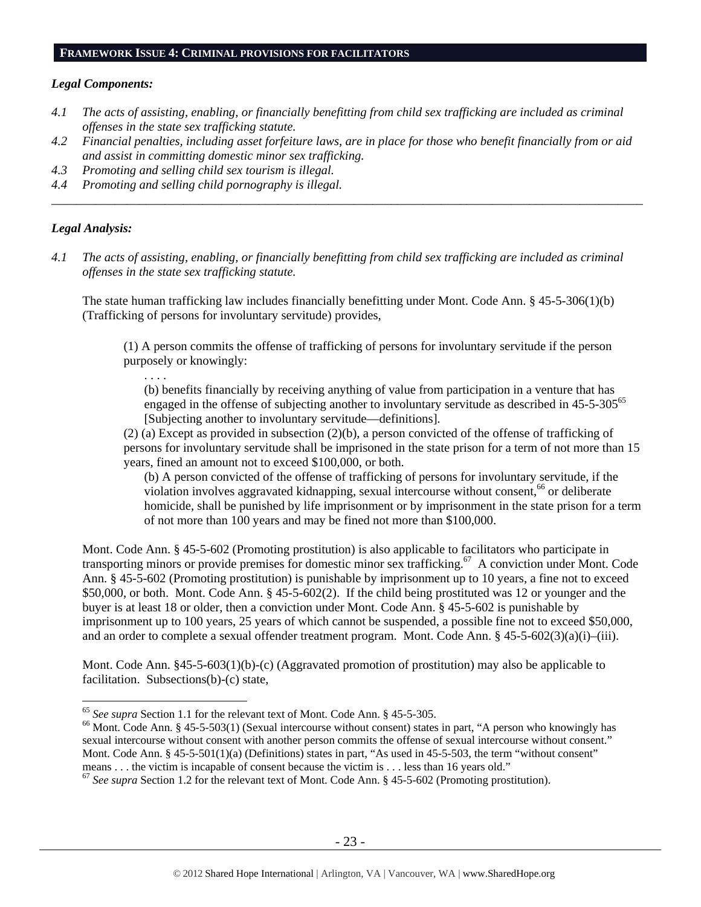## FRAMEWORK ISSUE 4: CRIMINAL PROVISIONS FOR FACILITATORS

### *Legal Components:*

*4.1 The acts of assisting, enabling, or financially benefitting from child sex trafficking are included as criminal offenses in the state sex trafficking statute.*

*4.2 Financial penalties, including asset forfeiture laws, are in place for those who benefit financially from or aid and assist in committing domestic minor sex trafficking.*

*4.3 Promoting and selling child sex tourism is illegal.*

*4.4 Promoting and selling child pornography is illegal.*

---

### *Legal Analysis:*

*4.1 The acts of assisting, enabling, or financially benefitting from child sex trafficking are included as criminal offenses in the state sex trafficking statute.*

The state human trafficking law includes financially benefitting under Mont. Code Ann. § 45-5-306(1)(b) (Trafficking of persons for involuntary servitude) provides,

> (1) A person commits the offense of trafficking of persons for involuntary servitude if the person purposely or knowingly:
>
> . . . .
>
> (b) benefits financially by receiving anything of value from participation in a venture that has engaged in the offense of subjecting another to involuntary servitude as described in 45-5-305[65] [Subjecting another to involuntary servitude—definitions].
>
> (2) (a) Except as provided in subsection (2)(b), a person convicted of the offense of trafficking of persons for involuntary servitude shall be imprisoned in the state prison for a term of not more than 15 years, fined an amount not to exceed $100,000, or both.
>
> (b) A person convicted of the offense of trafficking of persons for involuntary servitude, if the violation involves aggravated kidnapping, sexual intercourse without consent,[66] or deliberate homicide, shall be punished by life imprisonment or by imprisonment in the state prison for a term of not more than 100 years and may be fined not more than $100,000.

Mont. Code Ann. § 45-5-602 (Promoting prostitution) is also applicable to facilitators who participate in transporting minors or provide premises for domestic minor sex trafficking.[67] A conviction under Mont. Code Ann. § 45-5-602 (Promoting prostitution) is punishable by imprisonment up to 10 years, a fine not to exceed $50,000, or both. Mont. Code Ann. § 45-5-602(2). If the child being prostituted was 12 or younger and the buyer is at least 18 or older, then a conviction under Mont. Code Ann. § 45-5-602 is punishable by imprisonment up to 100 years, 25 years of which cannot be suspended, a possible fine not to exceed $50,000, and an order to complete a sexual offender treatment program. Mont. Code Ann. § 45-5-602(3)(a)(i)–(iii).

Mont. Code Ann. §45-5-603(1)(b)-(c) (Aggravated promotion of prostitution) may also be applicable to facilitation. Subsections(b)-(c) state,

---

[65] *See supra* Section 1.1 for the relevant text of Mont. Code Ann. § 45-5-305.

[66] Mont. Code Ann. § 45-5-503(1) (Sexual intercourse without consent) states in part, "A person who knowingly has sexual intercourse without consent with another person commits the offense of sexual intercourse without consent." Mont. Code Ann. § 45-5-501(1)(a) (Definitions) states in part, "As used in 45-5-503, the term "without consent" means . . . the victim is incapable of consent because the victim is . . . less than 16 years old."

[67] *See supra* Section 1.2 for the relevant text of Mont. Code Ann. § 45-5-602 (Promoting prostitution).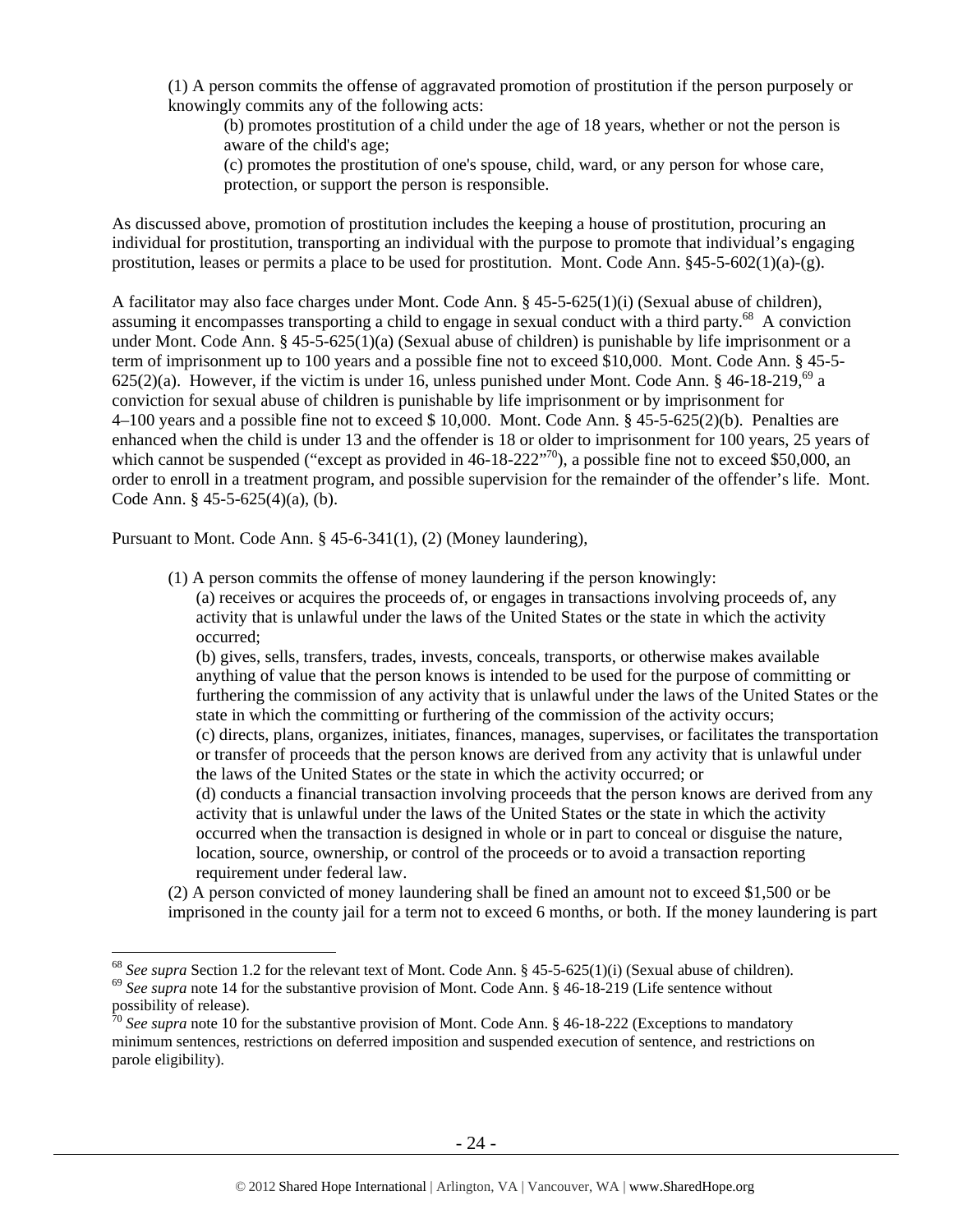(1) A person commits the offense of aggravated promotion of prostitution if the person purposely or knowingly commits any of the following acts:

(b) promotes prostitution of a child under the age of 18 years, whether or not the person is aware of the child's age;

(c) promotes the prostitution of one's spouse, child, ward, or any person for whose care, protection, or support the person is responsible.

As discussed above, promotion of prostitution includes the keeping a house of prostitution, procuring an individual for prostitution, transporting an individual with the purpose to promote that individual's engaging prostitution, leases or permits a place to be used for prostitution. Mont. Code Ann. §45-5-602(1)(a)-(g).

A facilitator may also face charges under Mont. Code Ann. § 45-5-625(1)(i) (Sexual abuse of children), assuming it encompasses transporting a child to engage in sexual conduct with a third party.[68] A conviction under Mont. Code Ann. § 45-5-625(1)(a) (Sexual abuse of children) is punishable by life imprisonment or a term of imprisonment up to 100 years and a possible fine not to exceed $10,000. Mont. Code Ann. § 45-5-625(2)(a). However, if the victim is under 16, unless punished under Mont. Code Ann. § 46-18-219,[69] a conviction for sexual abuse of children is punishable by life imprisonment or by imprisonment for 4–100 years and a possible fine not to exceed $ 10,000. Mont. Code Ann. § 45-5-625(2)(b). Penalties are enhanced when the child is under 13 and the offender is 18 or older to imprisonment for 100 years, 25 years of which cannot be suspended ("except as provided in 46-18-222"[70]), a possible fine not to exceed $50,000, an order to enroll in a treatment program, and possible supervision for the remainder of the offender's life. Mont. Code Ann. § 45-5-625(4)(a), (b).

Pursuant to Mont. Code Ann. § 45-6-341(1), (2) (Money laundering),

(1) A person commits the offense of money laundering if the person knowingly:

(a) receives or acquires the proceeds of, or engages in transactions involving proceeds of, any activity that is unlawful under the laws of the United States or the state in which the activity occurred;

(b) gives, sells, transfers, trades, invests, conceals, transports, or otherwise makes available anything of value that the person knows is intended to be used for the purpose of committing or furthering the commission of any activity that is unlawful under the laws of the United States or the state in which the committing or furthering of the commission of the activity occurs;

(c) directs, plans, organizes, initiates, finances, manages, supervises, or facilitates the transportation or transfer of proceeds that the person knows are derived from any activity that is unlawful under the laws of the United States or the state in which the activity occurred; or

(d) conducts a financial transaction involving proceeds that the person knows are derived from any activity that is unlawful under the laws of the United States or the state in which the activity occurred when the transaction is designed in whole or in part to conceal or disguise the nature, location, source, ownership, or control of the proceeds or to avoid a transaction reporting requirement under federal law.

(2) A person convicted of money laundering shall be fined an amount not to exceed $1,500 or be imprisoned in the county jail for a term not to exceed 6 months, or both. If the money laundering is part

---

[68] *See supra* Section 1.2 for the relevant text of Mont. Code Ann. § 45-5-625(1)(i) (Sexual abuse of children).

[69] *See supra* note 14 for the substantive provision of Mont. Code Ann. § 46-18-219 (Life sentence without possibility of release).

[70] *See supra* note 10 for the substantive provision of Mont. Code Ann. § 46-18-222 (Exceptions to mandatory minimum sentences, restrictions on deferred imposition and suspended execution of sentence, and restrictions on parole eligibility).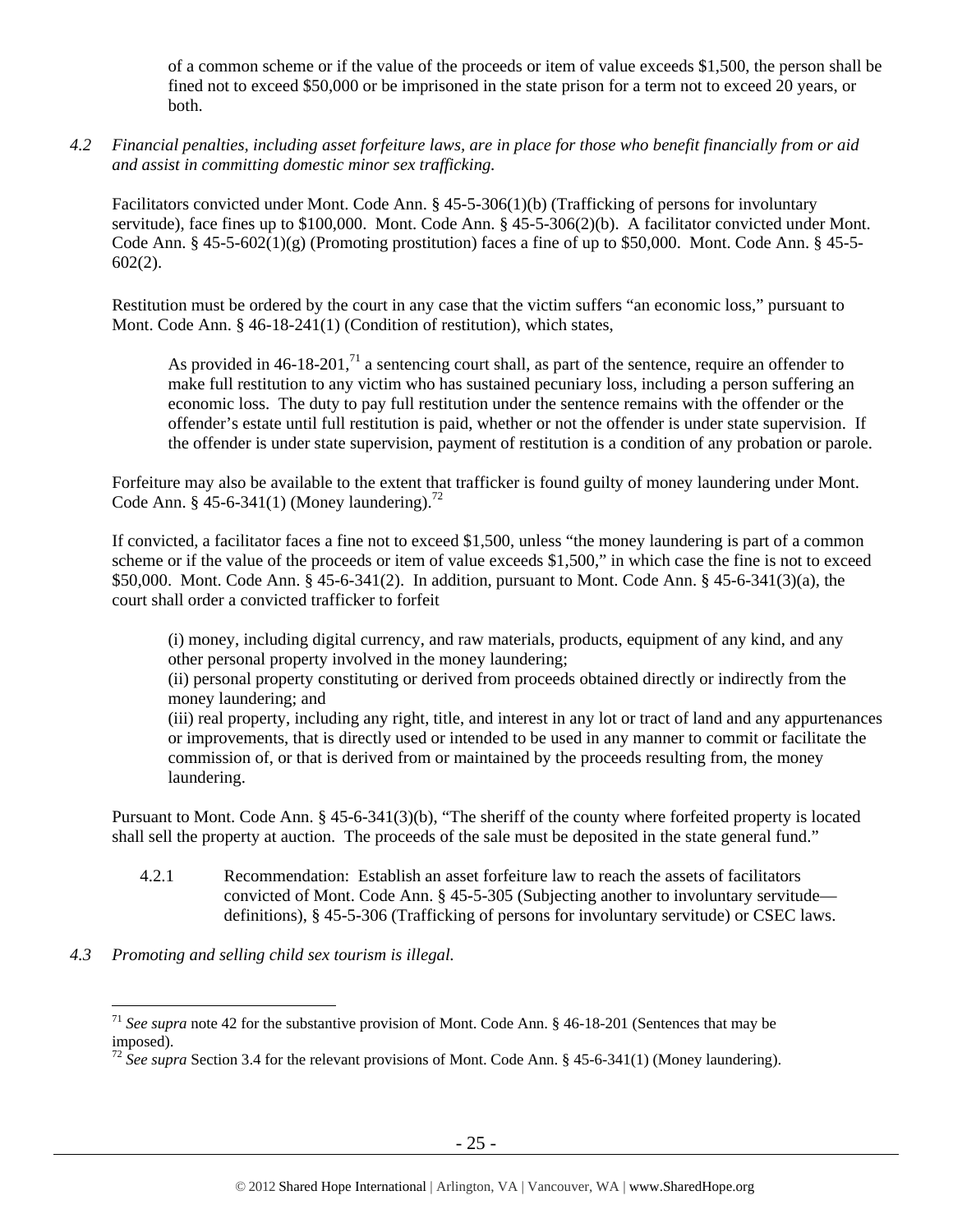of a common scheme or if the value of the proceeds or item of value exceeds $1,500, the person shall be fined not to exceed $50,000 or be imprisoned in the state prison for a term not to exceed 20 years, or both.

*4.2 Financial penalties, including asset forfeiture laws, are in place for those who benefit financially from or aid and assist in committing domestic minor sex trafficking.*

Facilitators convicted under Mont. Code Ann. § 45-5-306(1)(b) (Trafficking of persons for involuntary servitude), face fines up to $100,000. Mont. Code Ann. § 45-5-306(2)(b). A facilitator convicted under Mont. Code Ann. § 45-5-602(1)(g) (Promoting prostitution) faces a fine of up to $50,000. Mont. Code Ann. § 45-5-602(2).

Restitution must be ordered by the court in any case that the victim suffers "an economic loss," pursuant to Mont. Code Ann. § 46-18-241(1) (Condition of restitution), which states,

> As provided in 46-18-201,[71] a sentencing court shall, as part of the sentence, require an offender to make full restitution to any victim who has sustained pecuniary loss, including a person suffering an economic loss. The duty to pay full restitution under the sentence remains with the offender or the offender's estate until full restitution is paid, whether or not the offender is under state supervision. If the offender is under state supervision, payment of restitution is a condition of any probation or parole.

Forfeiture may also be available to the extent that trafficker is found guilty of money laundering under Mont. Code Ann. § 45-6-341(1) (Money laundering).[72]

If convicted, a facilitator faces a fine not to exceed $1,500, unless "the money laundering is part of a common scheme or if the value of the proceeds or item of value exceeds $1,500," in which case the fine is not to exceed $50,000. Mont. Code Ann. § 45-6-341(2). In addition, pursuant to Mont. Code Ann. § 45-6-341(3)(a), the court shall order a convicted trafficker to forfeit

> (i) money, including digital currency, and raw materials, products, equipment of any kind, and any other personal property involved in the money laundering;
> (ii) personal property constituting or derived from proceeds obtained directly or indirectly from the money laundering; and
> (iii) real property, including any right, title, and interest in any lot or tract of land and any appurtenances or improvements, that is directly used or intended to be used in any manner to commit or facilitate the commission of, or that is derived from or maintained by the proceeds resulting from, the money laundering.

Pursuant to Mont. Code Ann. § 45-6-341(3)(b), "The sheriff of the county where forfeited property is located shall sell the property at auction. The proceeds of the sale must be deposited in the state general fund."

4.2.1 Recommendation: Establish an asset forfeiture law to reach the assets of facilitators convicted of Mont. Code Ann. § 45-5-305 (Subjecting another to involuntary servitude—definitions), § 45-5-306 (Trafficking of persons for involuntary servitude) or CSEC laws.

*4.3 Promoting and selling child sex tourism is illegal.*

---

[71] *See supra* note 42 for the substantive provision of Mont. Code Ann. § 46-18-201 (Sentences that may be imposed).

[72] *See supra* Section 3.4 for the relevant provisions of Mont. Code Ann. § 45-6-341(1) (Money laundering).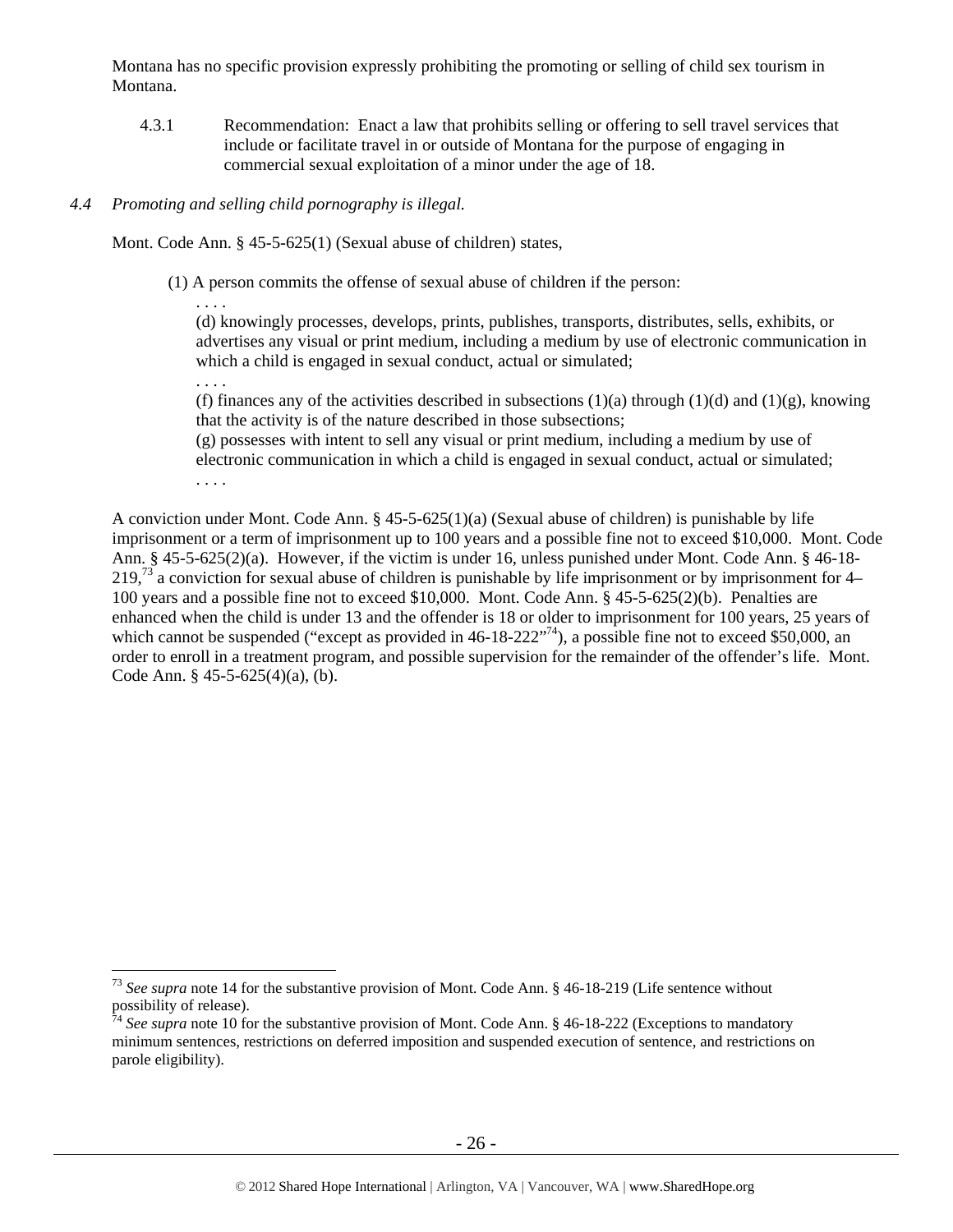Montana has no specific provision expressly prohibiting the promoting or selling of child sex tourism in Montana.

4.3.1 Recommendation: Enact a law that prohibits selling or offering to sell travel services that include or facilitate travel in or outside of Montana for the purpose of engaging in commercial sexual exploitation of a minor under the age of 18.

*4.4 Promoting and selling child pornography is illegal.*

Mont. Code Ann. § 45-5-625(1) (Sexual abuse of children) states,

> (1) A person commits the offense of sexual abuse of children if the person:
>
> . . . .
>
> (d) knowingly processes, develops, prints, publishes, transports, distributes, sells, exhibits, or advertises any visual or print medium, including a medium by use of electronic communication in which a child is engaged in sexual conduct, actual or simulated;
>
> . . . .
>
> (f) finances any of the activities described in subsections (1)(a) through (1)(d) and (1)(g), knowing that the activity is of the nature described in those subsections;
>
> (g) possesses with intent to sell any visual or print medium, including a medium by use of electronic communication in which a child is engaged in sexual conduct, actual or simulated;
>
> . . . .

A conviction under Mont. Code Ann. § 45-5-625(1)(a) (Sexual abuse of children) is punishable by life imprisonment or a term of imprisonment up to 100 years and a possible fine not to exceed $10,000. Mont. Code Ann. § 45-5-625(2)(a). However, if the victim is under 16, unless punished under Mont. Code Ann. § 46-18-219,[73] a conviction for sexual abuse of children is punishable by life imprisonment or by imprisonment for 4–100 years and a possible fine not to exceed $10,000. Mont. Code Ann. § 45-5-625(2)(b). Penalties are enhanced when the child is under 13 and the offender is 18 or older to imprisonment for 100 years, 25 years of which cannot be suspended ("except as provided in 46-18-222"[74]), a possible fine not to exceed $50,000, an order to enroll in a treatment program, and possible supervision for the remainder of the offender's life. Mont. Code Ann. § 45-5-625(4)(a), (b).

---

[73] *See supra* note 14 for the substantive provision of Mont. Code Ann. § 46-18-219 (Life sentence without possibility of release).

[74] *See supra* note 10 for the substantive provision of Mont. Code Ann. § 46-18-222 (Exceptions to mandatory minimum sentences, restrictions on deferred imposition and suspended execution of sentence, and restrictions on parole eligibility).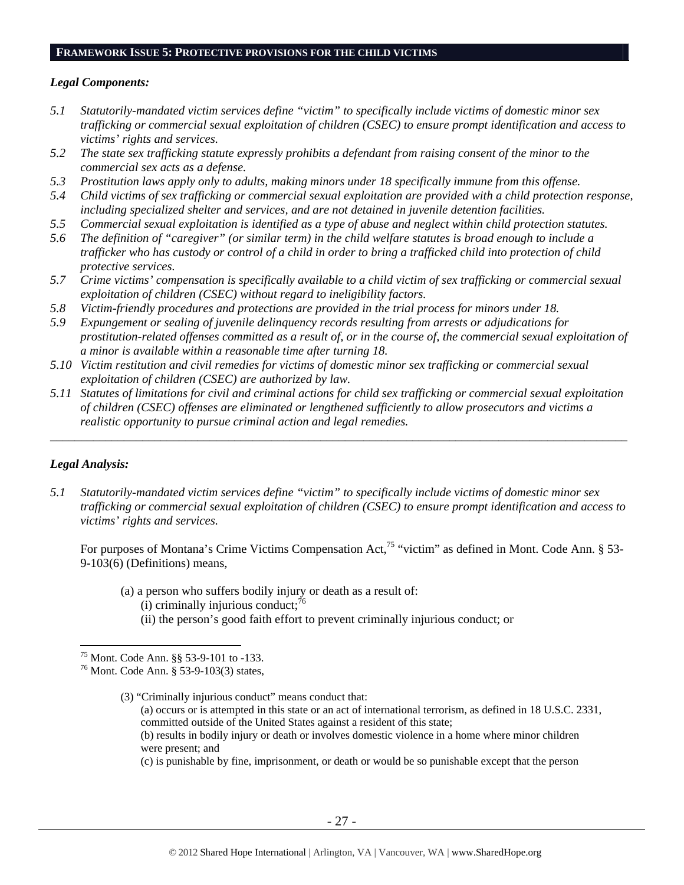## FRAMEWORK ISSUE 5: PROTECTIVE PROVISIONS FOR THE CHILD VICTIMS

***Legal Components:***

*5.1 Statutorily-mandated victim services define "victim" to specifically include victims of domestic minor sex trafficking or commercial sexual exploitation of children (CSEC) to ensure prompt identification and access to victims' rights and services.*

*5.2 The state sex trafficking statute expressly prohibits a defendant from raising consent of the minor to the commercial sex acts as a defense.*

*5.3 Prostitution laws apply only to adults, making minors under 18 specifically immune from this offense.*

*5.4 Child victims of sex trafficking or commercial sexual exploitation are provided with a child protection response, including specialized shelter and services, and are not detained in juvenile detention facilities.*

*5.5 Commercial sexual exploitation is identified as a type of abuse and neglect within child protection statutes.*

*5.6 The definition of "caregiver" (or similar term) in the child welfare statutes is broad enough to include a trafficker who has custody or control of a child in order to bring a trafficked child into protection of child protective services.*

*5.7 Crime victims' compensation is specifically available to a child victim of sex trafficking or commercial sexual exploitation of children (CSEC) without regard to ineligibility factors.*

*5.8 Victim-friendly procedures and protections are provided in the trial process for minors under 18.*

*5.9 Expungement or sealing of juvenile delinquency records resulting from arrests or adjudications for prostitution-related offenses committed as a result of, or in the course of, the commercial sexual exploitation of a minor is available within a reasonable time after turning 18.*

*5.10 Victim restitution and civil remedies for victims of domestic minor sex trafficking or commercial sexual exploitation of children (CSEC) are authorized by law.*

*5.11 Statutes of limitations for civil and criminal actions for child sex trafficking or commercial sexual exploitation of children (CSEC) offenses are eliminated or lengthened sufficiently to allow prosecutors and victims a realistic opportunity to pursue criminal action and legal remedies.*

---

***Legal Analysis:***

*5.1 Statutorily-mandated victim services define "victim" to specifically include victims of domestic minor sex trafficking or commercial sexual exploitation of children (CSEC) to ensure prompt identification and access to victims' rights and services.*

For purposes of Montana's Crime Victims Compensation Act,[75] "victim" as defined in Mont. Code Ann. § 53-9-103(6) (Definitions) means,

> (a) a person who suffers bodily injury or death as a result of:
> (i) criminally injurious conduct;[76]
> (ii) the person's good faith effort to prevent criminally injurious conduct; or

---

[75] Mont. Code Ann. §§ 53-9-101 to -133.

[76] Mont. Code Ann. § 53-9-103(3) states,

> (3) "Criminally injurious conduct" means conduct that:
> (a) occurs or is attempted in this state or an act of international terrorism, as defined in 18 U.S.C. 2331, committed outside of the United States against a resident of this state;
> (b) results in bodily injury or death or involves domestic violence in a home where minor children were present; and
> (c) is punishable by fine, imprisonment, or death or would be so punishable except that the person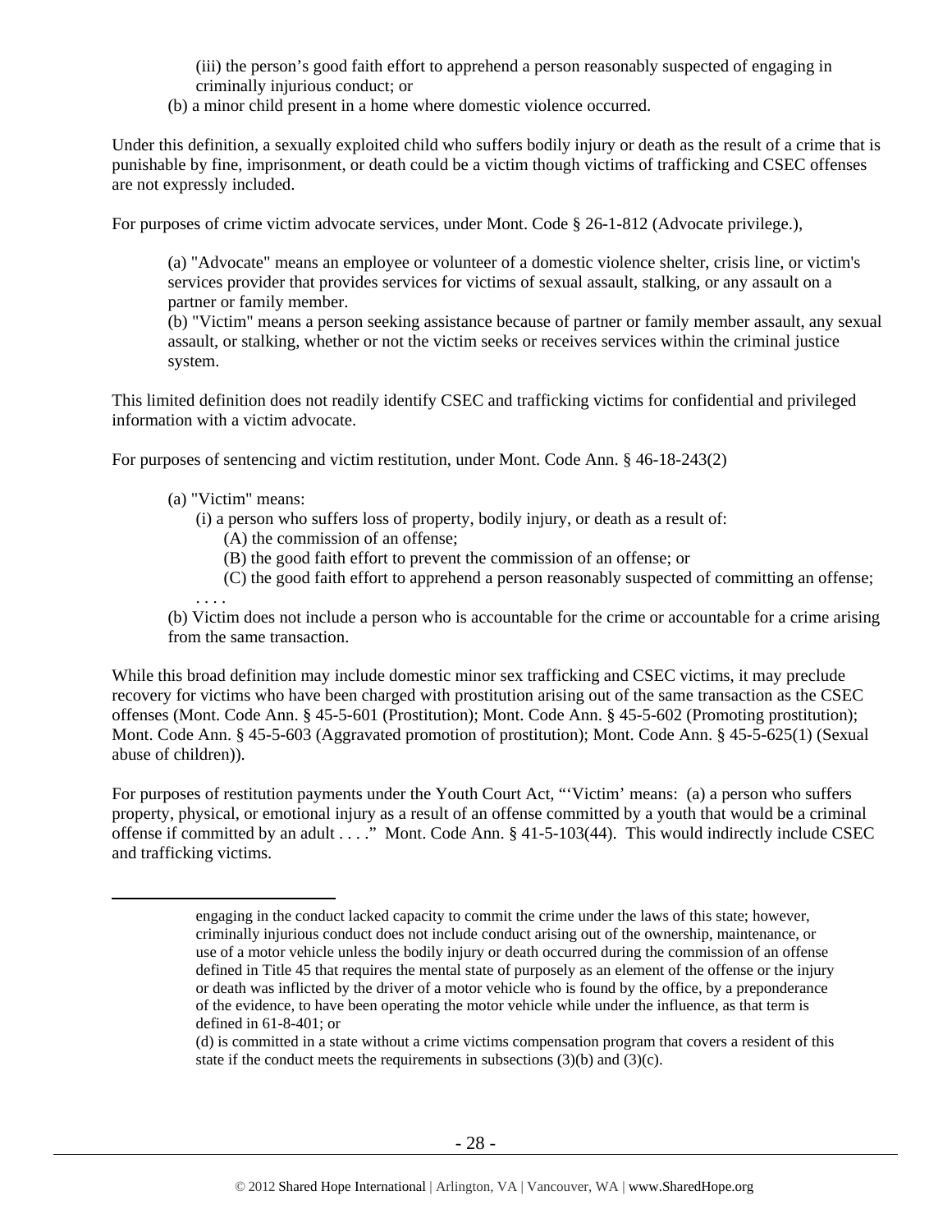(iii) the person's good faith effort to apprehend a person reasonably suspected of engaging in criminally injurious conduct; or

(b) a minor child present in a home where domestic violence occurred.

Under this definition, a sexually exploited child who suffers bodily injury or death as the result of a crime that is punishable by fine, imprisonment, or death could be a victim though victims of trafficking and CSEC offenses are not expressly included.

For purposes of crime victim advocate services, under Mont. Code § 26-1-812 (Advocate privilege.),

> (a) "Advocate" means an employee or volunteer of a domestic violence shelter, crisis line, or victim's services provider that provides services for victims of sexual assault, stalking, or any assault on a partner or family member.
>
> (b) "Victim" means a person seeking assistance because of partner or family member assault, any sexual assault, or stalking, whether or not the victim seeks or receives services within the criminal justice system.

This limited definition does not readily identify CSEC and trafficking victims for confidential and privileged information with a victim advocate.

For purposes of sentencing and victim restitution, under Mont. Code Ann. § 46-18-243(2)

> (a) "Victim" means:
>
> (i) a person who suffers loss of property, bodily injury, or death as a result of:
>
> (A) the commission of an offense;
>
> (B) the good faith effort to prevent the commission of an offense; or
>
> (C) the good faith effort to apprehend a person reasonably suspected of committing an offense;
>
> . . . .
>
> (b) Victim does not include a person who is accountable for the crime or accountable for a crime arising from the same transaction.

While this broad definition may include domestic minor sex trafficking and CSEC victims, it may preclude recovery for victims who have been charged with prostitution arising out of the same transaction as the CSEC offenses (Mont. Code Ann. § 45-5-601 (Prostitution); Mont. Code Ann. § 45-5-602 (Promoting prostitution); Mont. Code Ann. § 45-5-603 (Aggravated promotion of prostitution); Mont. Code Ann. § 45-5-625(1) (Sexual abuse of children)).

For purposes of restitution payments under the Youth Court Act, "'Victim' means: (a) a person who suffers property, physical, or emotional injury as a result of an offense committed by a youth that would be a criminal offense if committed by an adult . . . ." Mont. Code Ann. § 41-5-103(44). This would indirectly include CSEC and trafficking victims.

---

engaging in the conduct lacked capacity to commit the crime under the laws of this state; however, criminally injurious conduct does not include conduct arising out of the ownership, maintenance, or use of a motor vehicle unless the bodily injury or death occurred during the commission of an offense defined in Title 45 that requires the mental state of purposely as an element of the offense or the injury or death was inflicted by the driver of a motor vehicle who is found by the office, by a preponderance of the evidence, to have been operating the motor vehicle while under the influence, as that term is defined in 61-8-401; or

(d) is committed in a state without a crime victims compensation program that covers a resident of this state if the conduct meets the requirements in subsections (3)(b) and (3)(c).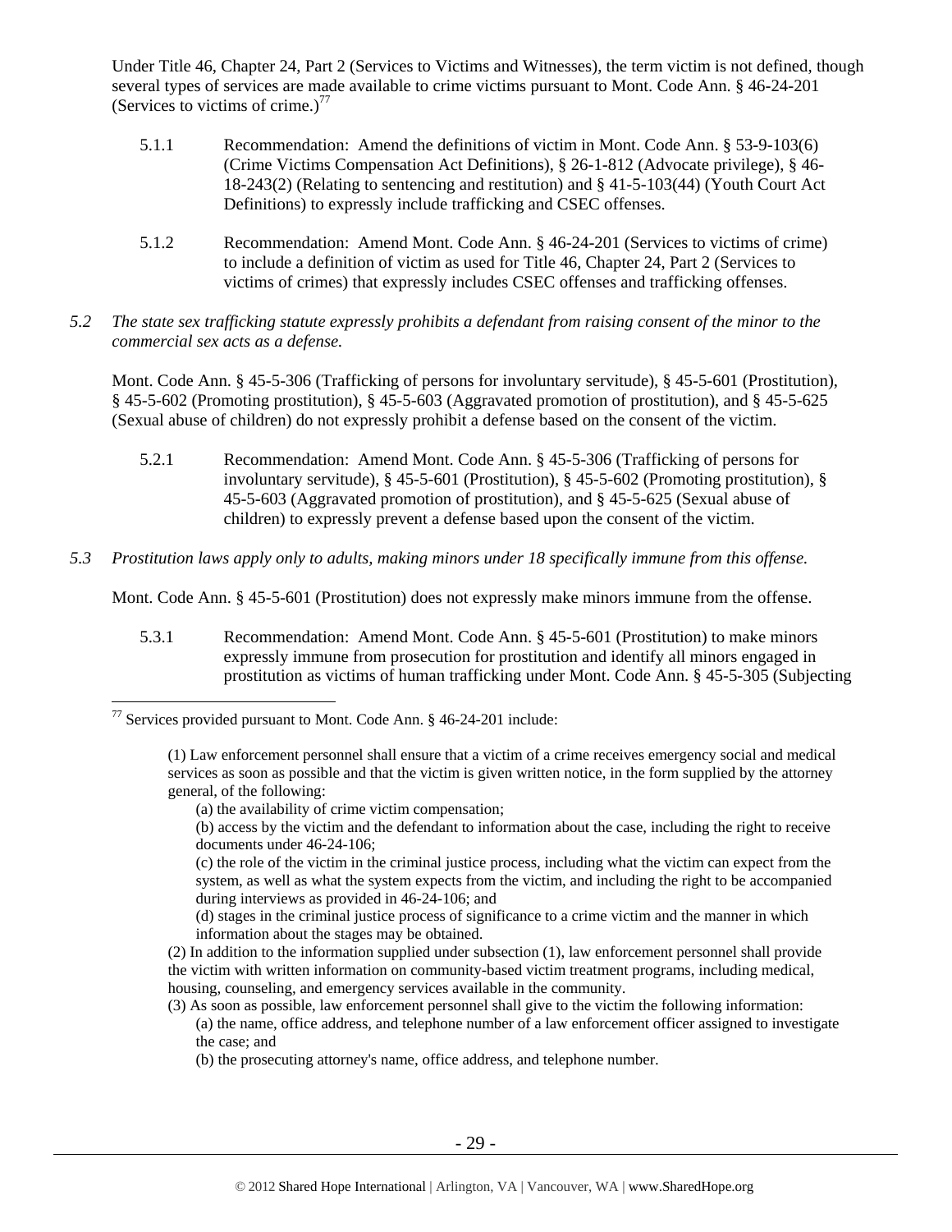Under Title 46, Chapter 24, Part 2 (Services to Victims and Witnesses), the term victim is not defined, though several types of services are made available to crime victims pursuant to Mont. Code Ann. § 46-24-201 (Services to victims of crime.)[77]

5.1.1 Recommendation: Amend the definitions of victim in Mont. Code Ann. § 53-9-103(6) (Crime Victims Compensation Act Definitions), § 26-1-812 (Advocate privilege), § 46-18-243(2) (Relating to sentencing and restitution) and § 41-5-103(44) (Youth Court Act Definitions) to expressly include trafficking and CSEC offenses.

5.1.2 Recommendation: Amend Mont. Code Ann. § 46-24-201 (Services to victims of crime) to include a definition of victim as used for Title 46, Chapter 24, Part 2 (Services to victims of crimes) that expressly includes CSEC offenses and trafficking offenses.

*5.2 The state sex trafficking statute expressly prohibits a defendant from raising consent of the minor to the commercial sex acts as a defense.*

Mont. Code Ann. § 45-5-306 (Trafficking of persons for involuntary servitude), § 45-5-601 (Prostitution), § 45-5-602 (Promoting prostitution), § 45-5-603 (Aggravated promotion of prostitution), and § 45-5-625 (Sexual abuse of children) do not expressly prohibit a defense based on the consent of the victim.

5.2.1 Recommendation: Amend Mont. Code Ann. § 45-5-306 (Trafficking of persons for involuntary servitude), § 45-5-601 (Prostitution), § 45-5-602 (Promoting prostitution), § 45-5-603 (Aggravated promotion of prostitution), and § 45-5-625 (Sexual abuse of children) to expressly prevent a defense based upon the consent of the victim.

*5.3 Prostitution laws apply only to adults, making minors under 18 specifically immune from this offense.*

Mont. Code Ann. § 45-5-601 (Prostitution) does not expressly make minors immune from the offense.

5.3.1 Recommendation: Amend Mont. Code Ann. § 45-5-601 (Prostitution) to make minors expressly immune from prosecution for prostitution and identify all minors engaged in prostitution as victims of human trafficking under Mont. Code Ann. § 45-5-305 (Subjecting

---

[77] Services provided pursuant to Mont. Code Ann. § 46-24-201 include:

> (1) Law enforcement personnel shall ensure that a victim of a crime receives emergency social and medical services as soon as possible and that the victim is given written notice, in the form supplied by the attorney general, of the following:
>
> (a) the availability of crime victim compensation;
>
> (b) access by the victim and the defendant to information about the case, including the right to receive documents under 46-24-106;
>
> (c) the role of the victim in the criminal justice process, including what the victim can expect from the system, as well as what the system expects from the victim, and including the right to be accompanied during interviews as provided in 46-24-106; and
>
> (d) stages in the criminal justice process of significance to a crime victim and the manner in which information about the stages may be obtained.
>
> (2) In addition to the information supplied under subsection (1), law enforcement personnel shall provide the victim with written information on community-based victim treatment programs, including medical, housing, counseling, and emergency services available in the community.
>
> (3) As soon as possible, law enforcement personnel shall give to the victim the following information:
>
> (a) the name, office address, and telephone number of a law enforcement officer assigned to investigate the case; and
>
> (b) the prosecuting attorney's name, office address, and telephone number.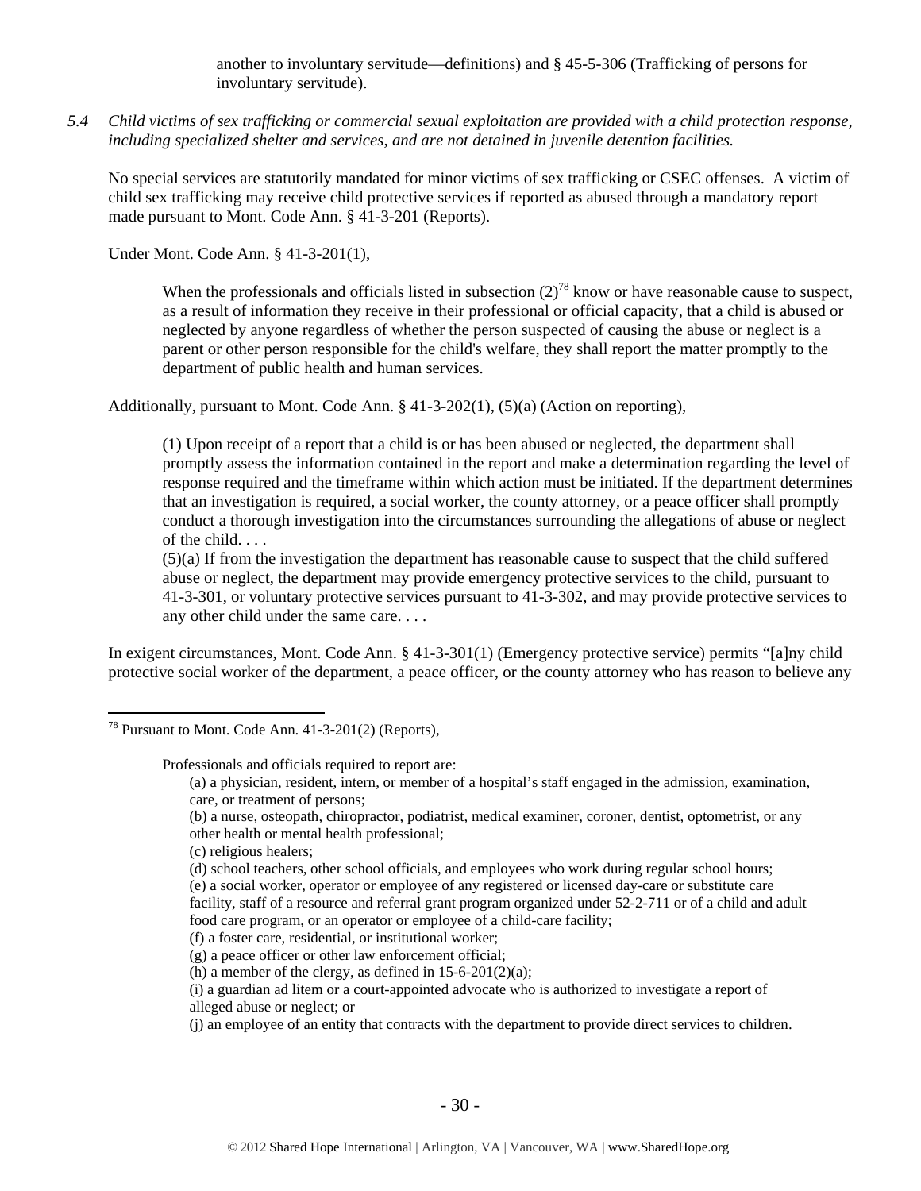another to involuntary servitude—definitions) and § 45-5-306 (Trafficking of persons for involuntary servitude).

*5.4 Child victims of sex trafficking or commercial sexual exploitation are provided with a child protection response, including specialized shelter and services, and are not detained in juvenile detention facilities.*

No special services are statutorily mandated for minor victims of sex trafficking or CSEC offenses. A victim of child sex trafficking may receive child protective services if reported as abused through a mandatory report made pursuant to Mont. Code Ann. § 41-3-201 (Reports).

Under Mont. Code Ann. § 41-3-201(1),

> When the professionals and officials listed in subsection (2)[78] know or have reasonable cause to suspect, as a result of information they receive in their professional or official capacity, that a child is abused or neglected by anyone regardless of whether the person suspected of causing the abuse or neglect is a parent or other person responsible for the child's welfare, they shall report the matter promptly to the department of public health and human services.

Additionally, pursuant to Mont. Code Ann. § 41-3-202(1), (5)(a) (Action on reporting),

> (1) Upon receipt of a report that a child is or has been abused or neglected, the department shall promptly assess the information contained in the report and make a determination regarding the level of response required and the timeframe within which action must be initiated. If the department determines that an investigation is required, a social worker, the county attorney, or a peace officer shall promptly conduct a thorough investigation into the circumstances surrounding the allegations of abuse or neglect of the child. . . .
> (5)(a) If from the investigation the department has reasonable cause to suspect that the child suffered abuse or neglect, the department may provide emergency protective services to the child, pursuant to 41-3-301, or voluntary protective services pursuant to 41-3-302, and may provide protective services to any other child under the same care. . . .

In exigent circumstances, Mont. Code Ann. § 41-3-301(1) (Emergency protective service) permits "[a]ny child protective social worker of the department, a peace officer, or the county attorney who has reason to believe any

---

[78] Pursuant to Mont. Code Ann. 41-3-201(2) (Reports),

> Professionals and officials required to report are:
> (a) a physician, resident, intern, or member of a hospital's staff engaged in the admission, examination, care, or treatment of persons;
> (b) a nurse, osteopath, chiropractor, podiatrist, medical examiner, coroner, dentist, optometrist, or any other health or mental health professional;
> (c) religious healers;
> (d) school teachers, other school officials, and employees who work during regular school hours;
> (e) a social worker, operator or employee of any registered or licensed day-care or substitute care facility, staff of a resource and referral grant program organized under 52-2-711 or of a child and adult food care program, or an operator or employee of a child-care facility;
> (f) a foster care, residential, or institutional worker;
> (g) a peace officer or other law enforcement official;
> (h) a member of the clergy, as defined in 15-6-201(2)(a);
> (i) a guardian ad litem or a court-appointed advocate who is authorized to investigate a report of alleged abuse or neglect; or
> (j) an employee of an entity that contracts with the department to provide direct services to children.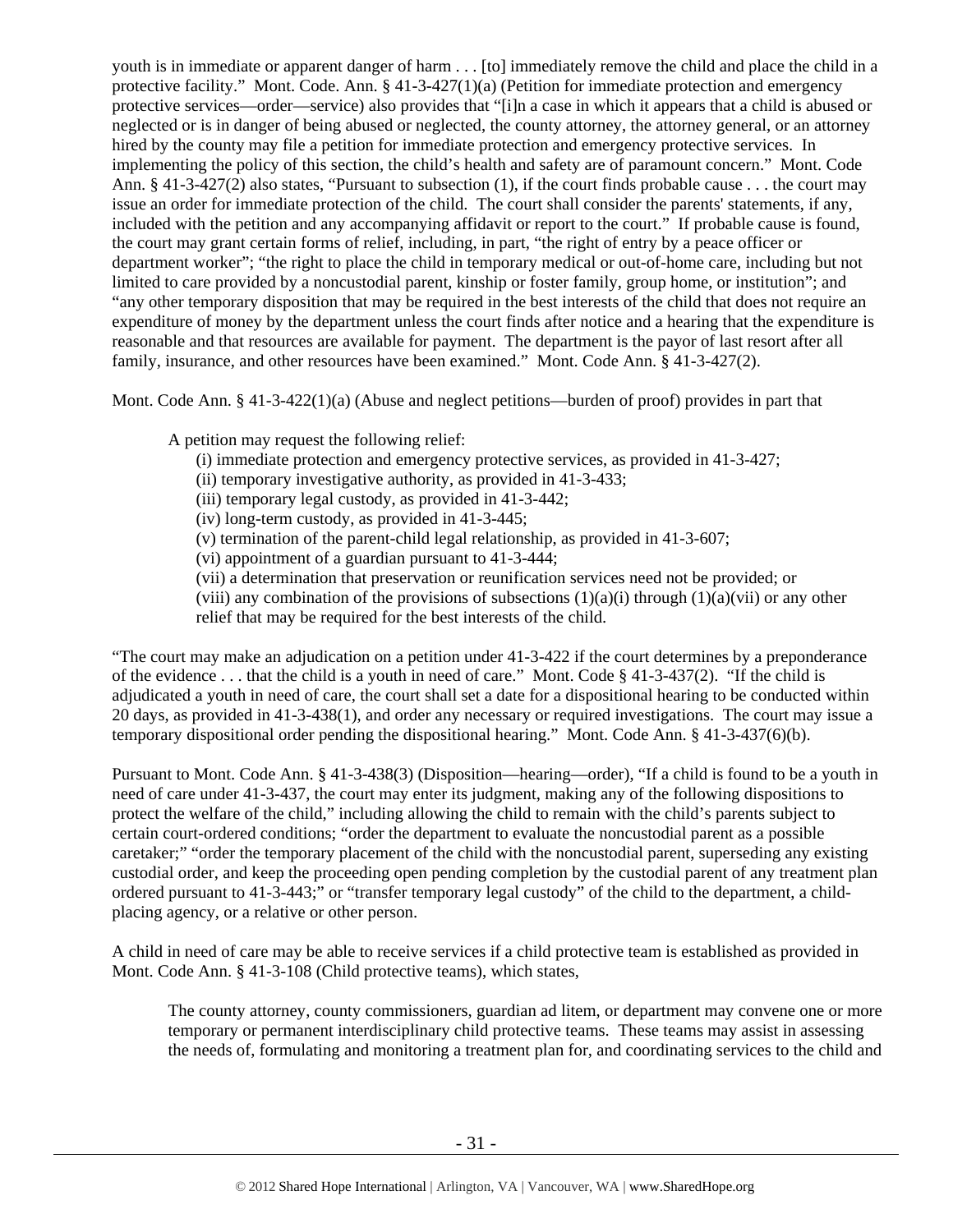youth is in immediate or apparent danger of harm . . . [to] immediately remove the child and place the child in a protective facility." Mont. Code. Ann. § 41-3-427(1)(a) (Petition for immediate protection and emergency protective services—order—service) also provides that "[i]n a case in which it appears that a child is abused or neglected or is in danger of being abused or neglected, the county attorney, the attorney general, or an attorney hired by the county may file a petition for immediate protection and emergency protective services. In implementing the policy of this section, the child's health and safety are of paramount concern." Mont. Code Ann. § 41-3-427(2) also states, "Pursuant to subsection (1), if the court finds probable cause . . . the court may issue an order for immediate protection of the child. The court shall consider the parents' statements, if any, included with the petition and any accompanying affidavit or report to the court." If probable cause is found, the court may grant certain forms of relief, including, in part, "the right of entry by a peace officer or department worker"; "the right to place the child in temporary medical or out-of-home care, including but not limited to care provided by a noncustodial parent, kinship or foster family, group home, or institution"; and "any other temporary disposition that may be required in the best interests of the child that does not require an expenditure of money by the department unless the court finds after notice and a hearing that the expenditure is reasonable and that resources are available for payment. The department is the payor of last resort after all family, insurance, and other resources have been examined." Mont. Code Ann. § 41-3-427(2).

Mont. Code Ann. § 41-3-422(1)(a) (Abuse and neglect petitions—burden of proof) provides in part that

> A petition may request the following relief:
> (i) immediate protection and emergency protective services, as provided in 41-3-427;
> (ii) temporary investigative authority, as provided in 41-3-433;
> (iii) temporary legal custody, as provided in 41-3-442;
> (iv) long-term custody, as provided in 41-3-445;
> (v) termination of the parent-child legal relationship, as provided in 41-3-607;
> (vi) appointment of a guardian pursuant to 41-3-444;
> (vii) a determination that preservation or reunification services need not be provided; or
> (viii) any combination of the provisions of subsections (1)(a)(i) through (1)(a)(vii) or any other relief that may be required for the best interests of the child.

"The court may make an adjudication on a petition under 41-3-422 if the court determines by a preponderance of the evidence . . . that the child is a youth in need of care." Mont. Code § 41-3-437(2). "If the child is adjudicated a youth in need of care, the court shall set a date for a dispositional hearing to be conducted within 20 days, as provided in 41-3-438(1), and order any necessary or required investigations. The court may issue a temporary dispositional order pending the dispositional hearing." Mont. Code Ann. § 41-3-437(6)(b).

Pursuant to Mont. Code Ann. § 41-3-438(3) (Disposition—hearing—order), "If a child is found to be a youth in need of care under 41-3-437, the court may enter its judgment, making any of the following dispositions to protect the welfare of the child," including allowing the child to remain with the child's parents subject to certain court-ordered conditions; "order the department to evaluate the noncustodial parent as a possible caretaker;" "order the temporary placement of the child with the noncustodial parent, superseding any existing custodial order, and keep the proceeding open pending completion by the custodial parent of any treatment plan ordered pursuant to 41-3-443;" or "transfer temporary legal custody" of the child to the department, a child-placing agency, or a relative or other person.

A child in need of care may be able to receive services if a child protective team is established as provided in Mont. Code Ann. § 41-3-108 (Child protective teams), which states,

> The county attorney, county commissioners, guardian ad litem, or department may convene one or more temporary or permanent interdisciplinary child protective teams. These teams may assist in assessing the needs of, formulating and monitoring a treatment plan for, and coordinating services to the child and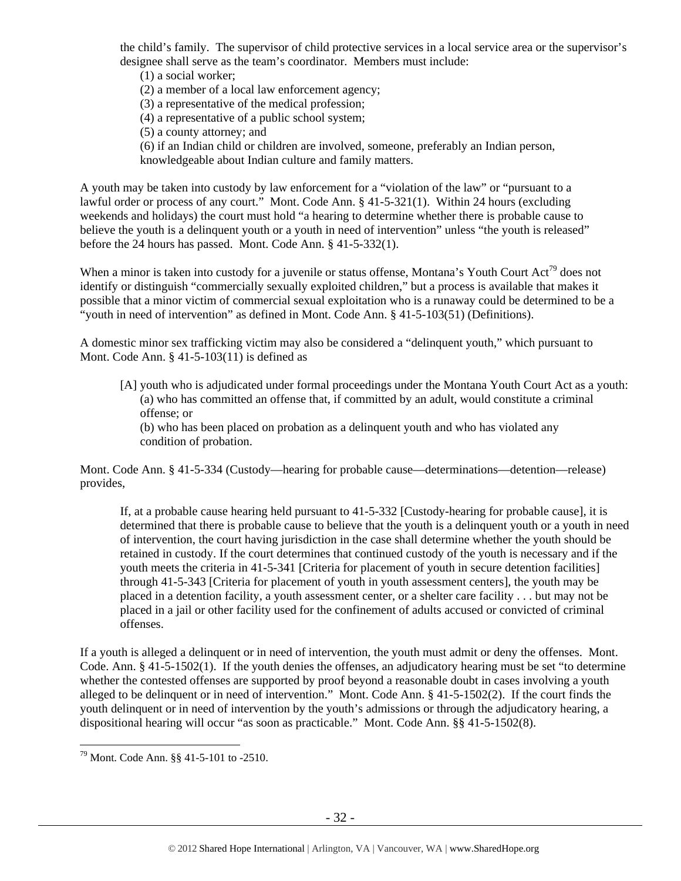the child's family. The supervisor of child protective services in a local service area or the supervisor's designee shall serve as the team's coordinator. Members must include:

(1) a social worker;
(2) a member of a local law enforcement agency;
(3) a representative of the medical profession;
(4) a representative of a public school system;
(5) a county attorney; and
(6) if an Indian child or children are involved, someone, preferably an Indian person, knowledgeable about Indian culture and family matters.

A youth may be taken into custody by law enforcement for a "violation of the law" or "pursuant to a lawful order or process of any court." Mont. Code Ann. § 41-5-321(1). Within 24 hours (excluding weekends and holidays) the court must hold "a hearing to determine whether there is probable cause to believe the youth is a delinquent youth or a youth in need of intervention" unless "the youth is released" before the 24 hours has passed. Mont. Code Ann. § 41-5-332(1).

When a minor is taken into custody for a juvenile or status offense, Montana's Youth Court Act[79] does not identify or distinguish "commercially sexually exploited children," but a process is available that makes it possible that a minor victim of commercial sexual exploitation who is a runaway could be determined to be a "youth in need of intervention" as defined in Mont. Code Ann. § 41-5-103(51) (Definitions).

A domestic minor sex trafficking victim may also be considered a "delinquent youth," which pursuant to Mont. Code Ann. § 41-5-103(11) is defined as

> [A] youth who is adjudicated under formal proceedings under the Montana Youth Court Act as a youth:
> (a) who has committed an offense that, if committed by an adult, would constitute a criminal offense; or
> (b) who has been placed on probation as a delinquent youth and who has violated any condition of probation.

Mont. Code Ann. § 41-5-334 (Custody—hearing for probable cause—determinations—detention—release) provides,

> If, at a probable cause hearing held pursuant to 41-5-332 [Custody-hearing for probable cause], it is determined that there is probable cause to believe that the youth is a delinquent youth or a youth in need of intervention, the court having jurisdiction in the case shall determine whether the youth should be retained in custody. If the court determines that continued custody of the youth is necessary and if the youth meets the criteria in 41-5-341 [Criteria for placement of youth in secure detention facilities] through 41-5-343 [Criteria for placement of youth in youth assessment centers], the youth may be placed in a detention facility, a youth assessment center, or a shelter care facility . . . but may not be placed in a jail or other facility used for the confinement of adults accused or convicted of criminal offenses.

If a youth is alleged a delinquent or in need of intervention, the youth must admit or deny the offenses. Mont. Code. Ann. § 41-5-1502(1). If the youth denies the offenses, an adjudicatory hearing must be set "to determine whether the contested offenses are supported by proof beyond a reasonable doubt in cases involving a youth alleged to be delinquent or in need of intervention." Mont. Code Ann. § 41-5-1502(2). If the court finds the youth delinquent or in need of intervention by the youth's admissions or through the adjudicatory hearing, a dispositional hearing will occur "as soon as practicable." Mont. Code Ann. §§ 41-5-1502(8).

---

[79] Mont. Code Ann. §§ 41-5-101 to -2510.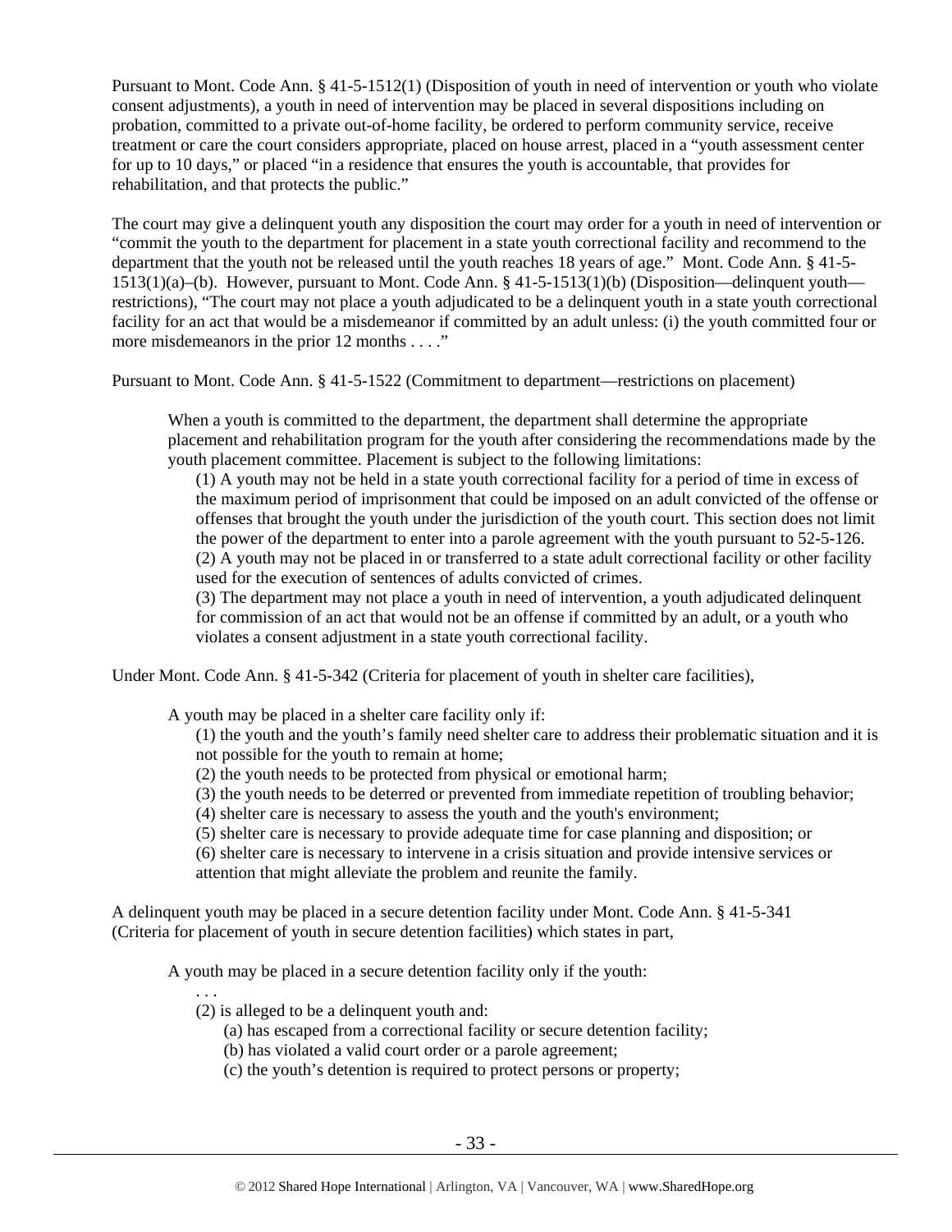Pursuant to Mont. Code Ann. § 41-5-1512(1) (Disposition of youth in need of intervention or youth who violate consent adjustments), a youth in need of intervention may be placed in several dispositions including on probation, committed to a private out-of-home facility, be ordered to perform community service, receive treatment or care the court considers appropriate, placed on house arrest, placed in a "youth assessment center for up to 10 days," or placed "in a residence that ensures the youth is accountable, that provides for rehabilitation, and that protects the public."

The court may give a delinquent youth any disposition the court may order for a youth in need of intervention or "commit the youth to the department for placement in a state youth correctional facility and recommend to the department that the youth not be released until the youth reaches 18 years of age." Mont. Code Ann. § 41-5-1513(1)(a)–(b). However, pursuant to Mont. Code Ann. § 41-5-1513(1)(b) (Disposition—delinquent youth—restrictions), "The court may not place a youth adjudicated to be a delinquent youth in a state youth correctional facility for an act that would be a misdemeanor if committed by an adult unless: (i) the youth committed four or more misdemeanors in the prior 12 months . . . ."

Pursuant to Mont. Code Ann. § 41-5-1522 (Commitment to department—restrictions on placement)

> When a youth is committed to the department, the department shall determine the appropriate placement and rehabilitation program for the youth after considering the recommendations made by the youth placement committee. Placement is subject to the following limitations:
>
> (1) A youth may not be held in a state youth correctional facility for a period of time in excess of the maximum period of imprisonment that could be imposed on an adult convicted of the offense or offenses that brought the youth under the jurisdiction of the youth court. This section does not limit the power of the department to enter into a parole agreement with the youth pursuant to 52-5-126.
>
> (2) A youth may not be placed in or transferred to a state adult correctional facility or other facility used for the execution of sentences of adults convicted of crimes.
>
> (3) The department may not place a youth in need of intervention, a youth adjudicated delinquent for commission of an act that would not be an offense if committed by an adult, or a youth who violates a consent adjustment in a state youth correctional facility.

Under Mont. Code Ann. § 41-5-342 (Criteria for placement of youth in shelter care facilities),

> A youth may be placed in a shelter care facility only if:
>
> (1) the youth and the youth's family need shelter care to address their problematic situation and it is not possible for the youth to remain at home;
>
> (2) the youth needs to be protected from physical or emotional harm;
>
> (3) the youth needs to be deterred or prevented from immediate repetition of troubling behavior;
>
> (4) shelter care is necessary to assess the youth and the youth's environment;
>
> (5) shelter care is necessary to provide adequate time for case planning and disposition; or
>
> (6) shelter care is necessary to intervene in a crisis situation and provide intensive services or attention that might alleviate the problem and reunite the family.

A delinquent youth may be placed in a secure detention facility under Mont. Code Ann. § 41-5-341 (Criteria for placement of youth in secure detention facilities) which states in part,

> A youth may be placed in a secure detention facility only if the youth:
>
> . . .
>
> (2) is alleged to be a delinquent youth and:
>
> (a) has escaped from a correctional facility or secure detention facility;
>
> (b) has violated a valid court order or a parole agreement;
>
> (c) the youth's detention is required to protect persons or property;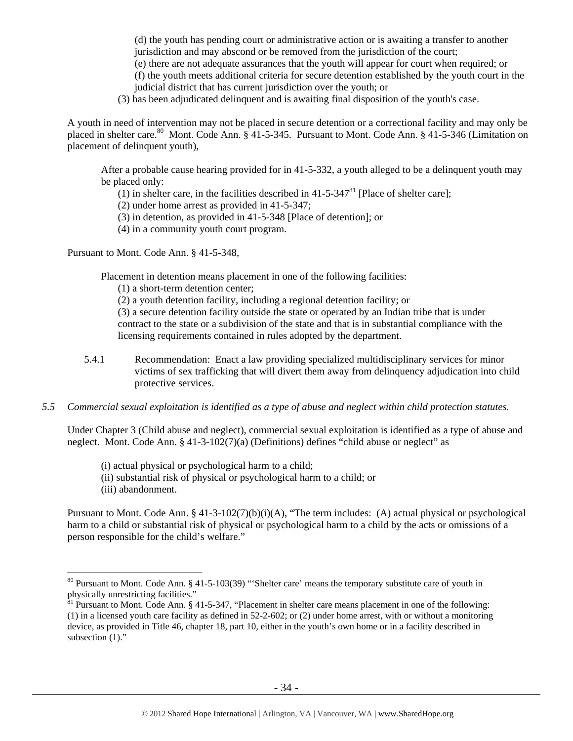(d) the youth has pending court or administrative action or is awaiting a transfer to another jurisdiction and may abscond or be removed from the jurisdiction of the court;
(e) there are not adequate assurances that the youth will appear for court when required; or
(f) the youth meets additional criteria for secure detention established by the youth court in the judicial district that has current jurisdiction over the youth; or

(3) has been adjudicated delinquent and is awaiting final disposition of the youth's case.

A youth in need of intervention may not be placed in secure detention or a correctional facility and may only be placed in shelter care.[80] Mont. Code Ann. § 41-5-345. Pursuant to Mont. Code Ann. § 41-5-346 (Limitation on placement of delinquent youth),

> After a probable cause hearing provided for in 41-5-332, a youth alleged to be a delinquent youth may be placed only:
> (1) in shelter care, in the facilities described in 41-5-347[81] [Place of shelter care];
> (2) under home arrest as provided in 41-5-347;
> (3) in detention, as provided in 41-5-348 [Place of detention]; or
> (4) in a community youth court program.

Pursuant to Mont. Code Ann. § 41-5-348,

> Placement in detention means placement in one of the following facilities:
> (1) a short-term detention center;
> (2) a youth detention facility, including a regional detention facility; or
> (3) a secure detention facility outside the state or operated by an Indian tribe that is under contract to the state or a subdivision of the state and that is in substantial compliance with the licensing requirements contained in rules adopted by the department.

5.4.1 Recommendation: Enact a law providing specialized multidisciplinary services for minor victims of sex trafficking that will divert them away from delinquency adjudication into child protective services.

*5.5 Commercial sexual exploitation is identified as a type of abuse and neglect within child protection statutes.*

Under Chapter 3 (Child abuse and neglect), commercial sexual exploitation is identified as a type of abuse and neglect. Mont. Code Ann. § 41-3-102(7)(a) (Definitions) defines "child abuse or neglect" as

> (i) actual physical or psychological harm to a child;
> (ii) substantial risk of physical or psychological harm to a child; or
> (iii) abandonment.

Pursuant to Mont. Code Ann. § 41-3-102(7)(b)(i)(A), "The term includes: (A) actual physical or psychological harm to a child or substantial risk of physical or psychological harm to a child by the acts or omissions of a person responsible for the child's welfare."

---

[80] Pursuant to Mont. Code Ann. § 41-5-103(39) "'Shelter care' means the temporary substitute care of youth in physically unrestricting facilities."

[81] Pursuant to Mont. Code Ann. § 41-5-347, "Placement in shelter care means placement in one of the following: (1) in a licensed youth care facility as defined in 52-2-602; or (2) under home arrest, with or without a monitoring device, as provided in Title 46, chapter 18, part 10, either in the youth's own home or in a facility described in subsection (1)."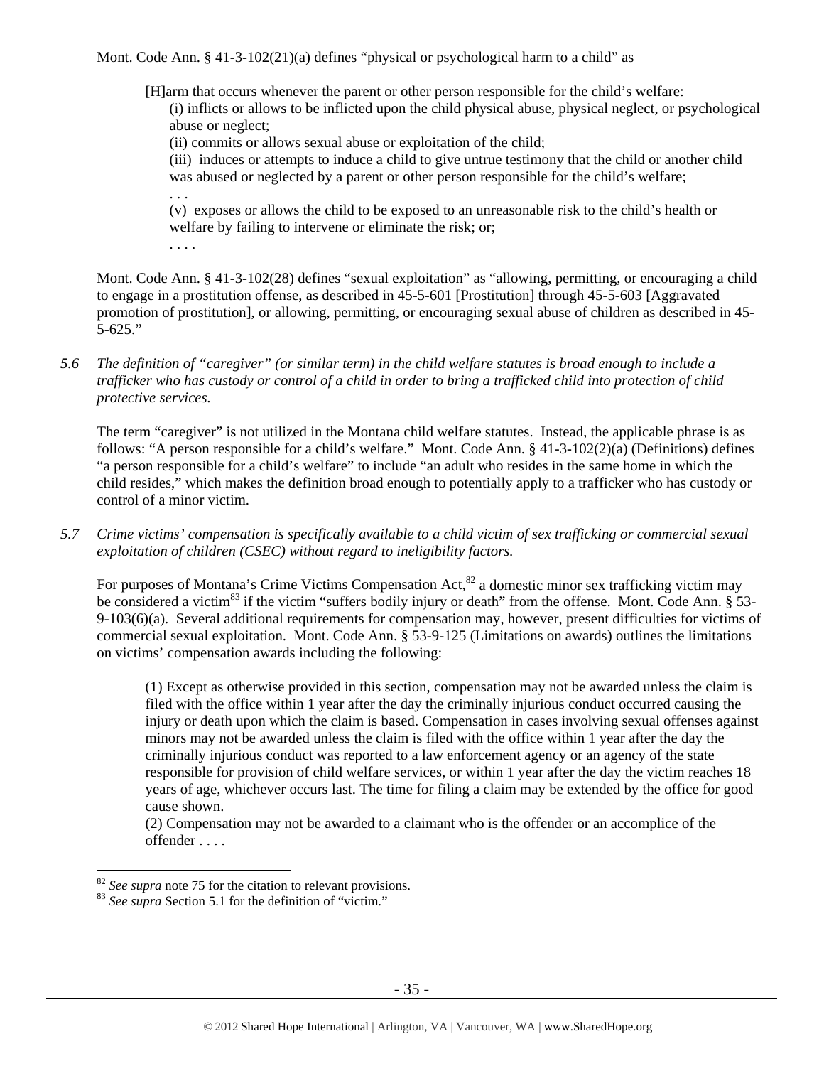Mont. Code Ann. § 41-3-102(21)(a) defines "physical or psychological harm to a child" as

> [H]arm that occurs whenever the parent or other person responsible for the child's welfare:
>
> (i) inflicts or allows to be inflicted upon the child physical abuse, physical neglect, or psychological abuse or neglect;
>
> (ii) commits or allows sexual abuse or exploitation of the child;
>
> (iii) induces or attempts to induce a child to give untrue testimony that the child or another child was abused or neglected by a parent or other person responsible for the child's welfare;
>
> . . .
>
> (v) exposes or allows the child to be exposed to an unreasonable risk to the child's health or welfare by failing to intervene or eliminate the risk; or;
>
> . . . .

Mont. Code Ann. § 41-3-102(28) defines "sexual exploitation" as "allowing, permitting, or encouraging a child to engage in a prostitution offense, as described in 45-5-601 [Prostitution] through 45-5-603 [Aggravated promotion of prostitution], or allowing, permitting, or encouraging sexual abuse of children as described in 45-5-625."

*5.6 The definition of "caregiver" (or similar term) in the child welfare statutes is broad enough to include a trafficker who has custody or control of a child in order to bring a trafficked child into protection of child protective services.*

The term "caregiver" is not utilized in the Montana child welfare statutes. Instead, the applicable phrase is as follows: "A person responsible for a child's welfare." Mont. Code Ann. § 41-3-102(2)(a) (Definitions) defines "a person responsible for a child's welfare" to include "an adult who resides in the same home in which the child resides," which makes the definition broad enough to potentially apply to a trafficker who has custody or control of a minor victim.

*5.7 Crime victims' compensation is specifically available to a child victim of sex trafficking or commercial sexual exploitation of children (CSEC) without regard to ineligibility factors.*

For purposes of Montana's Crime Victims Compensation Act,[82] a domestic minor sex trafficking victim may be considered a victim[83] if the victim "suffers bodily injury or death" from the offense. Mont. Code Ann. § 53-9-103(6)(a). Several additional requirements for compensation may, however, present difficulties for victims of commercial sexual exploitation. Mont. Code Ann. § 53-9-125 (Limitations on awards) outlines the limitations on victims' compensation awards including the following:

> (1) Except as otherwise provided in this section, compensation may not be awarded unless the claim is filed with the office within 1 year after the day the criminally injurious conduct occurred causing the injury or death upon which the claim is based. Compensation in cases involving sexual offenses against minors may not be awarded unless the claim is filed with the office within 1 year after the day the criminally injurious conduct was reported to a law enforcement agency or an agency of the state responsible for provision of child welfare services, or within 1 year after the day the victim reaches 18 years of age, whichever occurs last. The time for filing a claim may be extended by the office for good cause shown.
>
> (2) Compensation may not be awarded to a claimant who is the offender or an accomplice of the offender . . . .

---

[82] *See supra* note 75 for the citation to relevant provisions.

[83] *See supra* Section 5.1 for the definition of "victim."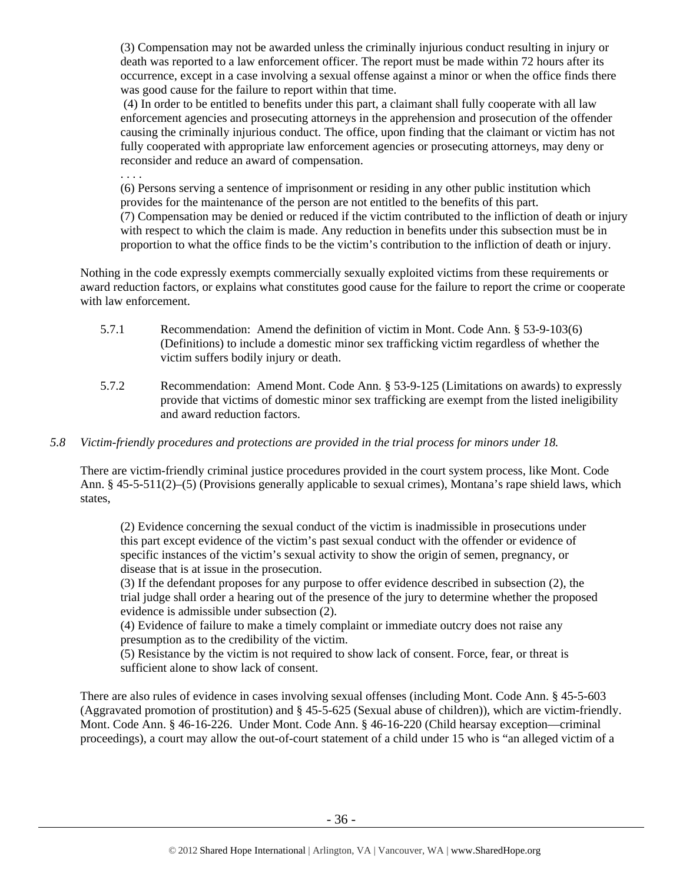> (3) Compensation may not be awarded unless the criminally injurious conduct resulting in injury or death was reported to a law enforcement officer. The report must be made within 72 hours after its occurrence, except in a case involving a sexual offense against a minor or when the office finds there was good cause for the failure to report within that time.
>
> (4) In order to be entitled to benefits under this part, a claimant shall fully cooperate with all law enforcement agencies and prosecuting attorneys in the apprehension and prosecution of the offender causing the criminally injurious conduct. The office, upon finding that the claimant or victim has not fully cooperated with appropriate law enforcement agencies or prosecuting attorneys, may deny or reconsider and reduce an award of compensation.
>
> . . . .
>
> (6) Persons serving a sentence of imprisonment or residing in any other public institution which provides for the maintenance of the person are not entitled to the benefits of this part.
>
> (7) Compensation may be denied or reduced if the victim contributed to the infliction of death or injury with respect to which the claim is made. Any reduction in benefits under this subsection must be in proportion to what the office finds to be the victim's contribution to the infliction of death or injury.

Nothing in the code expressly exempts commercially sexually exploited victims from these requirements or award reduction factors, or explains what constitutes good cause for the failure to report the crime or cooperate with law enforcement.

5.7.1 Recommendation: Amend the definition of victim in Mont. Code Ann. § 53-9-103(6) (Definitions) to include a domestic minor sex trafficking victim regardless of whether the victim suffers bodily injury or death.

5.7.2 Recommendation: Amend Mont. Code Ann. § 53-9-125 (Limitations on awards) to expressly provide that victims of domestic minor sex trafficking are exempt from the listed ineligibility and award reduction factors.

*5.8 Victim-friendly procedures and protections are provided in the trial process for minors under 18.*

There are victim-friendly criminal justice procedures provided in the court system process, like Mont. Code Ann. § 45-5-511(2)–(5) (Provisions generally applicable to sexual crimes), Montana's rape shield laws, which states,

> (2) Evidence concerning the sexual conduct of the victim is inadmissible in prosecutions under this part except evidence of the victim's past sexual conduct with the offender or evidence of specific instances of the victim's sexual activity to show the origin of semen, pregnancy, or disease that is at issue in the prosecution.
>
> (3) If the defendant proposes for any purpose to offer evidence described in subsection (2), the trial judge shall order a hearing out of the presence of the jury to determine whether the proposed evidence is admissible under subsection (2).
>
> (4) Evidence of failure to make a timely complaint or immediate outcry does not raise any presumption as to the credibility of the victim.
>
> (5) Resistance by the victim is not required to show lack of consent. Force, fear, or threat is sufficient alone to show lack of consent.

There are also rules of evidence in cases involving sexual offenses (including Mont. Code Ann. § 45-5-603 (Aggravated promotion of prostitution) and § 45-5-625 (Sexual abuse of children)), which are victim-friendly. Mont. Code Ann. § 46-16-226. Under Mont. Code Ann. § 46-16-220 (Child hearsay exception—criminal proceedings), a court may allow the out-of-court statement of a child under 15 who is "an alleged victim of a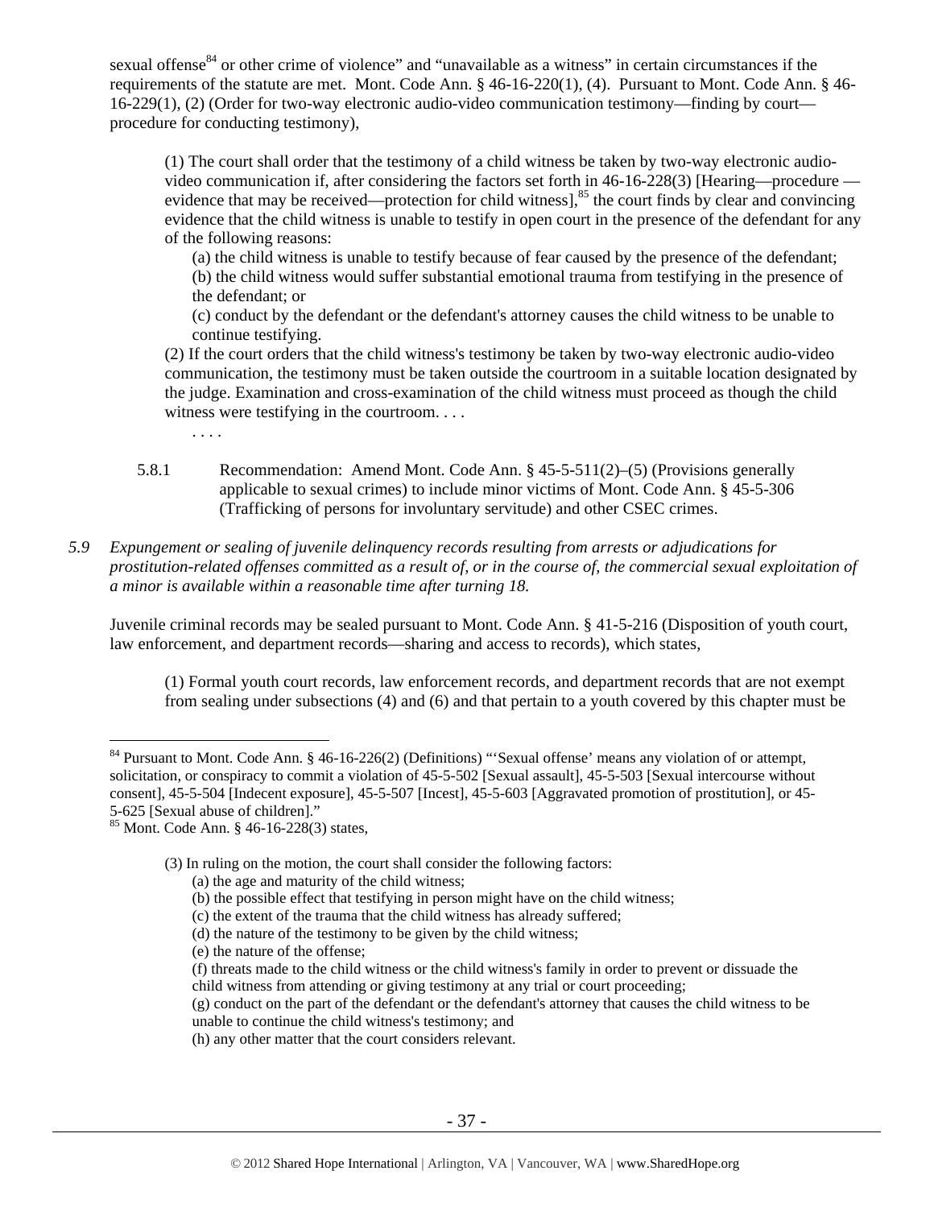sexual offense[84] or other crime of violence" and "unavailable as a witness" in certain circumstances if the requirements of the statute are met. Mont. Code Ann. § 46-16-220(1), (4). Pursuant to Mont. Code Ann. § 46-16-229(1), (2) (Order for two-way electronic audio-video communication testimony—finding by court—procedure for conducting testimony),

> (1) The court shall order that the testimony of a child witness be taken by two-way electronic audio-video communication if, after considering the factors set forth in 46-16-228(3) [Hearing—procedure —evidence that may be received—protection for child witness],[85] the court finds by clear and convincing evidence that the child witness is unable to testify in open court in the presence of the defendant for any of the following reasons:
>
> (a) the child witness is unable to testify because of fear caused by the presence of the defendant;
> (b) the child witness would suffer substantial emotional trauma from testifying in the presence of the defendant; or
> (c) conduct by the defendant or the defendant's attorney causes the child witness to be unable to continue testifying.
>
> (2) If the court orders that the child witness's testimony be taken by two-way electronic audio-video communication, the testimony must be taken outside the courtroom in a suitable location designated by the judge. Examination and cross-examination of the child witness must proceed as though the child witness were testifying in the courtroom. . . .
>
> . . . .

5.8.1 Recommendation: Amend Mont. Code Ann. § 45-5-511(2)–(5) (Provisions generally applicable to sexual crimes) to include minor victims of Mont. Code Ann. § 45-5-306 (Trafficking of persons for involuntary servitude) and other CSEC crimes.

*5.9 Expungement or sealing of juvenile delinquency records resulting from arrests or adjudications for prostitution-related offenses committed as a result of, or in the course of, the commercial sexual exploitation of a minor is available within a reasonable time after turning 18.*

Juvenile criminal records may be sealed pursuant to Mont. Code Ann. § 41-5-216 (Disposition of youth court, law enforcement, and department records—sharing and access to records), which states,

> (1) Formal youth court records, law enforcement records, and department records that are not exempt from sealing under subsections (4) and (6) and that pertain to a youth covered by this chapter must be

---

[84] Pursuant to Mont. Code Ann. § 46-16-226(2) (Definitions) "'Sexual offense' means any violation of or attempt, solicitation, or conspiracy to commit a violation of 45-5-502 [Sexual assault], 45-5-503 [Sexual intercourse without consent], 45-5-504 [Indecent exposure], 45-5-507 [Incest], 45-5-603 [Aggravated promotion of prostitution], or 45-5-625 [Sexual abuse of children]."

[85] Mont. Code Ann. § 46-16-228(3) states,

> (3) In ruling on the motion, the court shall consider the following factors:
> (a) the age and maturity of the child witness;
> (b) the possible effect that testifying in person might have on the child witness;
> (c) the extent of the trauma that the child witness has already suffered;
> (d) the nature of the testimony to be given by the child witness;
> (e) the nature of the offense;
> (f) threats made to the child witness or the child witness's family in order to prevent or dissuade the child witness from attending or giving testimony at any trial or court proceeding;
> (g) conduct on the part of the defendant or the defendant's attorney that causes the child witness to be unable to continue the child witness's testimony; and
> (h) any other matter that the court considers relevant.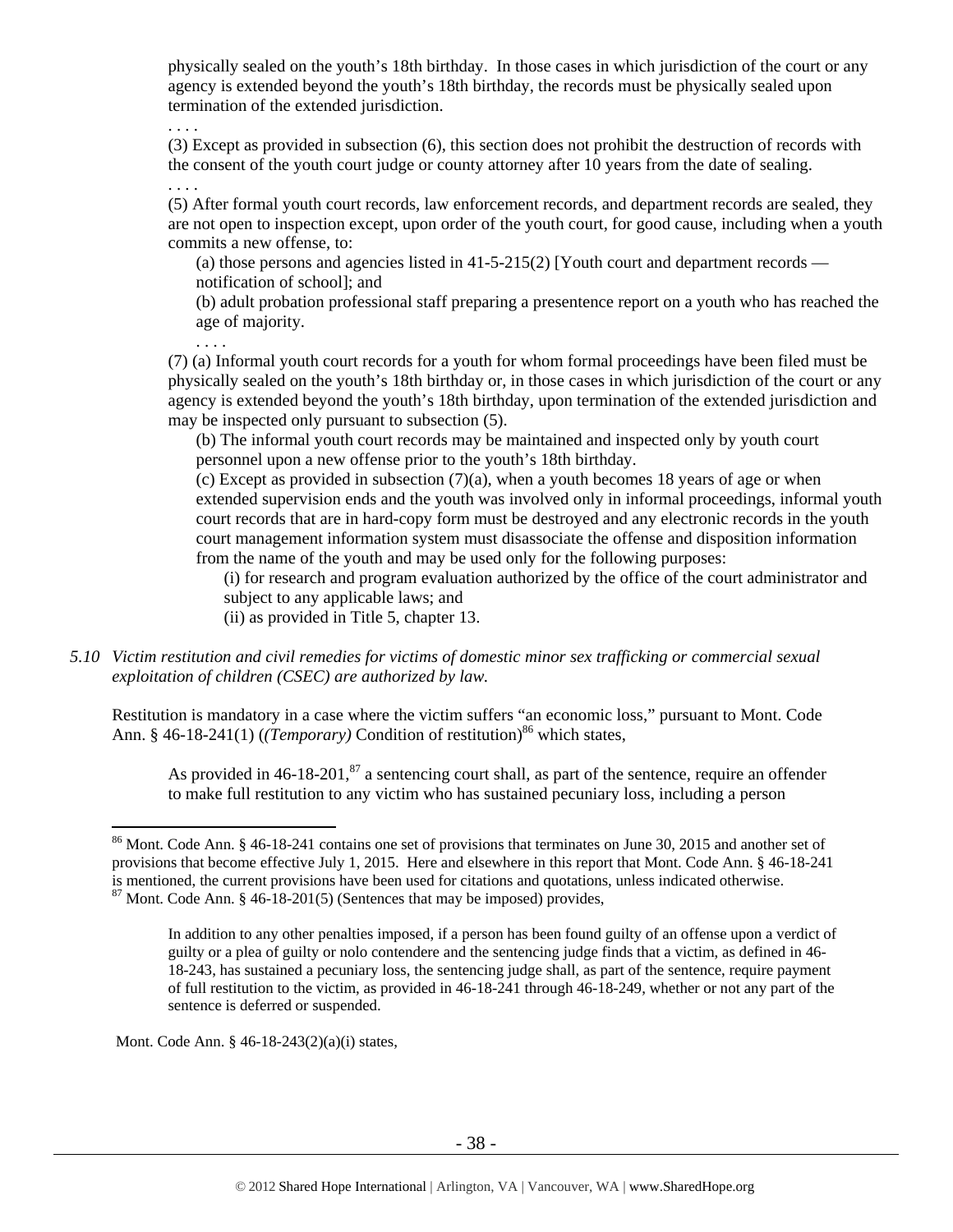physically sealed on the youth's 18th birthday. In those cases in which jurisdiction of the court or any agency is extended beyond the youth's 18th birthday, the records must be physically sealed upon termination of the extended jurisdiction.

. . . .

(3) Except as provided in subsection (6), this section does not prohibit the destruction of records with the consent of the youth court judge or county attorney after 10 years from the date of sealing.

. . . .

(5) After formal youth court records, law enforcement records, and department records are sealed, they are not open to inspection except, upon order of the youth court, for good cause, including when a youth commits a new offense, to:

> (a) those persons and agencies listed in 41-5-215(2) [Youth court and department records — notification of school]; and
>
> (b) adult probation professional staff preparing a presentence report on a youth who has reached the age of majority.
>
> . . . .

(7) (a) Informal youth court records for a youth for whom formal proceedings have been filed must be physically sealed on the youth's 18th birthday or, in those cases in which jurisdiction of the court or any agency is extended beyond the youth's 18th birthday, upon termination of the extended jurisdiction and may be inspected only pursuant to subsection (5).

> (b) The informal youth court records may be maintained and inspected only by youth court personnel upon a new offense prior to the youth's 18th birthday.
>
> (c) Except as provided in subsection (7)(a), when a youth becomes 18 years of age or when extended supervision ends and the youth was involved only in informal proceedings, informal youth court records that are in hard-copy form must be destroyed and any electronic records in the youth court management information system must disassociate the offense and disposition information from the name of the youth and may be used only for the following purposes:
>
> > (i) for research and program evaluation authorized by the office of the court administrator and subject to any applicable laws; and
> >
> > (ii) as provided in Title 5, chapter 13.

*5.10 Victim restitution and civil remedies for victims of domestic minor sex trafficking or commercial sexual exploitation of children (CSEC) are authorized by law.*

Restitution is mandatory in a case where the victim suffers "an economic loss," pursuant to Mont. Code Ann. § 46-18-241(1) (*(Temporary)* Condition of restitution)[86] which states,

> As provided in 46-18-201,[87] a sentencing court shall, as part of the sentence, require an offender to make full restitution to any victim who has sustained pecuniary loss, including a person

---

[86] Mont. Code Ann. § 46-18-241 contains one set of provisions that terminates on June 30, 2015 and another set of provisions that become effective July 1, 2015. Here and elsewhere in this report that Mont. Code Ann. § 46-18-241 is mentioned, the current provisions have been used for citations and quotations, unless indicated otherwise.

[87] Mont. Code Ann. § 46-18-201(5) (Sentences that may be imposed) provides,

> In addition to any other penalties imposed, if a person has been found guilty of an offense upon a verdict of guilty or a plea of guilty or nolo contendere and the sentencing judge finds that a victim, as defined in 46-18-243, has sustained a pecuniary loss, the sentencing judge shall, as part of the sentence, require payment of full restitution to the victim, as provided in 46-18-241 through 46-18-249, whether or not any part of the sentence is deferred or suspended.

Mont. Code Ann. § 46-18-243(2)(a)(i) states,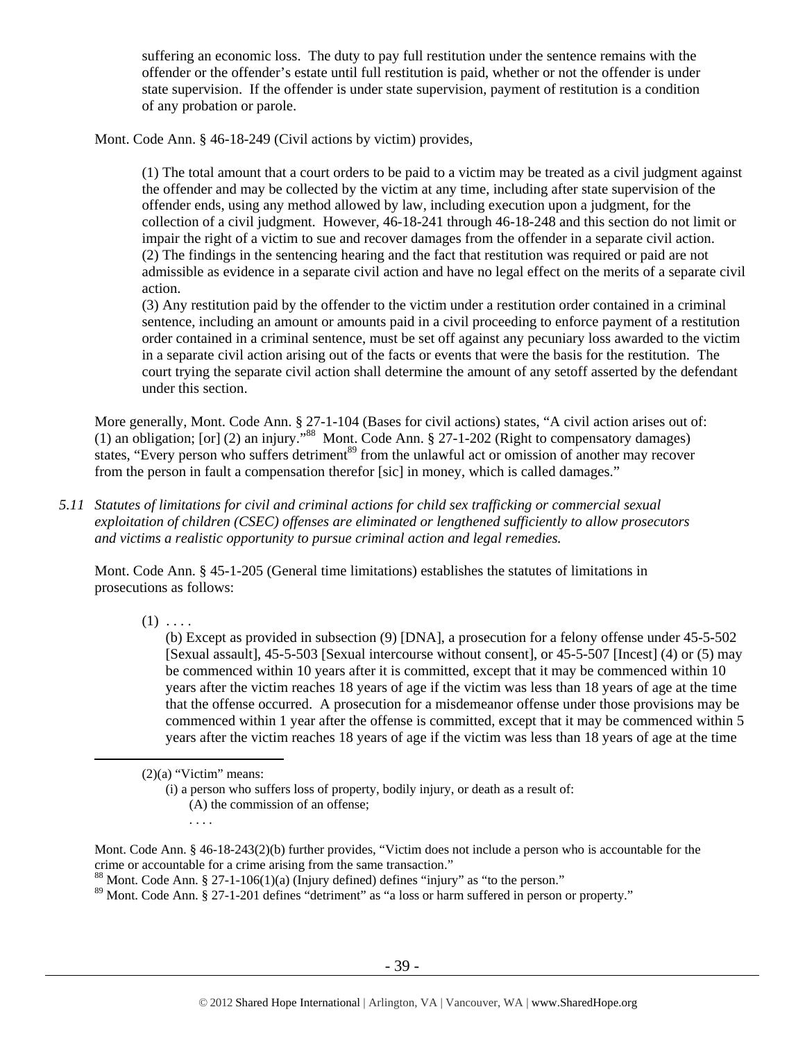suffering an economic loss. The duty to pay full restitution under the sentence remains with the offender or the offender's estate until full restitution is paid, whether or not the offender is under state supervision. If the offender is under state supervision, payment of restitution is a condition of any probation or parole.

Mont. Code Ann. § 46-18-249 (Civil actions by victim) provides,

> (1) The total amount that a court orders to be paid to a victim may be treated as a civil judgment against the offender and may be collected by the victim at any time, including after state supervision of the offender ends, using any method allowed by law, including execution upon a judgment, for the collection of a civil judgment. However, 46-18-241 through 46-18-248 and this section do not limit or impair the right of a victim to sue and recover damages from the offender in a separate civil action.
> (2) The findings in the sentencing hearing and the fact that restitution was required or paid are not admissible as evidence in a separate civil action and have no legal effect on the merits of a separate civil action.
> (3) Any restitution paid by the offender to the victim under a restitution order contained in a criminal sentence, including an amount or amounts paid in a civil proceeding to enforce payment of a restitution order contained in a criminal sentence, must be set off against any pecuniary loss awarded to the victim in a separate civil action arising out of the facts or events that were the basis for the restitution. The court trying the separate civil action shall determine the amount of any setoff asserted by the defendant under this section.

More generally, Mont. Code Ann. § 27-1-104 (Bases for civil actions) states, "A civil action arises out of: (1) an obligation; [or] (2) an injury."[88] Mont. Code Ann. § 27-1-202 (Right to compensatory damages) states, "Every person who suffers detriment[89] from the unlawful act or omission of another may recover from the person in fault a compensation therefor [sic] in money, which is called damages."

*5.11 Statutes of limitations for civil and criminal actions for child sex trafficking or commercial sexual exploitation of children (CSEC) offenses are eliminated or lengthened sufficiently to allow prosecutors and victims a realistic opportunity to pursue criminal action and legal remedies.*

Mont. Code Ann. § 45-1-205 (General time limitations) establishes the statutes of limitations in prosecutions as follows:

> (1) . . . .
> (b) Except as provided in subsection (9) [DNA], a prosecution for a felony offense under 45-5-502 [Sexual assault], 45-5-503 [Sexual intercourse without consent], or 45-5-507 [Incest] (4) or (5) may be commenced within 10 years after it is committed, except that it may be commenced within 10 years after the victim reaches 18 years of age if the victim was less than 18 years of age at the time that the offense occurred. A prosecution for a misdemeanor offense under those provisions may be commenced within 1 year after the offense is committed, except that it may be commenced within 5 years after the victim reaches 18 years of age if the victim was less than 18 years of age at the time

---

> (2)(a) "Victim" means:
> (i) a person who suffers loss of property, bodily injury, or death as a result of:
> (A) the commission of an offense;
> . . . .

Mont. Code Ann. § 46-18-243(2)(b) further provides, "Victim does not include a person who is accountable for the crime or accountable for a crime arising from the same transaction."

[88] Mont. Code Ann. § 27-1-106(1)(a) (Injury defined) defines "injury" as "to the person."

[89] Mont. Code Ann. § 27-1-201 defines "detriment" as "a loss or harm suffered in person or property."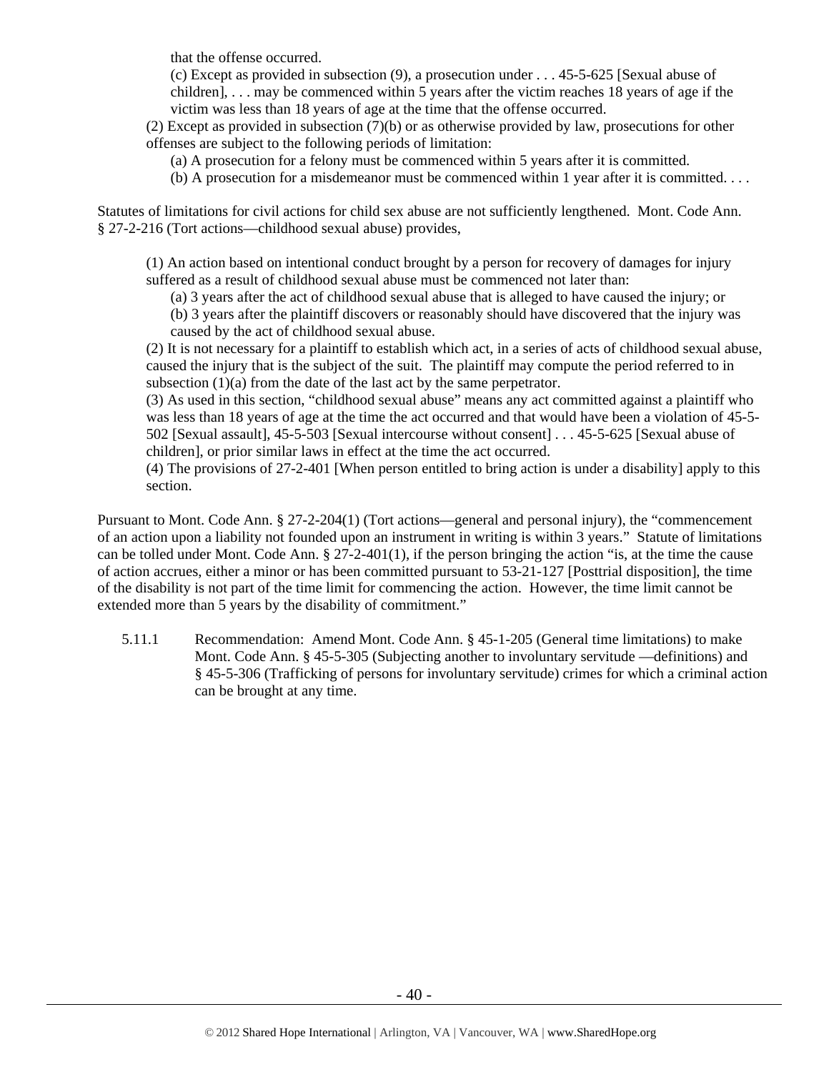that the offense occurred.

(c) Except as provided in subsection (9), a prosecution under . . . 45-5-625 [Sexual abuse of children], . . . may be commenced within 5 years after the victim reaches 18 years of age if the victim was less than 18 years of age at the time that the offense occurred.

(2) Except as provided in subsection (7)(b) or as otherwise provided by law, prosecutions for other offenses are subject to the following periods of limitation:

(a) A prosecution for a felony must be commenced within 5 years after it is committed.

(b) A prosecution for a misdemeanor must be commenced within 1 year after it is committed. . . .

Statutes of limitations for civil actions for child sex abuse are not sufficiently lengthened. Mont. Code Ann. § 27-2-216 (Tort actions—childhood sexual abuse) provides,

> (1) An action based on intentional conduct brought by a person for recovery of damages for injury suffered as a result of childhood sexual abuse must be commenced not later than:
>
> (a) 3 years after the act of childhood sexual abuse that is alleged to have caused the injury; or
>
> (b) 3 years after the plaintiff discovers or reasonably should have discovered that the injury was caused by the act of childhood sexual abuse.
>
> (2) It is not necessary for a plaintiff to establish which act, in a series of acts of childhood sexual abuse, caused the injury that is the subject of the suit. The plaintiff may compute the period referred to in subsection (1)(a) from the date of the last act by the same perpetrator.
>
> (3) As used in this section, "childhood sexual abuse" means any act committed against a plaintiff who was less than 18 years of age at the time the act occurred and that would have been a violation of 45-5-502 [Sexual assault], 45-5-503 [Sexual intercourse without consent] . . . 45-5-625 [Sexual abuse of children], or prior similar laws in effect at the time the act occurred.
>
> (4) The provisions of 27-2-401 [When person entitled to bring action is under a disability] apply to this section.

Pursuant to Mont. Code Ann. § 27-2-204(1) (Tort actions—general and personal injury), the "commencement of an action upon a liability not founded upon an instrument in writing is within 3 years." Statute of limitations can be tolled under Mont. Code Ann. § 27-2-401(1), if the person bringing the action "is, at the time the cause of action accrues, either a minor or has been committed pursuant to 53-21-127 [Posttrial disposition], the time of the disability is not part of the time limit for commencing the action. However, the time limit cannot be extended more than 5 years by the disability of commitment."

5.11.1 Recommendation: Amend Mont. Code Ann. § 45-1-205 (General time limitations) to make Mont. Code Ann. § 45-5-305 (Subjecting another to involuntary servitude —definitions) and § 45-5-306 (Trafficking of persons for involuntary servitude) crimes for which a criminal action can be brought at any time.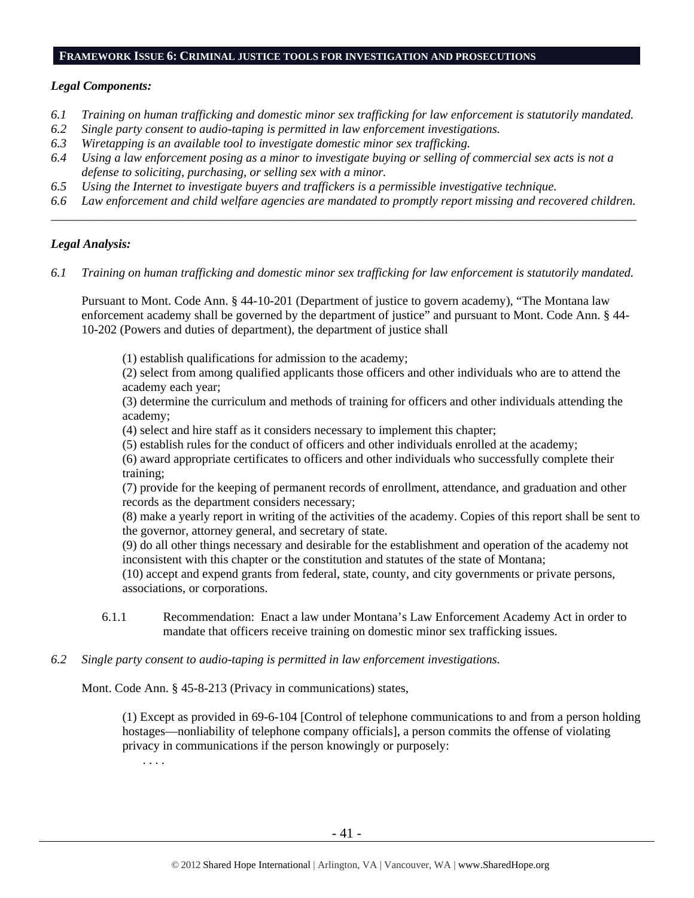## FRAMEWORK ISSUE 6: CRIMINAL JUSTICE TOOLS FOR INVESTIGATION AND PROSECUTIONS

***Legal Components:***

*6.1 Training on human trafficking and domestic minor sex trafficking for law enforcement is statutorily mandated.*
*6.2 Single party consent to audio-taping is permitted in law enforcement investigations.*
*6.3 Wiretapping is an available tool to investigate domestic minor sex trafficking.*
*6.4 Using a law enforcement posing as a minor to investigate buying or selling of commercial sex acts is not a defense to soliciting, purchasing, or selling sex with a minor.*
*6.5 Using the Internet to investigate buyers and traffickers is a permissible investigative technique.*
*6.6 Law enforcement and child welfare agencies are mandated to promptly report missing and recovered children.*

---

***Legal Analysis:***

*6.1 Training on human trafficking and domestic minor sex trafficking for law enforcement is statutorily mandated.*

Pursuant to Mont. Code Ann. § 44-10-201 (Department of justice to govern academy), "The Montana law enforcement academy shall be governed by the department of justice" and pursuant to Mont. Code Ann. § 44-10-202 (Powers and duties of department), the department of justice shall

> (1) establish qualifications for admission to the academy;
> (2) select from among qualified applicants those officers and other individuals who are to attend the academy each year;
> (3) determine the curriculum and methods of training for officers and other individuals attending the academy;
> (4) select and hire staff as it considers necessary to implement this chapter;
> (5) establish rules for the conduct of officers and other individuals enrolled at the academy;
> (6) award appropriate certificates to officers and other individuals who successfully complete their training;
> (7) provide for the keeping of permanent records of enrollment, attendance, and graduation and other records as the department considers necessary;
> (8) make a yearly report in writing of the activities of the academy. Copies of this report shall be sent to the governor, attorney general, and secretary of state.
> (9) do all other things necessary and desirable for the establishment and operation of the academy not inconsistent with this chapter or the constitution and statutes of the state of Montana;
> (10) accept and expend grants from federal, state, county, and city governments or private persons, associations, or corporations.

6.1.1 Recommendation: Enact a law under Montana's Law Enforcement Academy Act in order to mandate that officers receive training on domestic minor sex trafficking issues.

*6.2 Single party consent to audio-taping is permitted in law enforcement investigations.*

Mont. Code Ann. § 45-8-213 (Privacy in communications) states,

> (1) Except as provided in 69-6-104 [Control of telephone communications to and from a person holding hostages—nonliability of telephone company officials], a person commits the offense of violating privacy in communications if the person knowingly or purposely:
> . . . .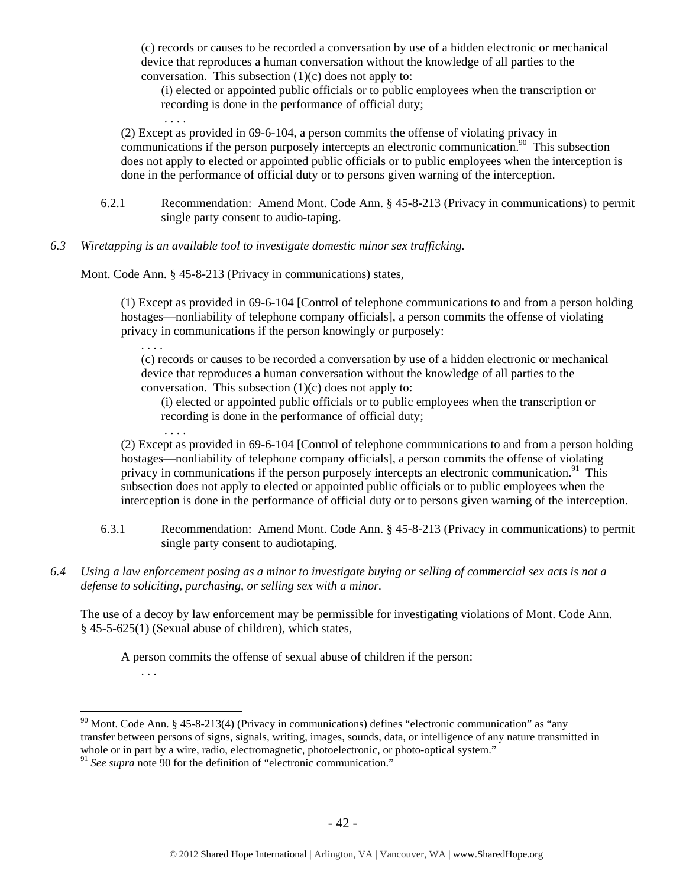> (c) records or causes to be recorded a conversation by use of a hidden electronic or mechanical device that reproduces a human conversation without the knowledge of all parties to the conversation. This subsection (1)(c) does not apply to:
>
> > (i) elected or appointed public officials or to public employees when the transcription or recording is done in the performance of official duty;
> >
> > . . . .
>
> (2) Except as provided in 69-6-104, a person commits the offense of violating privacy in communications if the person purposely intercepts an electronic communication.[90] This subsection does not apply to elected or appointed public officials or to public employees when the interception is done in the performance of official duty or to persons given warning of the interception.

6.2.1 Recommendation: Amend Mont. Code Ann. § 45-8-213 (Privacy in communications) to permit single party consent to audio-taping.

*6.3 Wiretapping is an available tool to investigate domestic minor sex trafficking.*

Mont. Code Ann. § 45-8-213 (Privacy in communications) states,

> (1) Except as provided in 69-6-104 [Control of telephone communications to and from a person holding hostages—nonliability of telephone company officials], a person commits the offense of violating privacy in communications if the person knowingly or purposely:
>
> . . . .
>
> (c) records or causes to be recorded a conversation by use of a hidden electronic or mechanical device that reproduces a human conversation without the knowledge of all parties to the conversation. This subsection (1)(c) does not apply to:
>
> > (i) elected or appointed public officials or to public employees when the transcription or recording is done in the performance of official duty;
> >
> > . . . .
>
> (2) Except as provided in 69-6-104 [Control of telephone communications to and from a person holding hostages—nonliability of telephone company officials], a person commits the offense of violating privacy in communications if the person purposely intercepts an electronic communication.[91] This subsection does not apply to elected or appointed public officials or to public employees when the interception is done in the performance of official duty or to persons given warning of the interception.

6.3.1 Recommendation: Amend Mont. Code Ann. § 45-8-213 (Privacy in communications) to permit single party consent to audiotaping.

*6.4 Using a law enforcement posing as a minor to investigate buying or selling of commercial sex acts is not a defense to soliciting, purchasing, or selling sex with a minor.*

The use of a decoy by law enforcement may be permissible for investigating violations of Mont. Code Ann. § 45-5-625(1) (Sexual abuse of children), which states,

> A person commits the offense of sexual abuse of children if the person:
>
> . . .

---

[90] Mont. Code Ann. § 45-8-213(4) (Privacy in communications) defines "electronic communication" as "any transfer between persons of signs, signals, writing, images, sounds, data, or intelligence of any nature transmitted in whole or in part by a wire, radio, electromagnetic, photoelectronic, or photo-optical system."

[91] *See supra* note 90 for the definition of "electronic communication."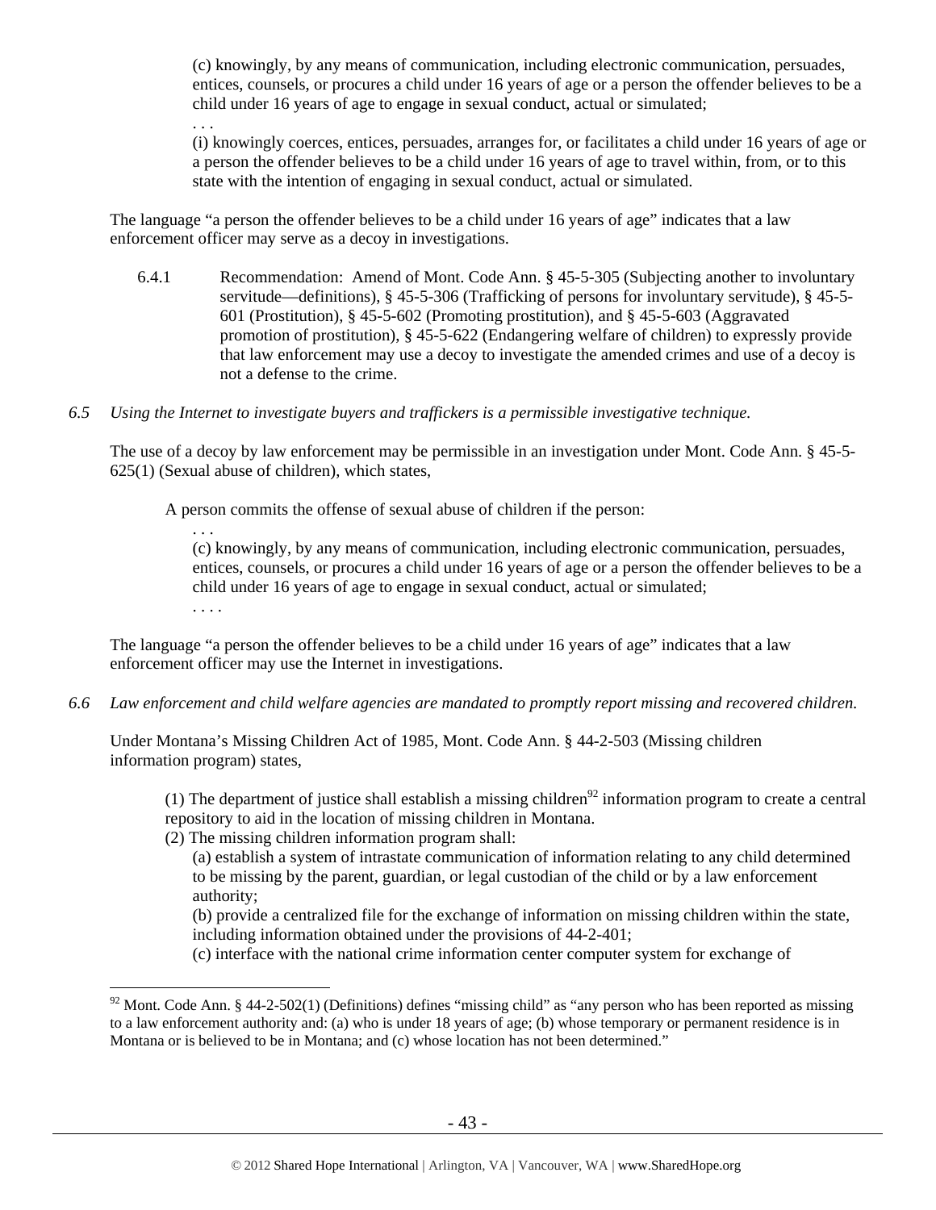(c) knowingly, by any means of communication, including electronic communication, persuades, entices, counsels, or procures a child under 16 years of age or a person the offender believes to be a child under 16 years of age to engage in sexual conduct, actual or simulated;

. . .

(i) knowingly coerces, entices, persuades, arranges for, or facilitates a child under 16 years of age or a person the offender believes to be a child under 16 years of age to travel within, from, or to this state with the intention of engaging in sexual conduct, actual or simulated.

The language "a person the offender believes to be a child under 16 years of age" indicates that a law enforcement officer may serve as a decoy in investigations.

6.4.1 Recommendation: Amend of Mont. Code Ann. § 45-5-305 (Subjecting another to involuntary servitude—definitions), § 45-5-306 (Trafficking of persons for involuntary servitude), § 45-5-601 (Prostitution), § 45-5-602 (Promoting prostitution), and § 45-5-603 (Aggravated promotion of prostitution), § 45-5-622 (Endangering welfare of children) to expressly provide that law enforcement may use a decoy to investigate the amended crimes and use of a decoy is not a defense to the crime.

*6.5 Using the Internet to investigate buyers and traffickers is a permissible investigative technique.*

The use of a decoy by law enforcement may be permissible in an investigation under Mont. Code Ann. § 45-5-625(1) (Sexual abuse of children), which states,

A person commits the offense of sexual abuse of children if the person:

. . .

(c) knowingly, by any means of communication, including electronic communication, persuades, entices, counsels, or procures a child under 16 years of age or a person the offender believes to be a child under 16 years of age to engage in sexual conduct, actual or simulated;

. . . .

The language "a person the offender believes to be a child under 16 years of age" indicates that a law enforcement officer may use the Internet in investigations.

*6.6 Law enforcement and child welfare agencies are mandated to promptly report missing and recovered children.*

Under Montana's Missing Children Act of 1985, Mont. Code Ann. § 44-2-503 (Missing children information program) states,

(1) The department of justice shall establish a missing children[92] information program to create a central repository to aid in the location of missing children in Montana.

(2) The missing children information program shall:

(a) establish a system of intrastate communication of information relating to any child determined to be missing by the parent, guardian, or legal custodian of the child or by a law enforcement authority;

(b) provide a centralized file for the exchange of information on missing children within the state, including information obtained under the provisions of 44-2-401;

(c) interface with the national crime information center computer system for exchange of

[92] Mont. Code Ann. § 44-2-502(1) (Definitions) defines "missing child" as "any person who has been reported as missing to a law enforcement authority and: (a) who is under 18 years of age; (b) whose temporary or permanent residence is in Montana or is believed to be in Montana; and (c) whose location has not been determined."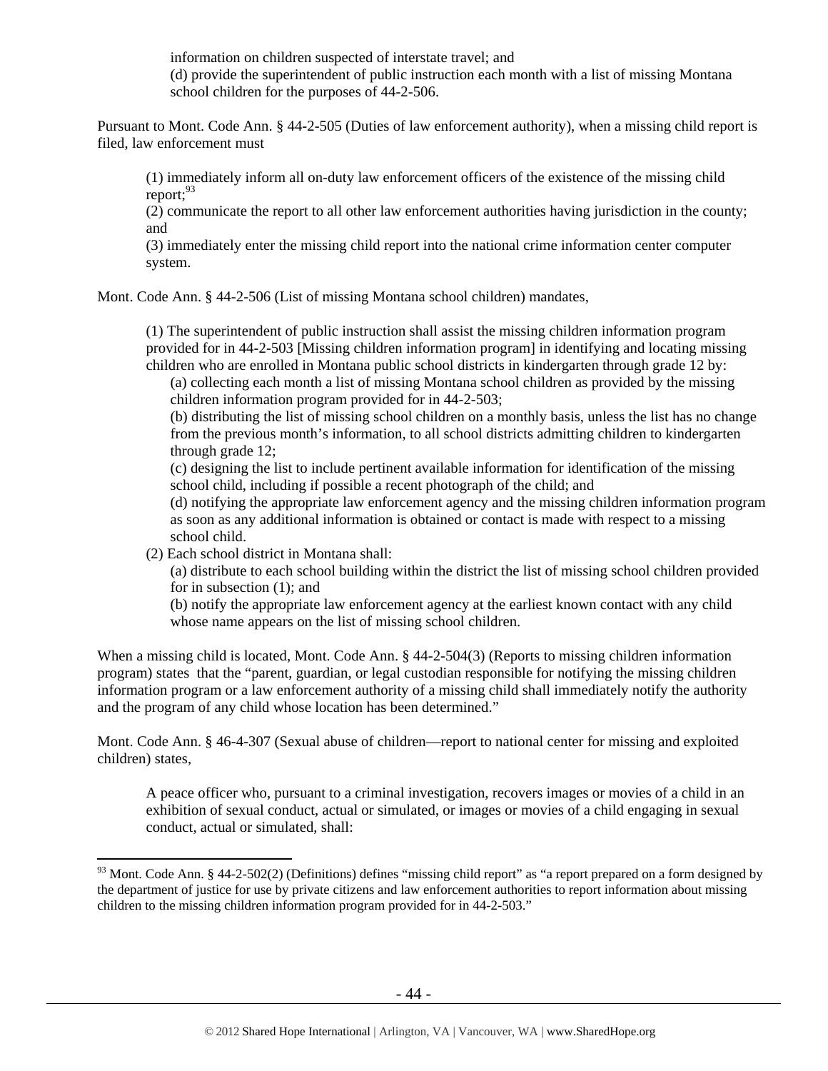information on children suspected of interstate travel; and
(d) provide the superintendent of public instruction each month with a list of missing Montana school children for the purposes of 44-2-506.

Pursuant to Mont. Code Ann. § 44-2-505 (Duties of law enforcement authority), when a missing child report is filed, law enforcement must

> (1) immediately inform all on-duty law enforcement officers of the existence of the missing child report;[93]
> (2) communicate the report to all other law enforcement authorities having jurisdiction in the county; and
> (3) immediately enter the missing child report into the national crime information center computer system.

Mont. Code Ann. § 44-2-506 (List of missing Montana school children) mandates,

> (1) The superintendent of public instruction shall assist the missing children information program provided for in 44-2-503 [Missing children information program] in identifying and locating missing children who are enrolled in Montana public school districts in kindergarten through grade 12 by:
> (a) collecting each month a list of missing Montana school children as provided by the missing children information program provided for in 44-2-503;
> (b) distributing the list of missing school children on a monthly basis, unless the list has no change from the previous month's information, to all school districts admitting children to kindergarten through grade 12;
> (c) designing the list to include pertinent available information for identification of the missing school child, including if possible a recent photograph of the child; and
> (d) notifying the appropriate law enforcement agency and the missing children information program as soon as any additional information is obtained or contact is made with respect to a missing school child.
> (2) Each school district in Montana shall:
> (a) distribute to each school building within the district the list of missing school children provided for in subsection (1); and
> (b) notify the appropriate law enforcement agency at the earliest known contact with any child whose name appears on the list of missing school children.

When a missing child is located, Mont. Code Ann. § 44-2-504(3) (Reports to missing children information program) states that the "parent, guardian, or legal custodian responsible for notifying the missing children information program or a law enforcement authority of a missing child shall immediately notify the authority and the program of any child whose location has been determined."

Mont. Code Ann. § 46-4-307 (Sexual abuse of children—report to national center for missing and exploited children) states,

> A peace officer who, pursuant to a criminal investigation, recovers images or movies of a child in an exhibition of sexual conduct, actual or simulated, or images or movies of a child engaging in sexual conduct, actual or simulated, shall:

[93] Mont. Code Ann. § 44-2-502(2) (Definitions) defines "missing child report" as "a report prepared on a form designed by the department of justice for use by private citizens and law enforcement authorities to report information about missing children to the missing children information program provided for in 44-2-503."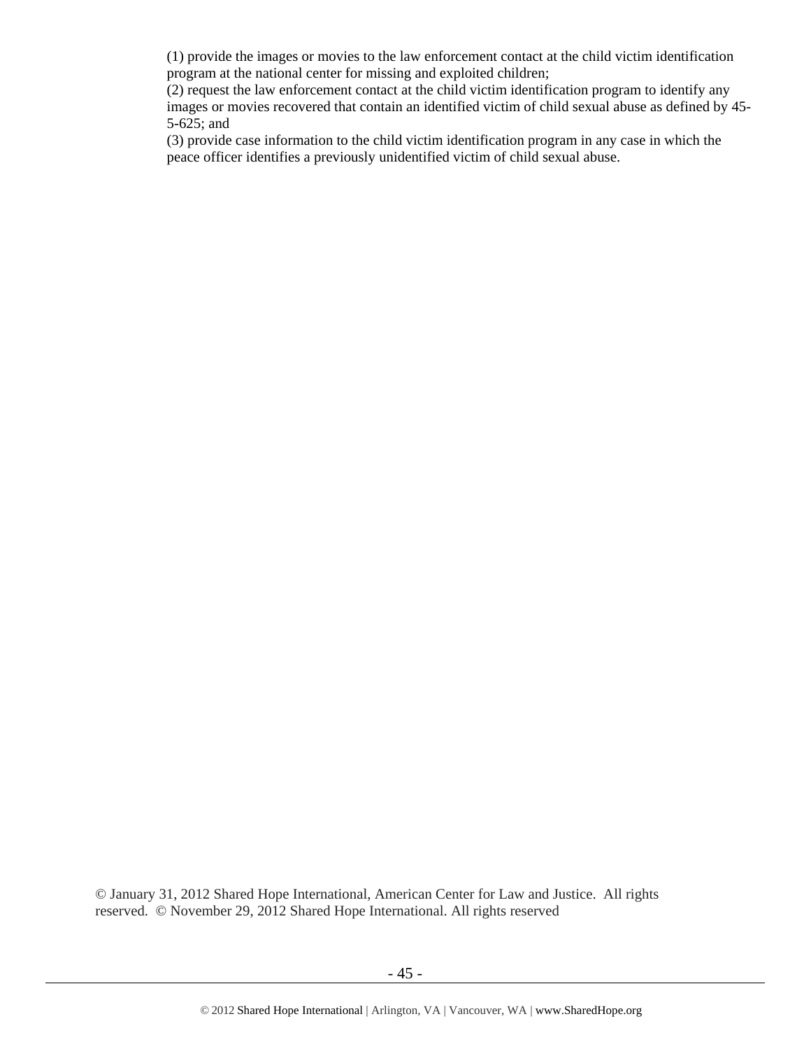(1) provide the images or movies to the law enforcement contact at the child victim identification program at the national center for missing and exploited children;

(2) request the law enforcement contact at the child victim identification program to identify any images or movies recovered that contain an identified victim of child sexual abuse as defined by 45-5-625; and

(3) provide case information to the child victim identification program in any case in which the peace officer identifies a previously unidentified victim of child sexual abuse.

© January 31, 2012 Shared Hope International, American Center for Law and Justice. All rights reserved. © November 29, 2012 Shared Hope International. All rights reserved